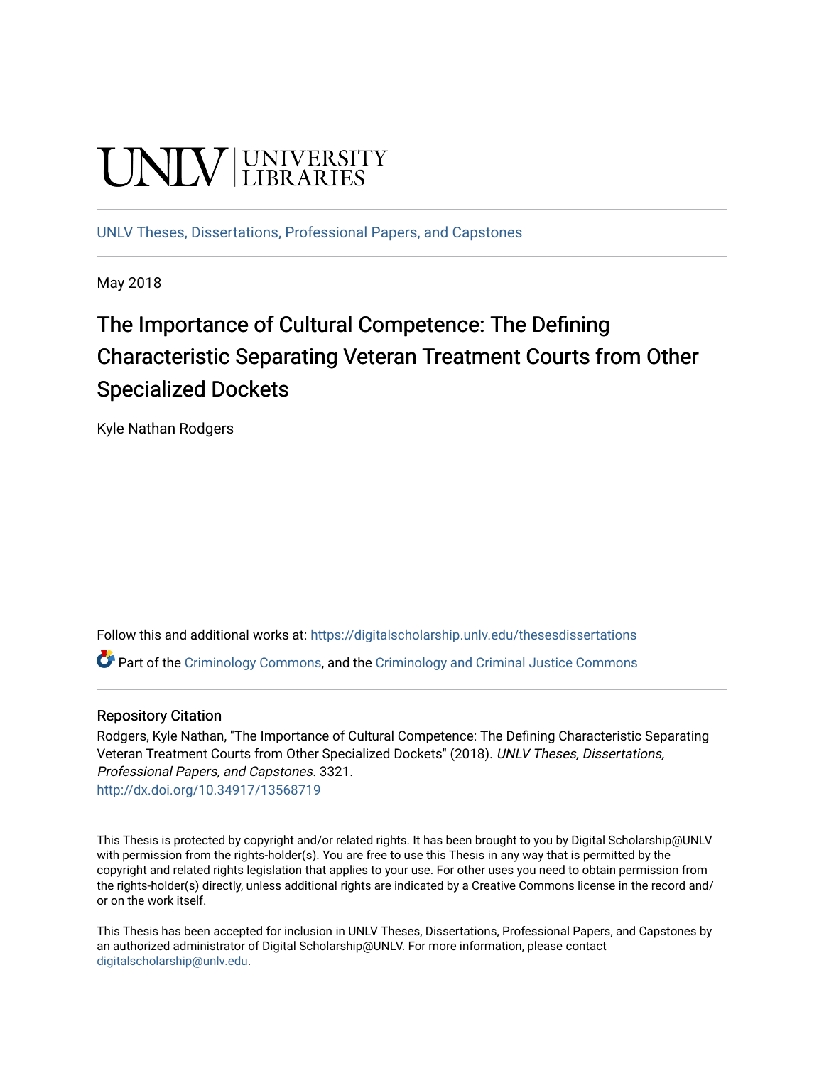UNLV | UNIVERSITY LIBRARIES

UNLV Theses, Dissertations, Professional Papers, and Capstones

May 2018

# The Importance of Cultural Competence: The Defining Characteristic Separating Veteran Treatment Courts from Other Specialized Dockets

Kyle Nathan Rodgers

Follow this and additional works at: https://digitalscholarship.unlv.edu/thesesdissertations

Part of the Criminology Commons, and the Criminology and Criminal Justice Commons

## Repository Citation

Rodgers, Kyle Nathan, "The Importance of Cultural Competence: The Defining Characteristic Separating Veteran Treatment Courts from Other Specialized Dockets" (2018). *UNLV Theses, Dissertations, Professional Papers, and Capstones*. 3321.
http://dx.doi.org/10.34917/13568719

This Thesis is protected by copyright and/or related rights. It has been brought to you by Digital Scholarship@UNLV with permission from the rights-holder(s). You are free to use this Thesis in any way that is permitted by the copyright and related rights legislation that applies to your use. For other uses you need to obtain permission from the rights-holder(s) directly, unless additional rights are indicated by a Creative Commons license in the record and/or on the work itself.

This Thesis has been accepted for inclusion in UNLV Theses, Dissertations, Professional Papers, and Capstones by an authorized administrator of Digital Scholarship@UNLV. For more information, please contact digitalscholarship@unlv.edu.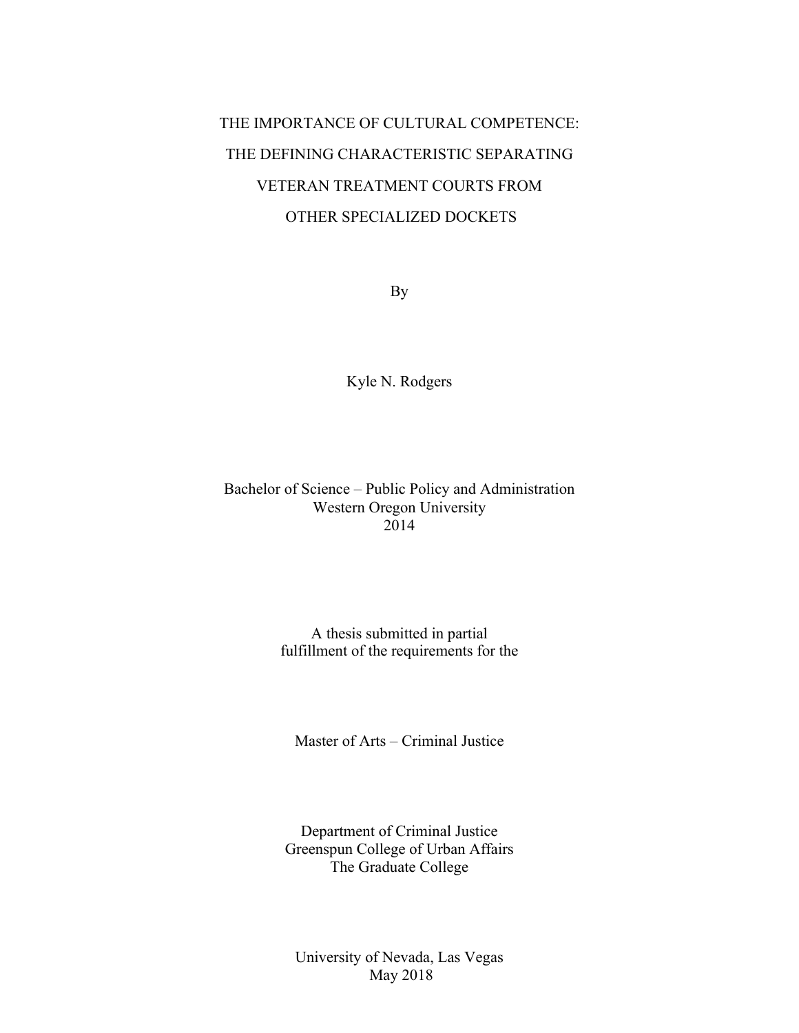# THE IMPORTANCE OF CULTURAL COMPETENCE: THE DEFINING CHARACTERISTIC SEPARATING VETERAN TREATMENT COURTS FROM OTHER SPECIALIZED DOCKETS

By

Kyle N. Rodgers

Bachelor of Science – Public Policy and Administration
Western Oregon University
2014

A thesis submitted in partial
fulfillment of the requirements for the

Master of Arts – Criminal Justice

Department of Criminal Justice
Greenspun College of Urban Affairs
The Graduate College

University of Nevada, Las Vegas
May 2018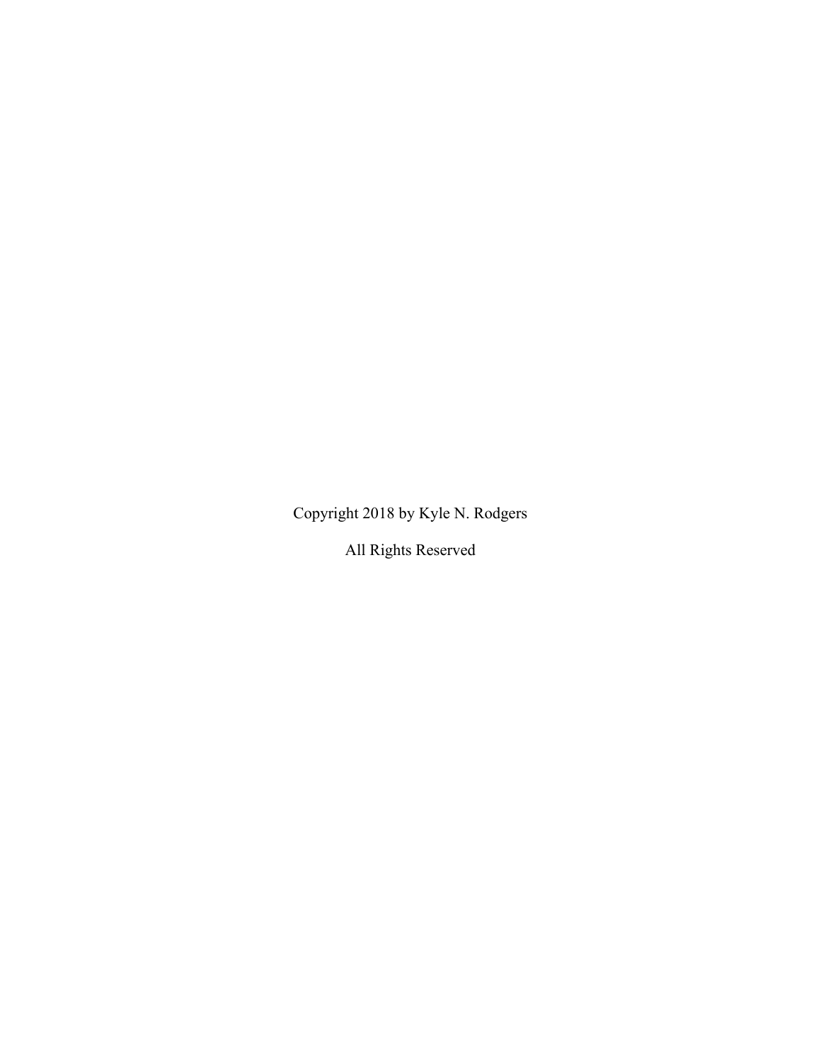Copyright 2018 by Kyle N. Rodgers

All Rights Reserved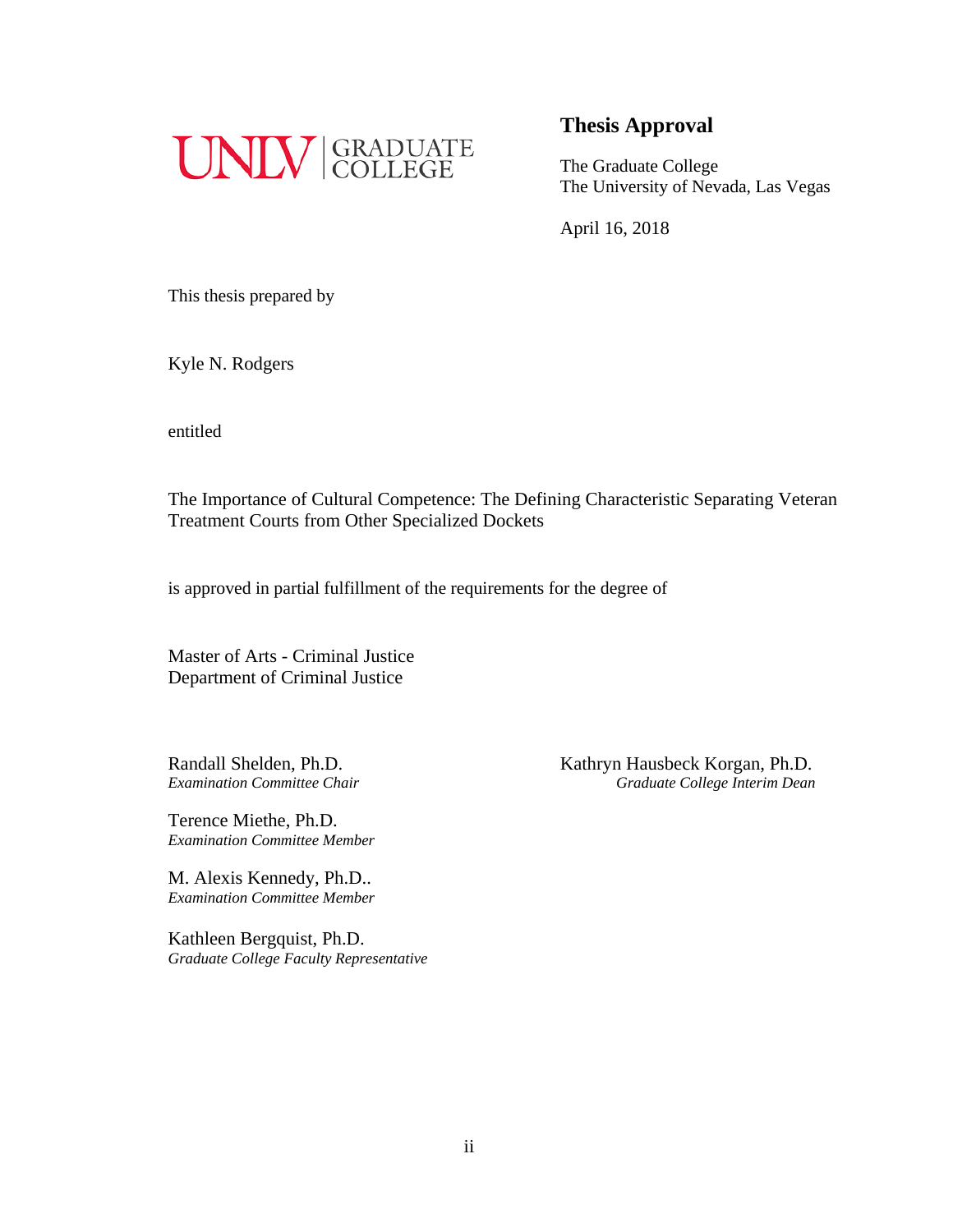UNLV | GRADUATE COLLEGE

## Thesis Approval

The Graduate College
The University of Nevada, Las Vegas

April 16, 2018

This thesis prepared by

Kyle N. Rodgers

entitled

The Importance of Cultural Competence: The Defining Characteristic Separating Veteran Treatment Courts from Other Specialized Dockets

is approved in partial fulfillment of the requirements for the degree of

Master of Arts - Criminal Justice
Department of Criminal Justice

Randall Shelden, Ph.D.
*Examination Committee Chair*

Terence Miethe, Ph.D.
*Examination Committee Member*

M. Alexis Kennedy, Ph.D..
*Examination Committee Member*

Kathleen Bergquist, Ph.D.
*Graduate College Faculty Representative*

Kathryn Hausbeck Korgan, Ph.D.
*Graduate College Interim Dean*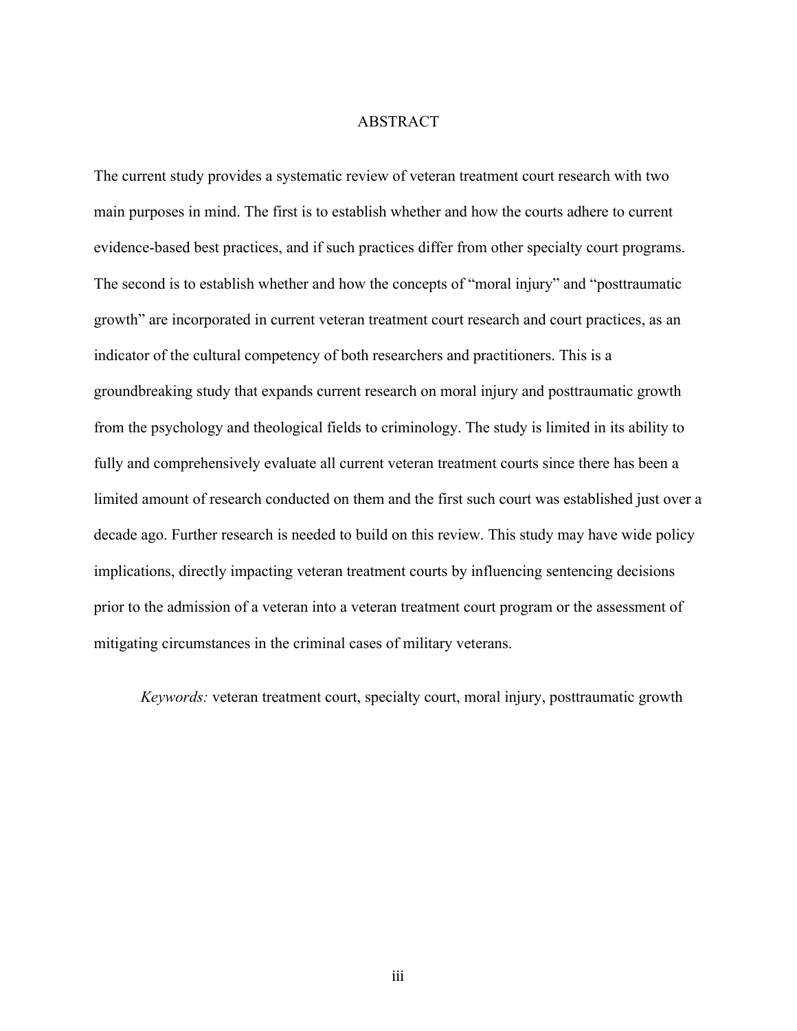# ABSTRACT

The current study provides a systematic review of veteran treatment court research with two main purposes in mind. The first is to establish whether and how the courts adhere to current evidence-based best practices, and if such practices differ from other specialty court programs. The second is to establish whether and how the concepts of "moral injury" and "posttraumatic growth" are incorporated in current veteran treatment court research and court practices, as an indicator of the cultural competency of both researchers and practitioners. This is a groundbreaking study that expands current research on moral injury and posttraumatic growth from the psychology and theological fields to criminology. The study is limited in its ability to fully and comprehensively evaluate all current veteran treatment courts since there has been a limited amount of research conducted on them and the first such court was established just over a decade ago. Further research is needed to build on this review. This study may have wide policy implications, directly impacting veteran treatment courts by influencing sentencing decisions prior to the admission of a veteran into a veteran treatment court program or the assessment of mitigating circumstances in the criminal cases of military veterans.

*Keywords:* veteran treatment court, specialty court, moral injury, posttraumatic growth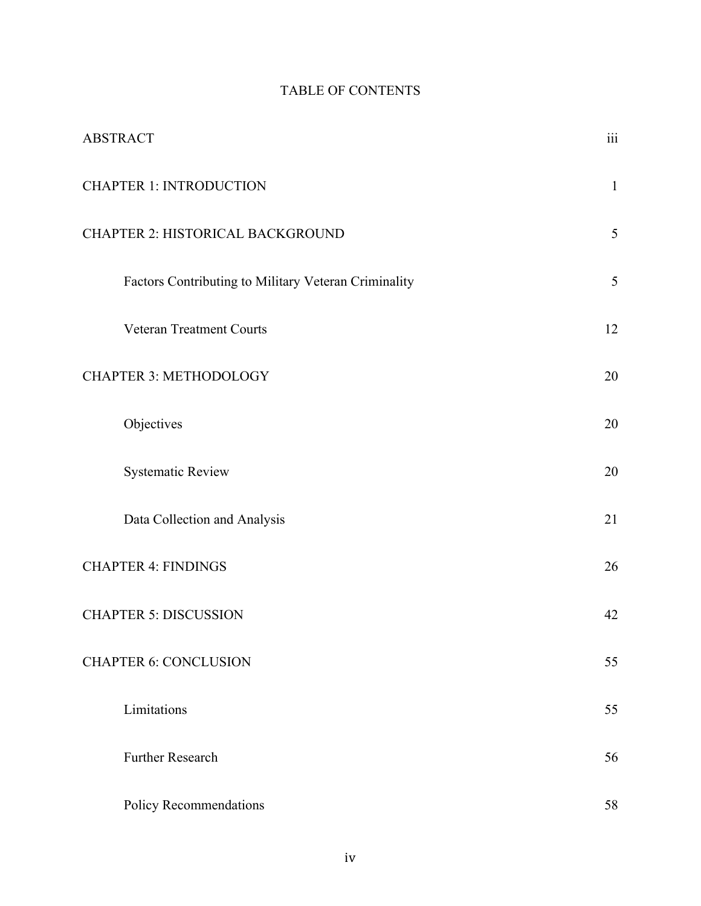# TABLE OF CONTENTS

| | |
|---|---|
| ABSTRACT | iii |
| CHAPTER 1: INTRODUCTION | 1 |
| CHAPTER 2: HISTORICAL BACKGROUND | 5 |
| Factors Contributing to Military Veteran Criminality | 5 |
| Veteran Treatment Courts | 12 |
| CHAPTER 3: METHODOLOGY | 20 |
| Objectives | 20 |
| Systematic Review | 20 |
| Data Collection and Analysis | 21 |
| CHAPTER 4: FINDINGS | 26 |
| CHAPTER 5: DISCUSSION | 42 |
| CHAPTER 6: CONCLUSION | 55 |
| Limitations | 55 |
| Further Research | 56 |
| Policy Recommendations | 58 |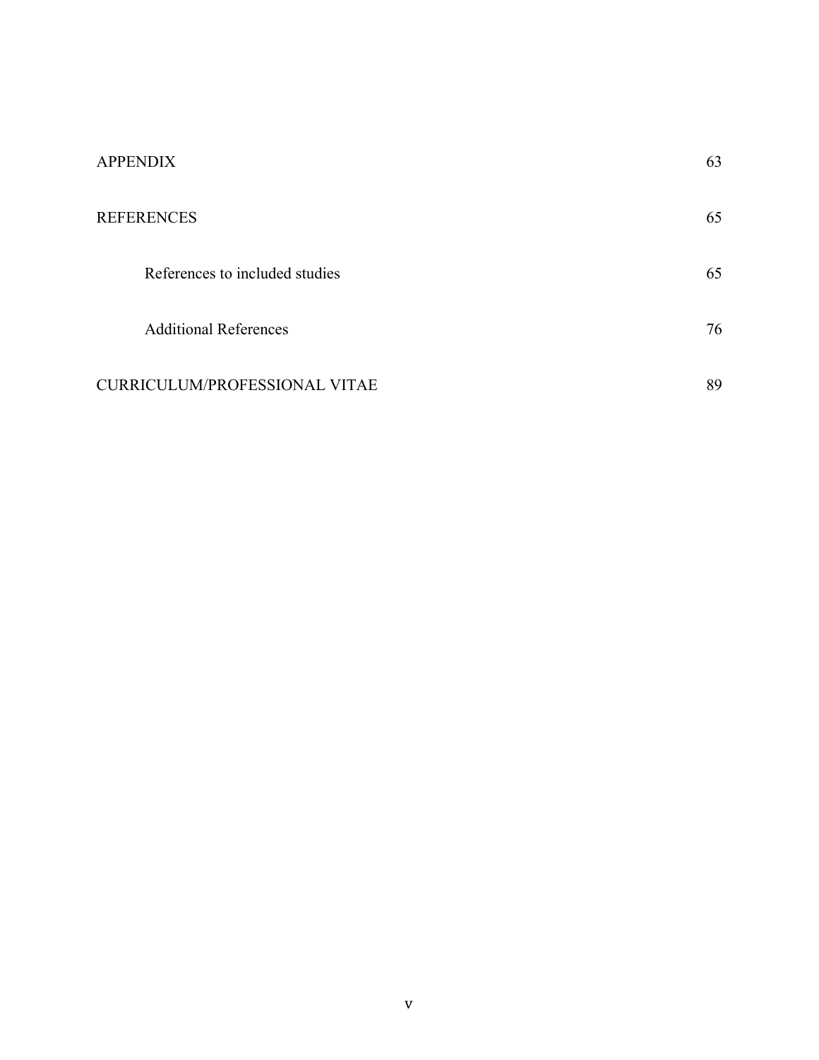| | |
|---|---|
| APPENDIX | 63 |
| REFERENCES | 65 |
| References to included studies | 65 |
| Additional References | 76 |
| CURRICULUM/PROFESSIONAL VITAE | 89 |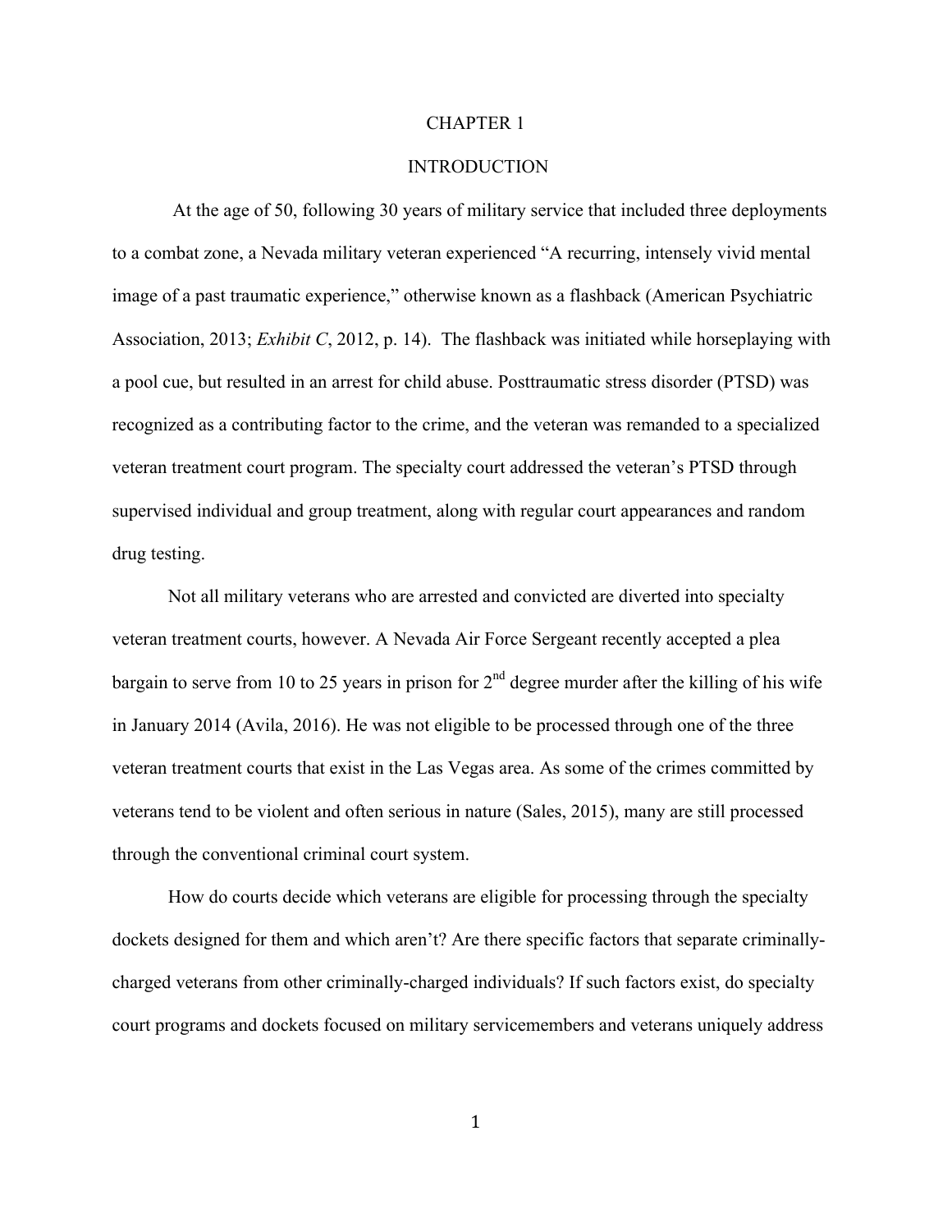# CHAPTER 1

## INTRODUCTION

At the age of 50, following 30 years of military service that included three deployments to a combat zone, a Nevada military veteran experienced "A recurring, intensely vivid mental image of a past traumatic experience," otherwise known as a flashback (American Psychiatric Association, 2013; *Exhibit C*, 2012, p. 14). The flashback was initiated while horseplaying with a pool cue, but resulted in an arrest for child abuse. Posttraumatic stress disorder (PTSD) was recognized as a contributing factor to the crime, and the veteran was remanded to a specialized veteran treatment court program. The specialty court addressed the veteran's PTSD through supervised individual and group treatment, along with regular court appearances and random drug testing.

Not all military veterans who are arrested and convicted are diverted into specialty veteran treatment courts, however. A Nevada Air Force Sergeant recently accepted a plea bargain to serve from 10 to 25 years in prison for 2nd degree murder after the killing of his wife in January 2014 (Avila, 2016). He was not eligible to be processed through one of the three veteran treatment courts that exist in the Las Vegas area. As some of the crimes committed by veterans tend to be violent and often serious in nature (Sales, 2015), many are still processed through the conventional criminal court system.

How do courts decide which veterans are eligible for processing through the specialty dockets designed for them and which aren't? Are there specific factors that separate criminally-charged veterans from other criminally-charged individuals? If such factors exist, do specialty court programs and dockets focused on military servicemembers and veterans uniquely address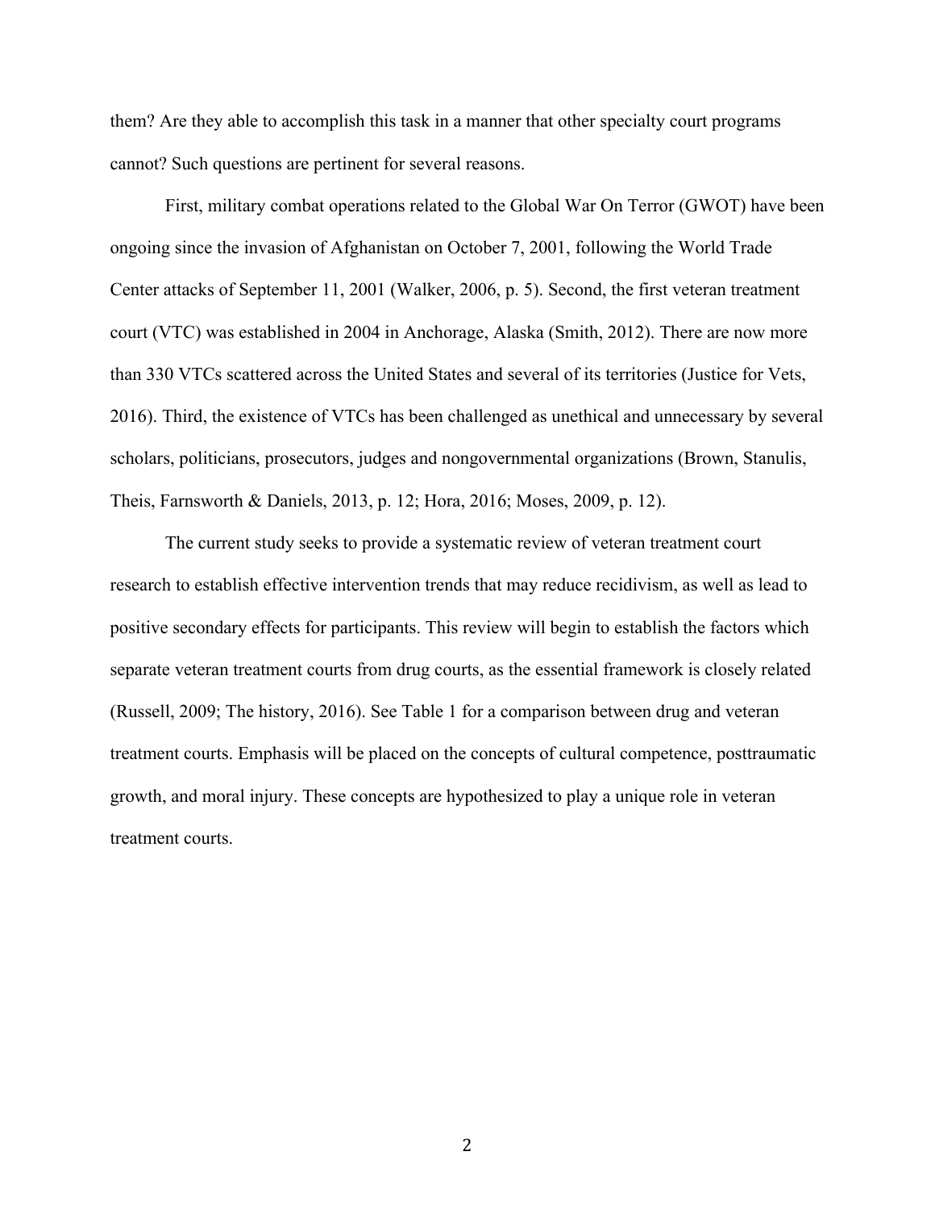them? Are they able to accomplish this task in a manner that other specialty court programs cannot? Such questions are pertinent for several reasons.

First, military combat operations related to the Global War On Terror (GWOT) have been ongoing since the invasion of Afghanistan on October 7, 2001, following the World Trade Center attacks of September 11, 2001 (Walker, 2006, p. 5). Second, the first veteran treatment court (VTC) was established in 2004 in Anchorage, Alaska (Smith, 2012). There are now more than 330 VTCs scattered across the United States and several of its territories (Justice for Vets, 2016). Third, the existence of VTCs has been challenged as unethical and unnecessary by several scholars, politicians, prosecutors, judges and nongovernmental organizations (Brown, Stanulis, Theis, Farnsworth & Daniels, 2013, p. 12; Hora, 2016; Moses, 2009, p. 12).

The current study seeks to provide a systematic review of veteran treatment court research to establish effective intervention trends that may reduce recidivism, as well as lead to positive secondary effects for participants. This review will begin to establish the factors which separate veteran treatment courts from drug courts, as the essential framework is closely related (Russell, 2009; The history, 2016). See Table 1 for a comparison between drug and veteran treatment courts. Emphasis will be placed on the concepts of cultural competence, posttraumatic growth, and moral injury. These concepts are hypothesized to play a unique role in veteran treatment courts.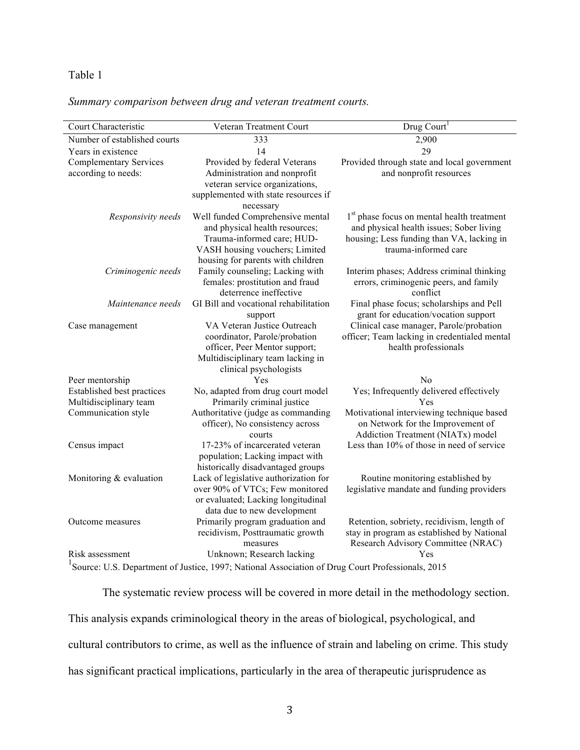Table 1

*Summary comparison between drug and veteran treatment courts.*

| Court Characteristic | Veteran Treatment Court | Drug Court[1] |
|---|---|---|
| Number of established courts | 333 | 2,900 |
| Years in existence | 14 | 29 |
| Complementary Services according to needs: | Provided by federal Veterans Administration and nonprofit veteran service organizations, supplemented with state resources if necessary | Provided through state and local government and nonprofit resources |
| *Responsivity needs* | Well funded Comprehensive mental and physical health resources; Trauma-informed care; HUD-VASH housing vouchers; Limited housing for parents with children | 1st phase focus on mental health treatment and physical health issues; Sober living housing; Less funding than VA, lacking in trauma-informed care |
| *Criminogenic needs* | Family counseling; Lacking with females: prostitution and fraud deterrence ineffective | Interim phases; Address criminal thinking errors, criminogenic peers, and family conflict |
| *Maintenance needs* | GI Bill and vocational rehabilitation support | Final phase focus; scholarships and Pell grant for education/vocation support |
| Case management | VA Veteran Justice Outreach coordinator, Parole/probation officer, Peer Mentor support; Multidisciplinary team lacking in clinical psychologists | Clinical case manager, Parole/probation officer; Team lacking in credentialed mental health professionals |
| Peer mentorship | Yes | No |
| Established best practices | No, adapted from drug court model | Yes; Infrequently delivered effectively |
| Multidisciplinary team | Primarily criminal justice | Yes |
| Communication style | Authoritative (judge as commanding officer), No consistency across courts | Motivational interviewing technique based on Network for the Improvement of Addiction Treatment (NIATx) model |
| Census impact | 17-23% of incarcerated veteran population; Lacking impact with historically disadvantaged groups | Less than 10% of those in need of service |
| Monitoring & evaluation | Lack of legislative authorization for over 90% of VTCs; Few monitored or evaluated; Lacking longitudinal data due to new development | Routine monitoring established by legislative mandate and funding providers |
| Outcome measures | Primarily program graduation and recidivism, Posttraumatic growth measures | Retention, sobriety, recidivism, length of stay in program as established by National Research Advisory Committee (NRAC) |
| Risk assessment | Unknown; Research lacking | Yes |

[1]Source: U.S. Department of Justice, 1997; National Association of Drug Court Professionals, 2015

The systematic review process will be covered in more detail in the methodology section. This analysis expands criminological theory in the areas of biological, psychological, and cultural contributors to crime, as well as the influence of strain and labeling on crime. This study has significant practical implications, particularly in the area of therapeutic jurisprudence as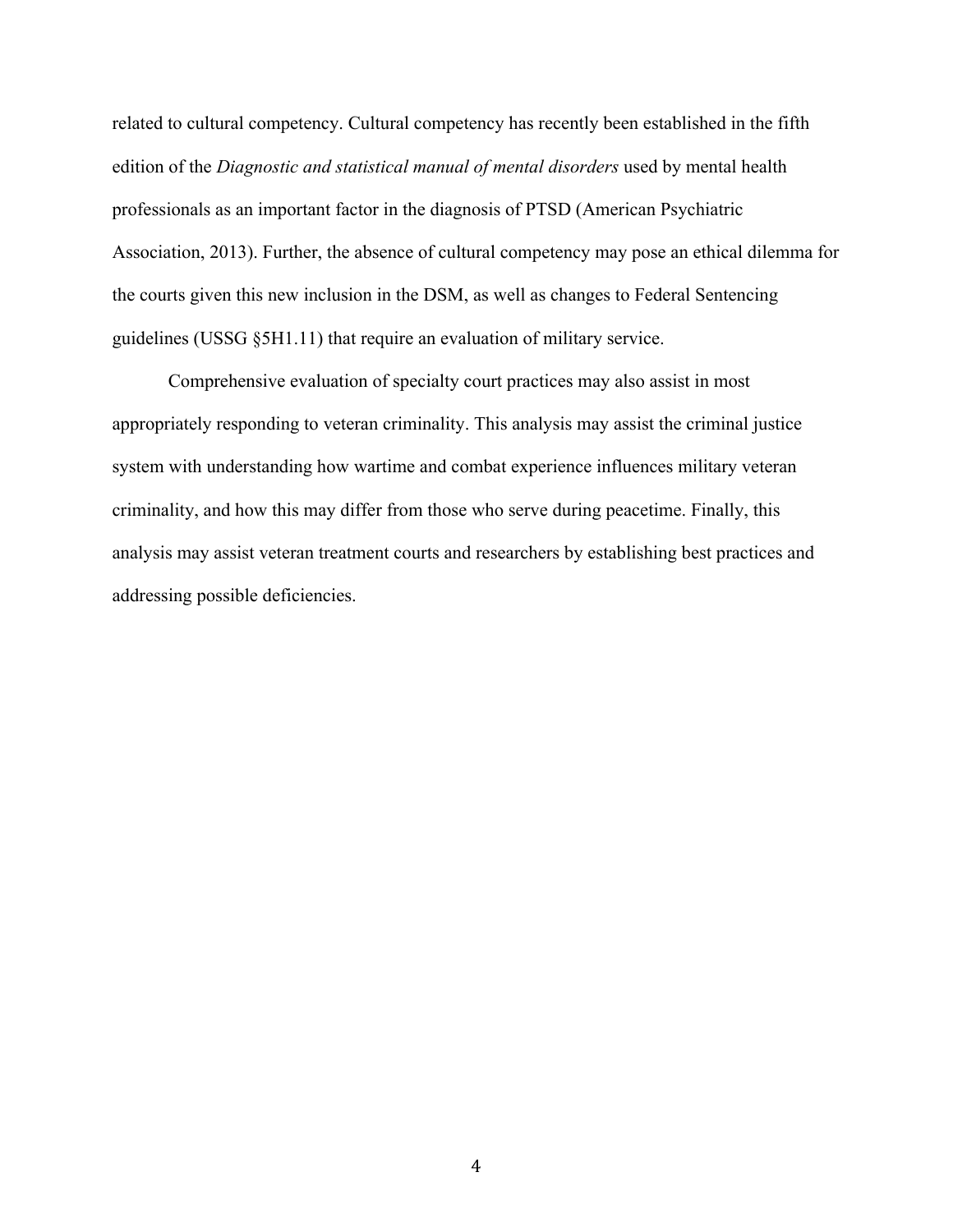related to cultural competency. Cultural competency has recently been established in the fifth edition of the *Diagnostic and statistical manual of mental disorders* used by mental health professionals as an important factor in the diagnosis of PTSD (American Psychiatric Association, 2013). Further, the absence of cultural competency may pose an ethical dilemma for the courts given this new inclusion in the DSM, as well as changes to Federal Sentencing guidelines (USSG §5H1.11) that require an evaluation of military service.

Comprehensive evaluation of specialty court practices may also assist in most appropriately responding to veteran criminality. This analysis may assist the criminal justice system with understanding how wartime and combat experience influences military veteran criminality, and how this may differ from those who serve during peacetime. Finally, this analysis may assist veteran treatment courts and researchers by establishing best practices and addressing possible deficiencies.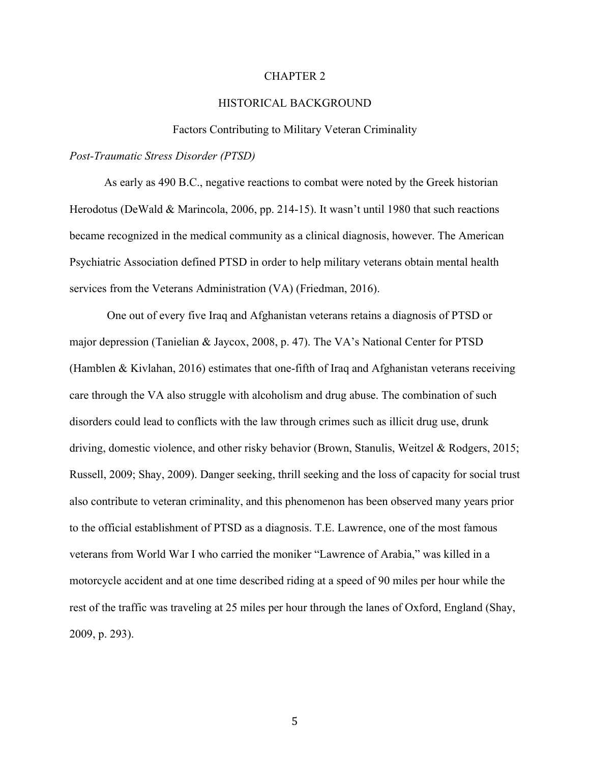# CHAPTER 2

# HISTORICAL BACKGROUND

## Factors Contributing to Military Veteran Criminality

### *Post-Traumatic Stress Disorder (PTSD)*

As early as 490 B.C., negative reactions to combat were noted by the Greek historian Herodotus (DeWald & Marincola, 2006, pp. 214-15). It wasn't until 1980 that such reactions became recognized in the medical community as a clinical diagnosis, however. The American Psychiatric Association defined PTSD in order to help military veterans obtain mental health services from the Veterans Administration (VA) (Friedman, 2016).

One out of every five Iraq and Afghanistan veterans retains a diagnosis of PTSD or major depression (Tanielian & Jaycox, 2008, p. 47). The VA's National Center for PTSD (Hamblen & Kivlahan, 2016) estimates that one-fifth of Iraq and Afghanistan veterans receiving care through the VA also struggle with alcoholism and drug abuse. The combination of such disorders could lead to conflicts with the law through crimes such as illicit drug use, drunk driving, domestic violence, and other risky behavior (Brown, Stanulis, Weitzel & Rodgers, 2015; Russell, 2009; Shay, 2009). Danger seeking, thrill seeking and the loss of capacity for social trust also contribute to veteran criminality, and this phenomenon has been observed many years prior to the official establishment of PTSD as a diagnosis. T.E. Lawrence, one of the most famous veterans from World War I who carried the moniker "Lawrence of Arabia," was killed in a motorcycle accident and at one time described riding at a speed of 90 miles per hour while the rest of the traffic was traveling at 25 miles per hour through the lanes of Oxford, England (Shay, 2009, p. 293).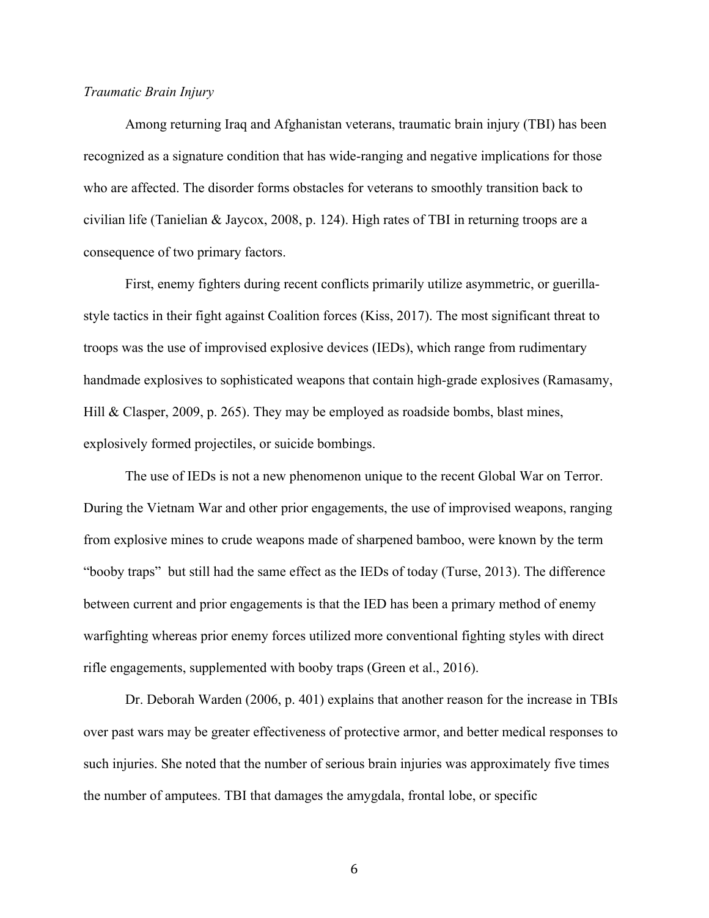*Traumatic Brain Injury*

Among returning Iraq and Afghanistan veterans, traumatic brain injury (TBI) has been recognized as a signature condition that has wide-ranging and negative implications for those who are affected. The disorder forms obstacles for veterans to smoothly transition back to civilian life (Tanielian & Jaycox, 2008, p. 124). High rates of TBI in returning troops are a consequence of two primary factors.

First, enemy fighters during recent conflicts primarily utilize asymmetric, or guerilla-style tactics in their fight against Coalition forces (Kiss, 2017). The most significant threat to troops was the use of improvised explosive devices (IEDs), which range from rudimentary handmade explosives to sophisticated weapons that contain high-grade explosives (Ramasamy, Hill & Clasper, 2009, p. 265). They may be employed as roadside bombs, blast mines, explosively formed projectiles, or suicide bombings.

The use of IEDs is not a new phenomenon unique to the recent Global War on Terror. During the Vietnam War and other prior engagements, the use of improvised weapons, ranging from explosive mines to crude weapons made of sharpened bamboo, were known by the term "booby traps" but still had the same effect as the IEDs of today (Turse, 2013). The difference between current and prior engagements is that the IED has been a primary method of enemy warfighting whereas prior enemy forces utilized more conventional fighting styles with direct rifle engagements, supplemented with booby traps (Green et al., 2016).

Dr. Deborah Warden (2006, p. 401) explains that another reason for the increase in TBIs over past wars may be greater effectiveness of protective armor, and better medical responses to such injuries. She noted that the number of serious brain injuries was approximately five times the number of amputees. TBI that damages the amygdala, frontal lobe, or specific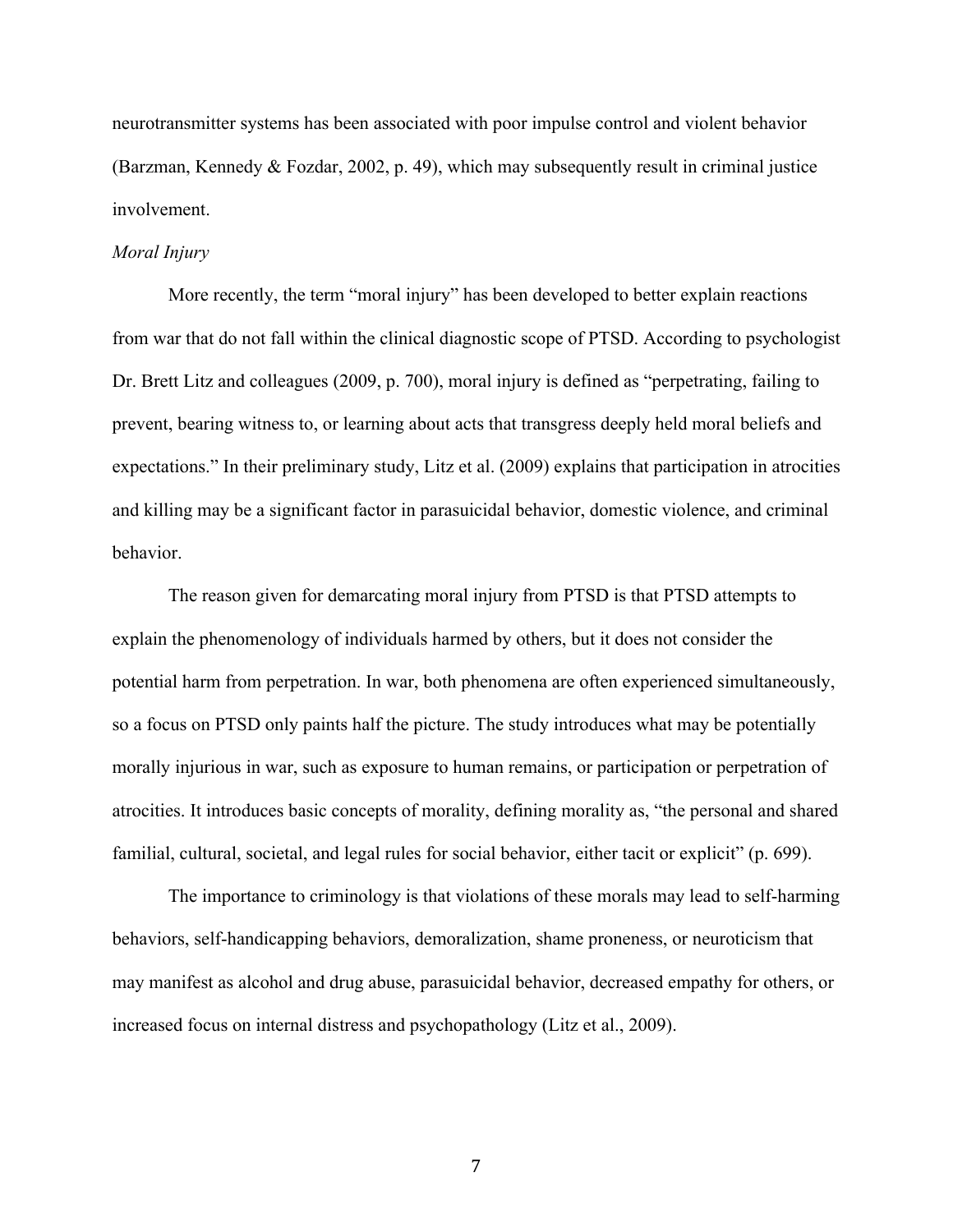neurotransmitter systems has been associated with poor impulse control and violent behavior (Barzman, Kennedy & Fozdar, 2002, p. 49), which may subsequently result in criminal justice involvement.

*Moral Injury*

More recently, the term "moral injury" has been developed to better explain reactions from war that do not fall within the clinical diagnostic scope of PTSD. According to psychologist Dr. Brett Litz and colleagues (2009, p. 700), moral injury is defined as "perpetrating, failing to prevent, bearing witness to, or learning about acts that transgress deeply held moral beliefs and expectations." In their preliminary study, Litz et al. (2009) explains that participation in atrocities and killing may be a significant factor in parasuicidal behavior, domestic violence, and criminal behavior.

The reason given for demarcating moral injury from PTSD is that PTSD attempts to explain the phenomenology of individuals harmed by others, but it does not consider the potential harm from perpetration. In war, both phenomena are often experienced simultaneously, so a focus on PTSD only paints half the picture. The study introduces what may be potentially morally injurious in war, such as exposure to human remains, or participation or perpetration of atrocities. It introduces basic concepts of morality, defining morality as, "the personal and shared familial, cultural, societal, and legal rules for social behavior, either tacit or explicit" (p. 699).

The importance to criminology is that violations of these morals may lead to self-harming behaviors, self-handicapping behaviors, demoralization, shame proneness, or neuroticism that may manifest as alcohol and drug abuse, parasuicidal behavior, decreased empathy for others, or increased focus on internal distress and psychopathology (Litz et al., 2009).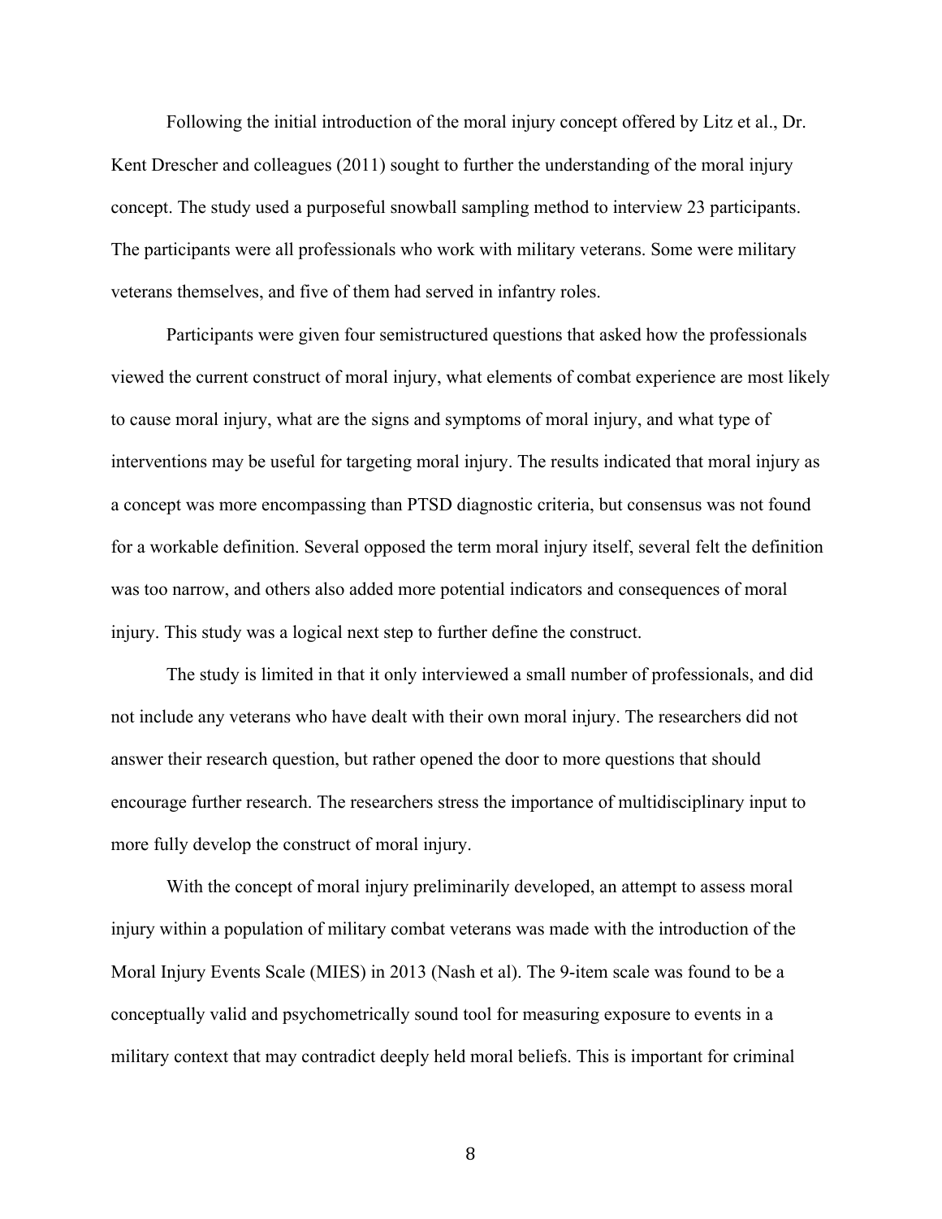Following the initial introduction of the moral injury concept offered by Litz et al., Dr. Kent Drescher and colleagues (2011) sought to further the understanding of the moral injury concept. The study used a purposeful snowball sampling method to interview 23 participants. The participants were all professionals who work with military veterans. Some were military veterans themselves, and five of them had served in infantry roles.

Participants were given four semistructured questions that asked how the professionals viewed the current construct of moral injury, what elements of combat experience are most likely to cause moral injury, what are the signs and symptoms of moral injury, and what type of interventions may be useful for targeting moral injury. The results indicated that moral injury as a concept was more encompassing than PTSD diagnostic criteria, but consensus was not found for a workable definition. Several opposed the term moral injury itself, several felt the definition was too narrow, and others also added more potential indicators and consequences of moral injury. This study was a logical next step to further define the construct.

The study is limited in that it only interviewed a small number of professionals, and did not include any veterans who have dealt with their own moral injury. The researchers did not answer their research question, but rather opened the door to more questions that should encourage further research. The researchers stress the importance of multidisciplinary input to more fully develop the construct of moral injury.

With the concept of moral injury preliminarily developed, an attempt to assess moral injury within a population of military combat veterans was made with the introduction of the Moral Injury Events Scale (MIES) in 2013 (Nash et al). The 9-item scale was found to be a conceptually valid and psychometrically sound tool for measuring exposure to events in a military context that may contradict deeply held moral beliefs. This is important for criminal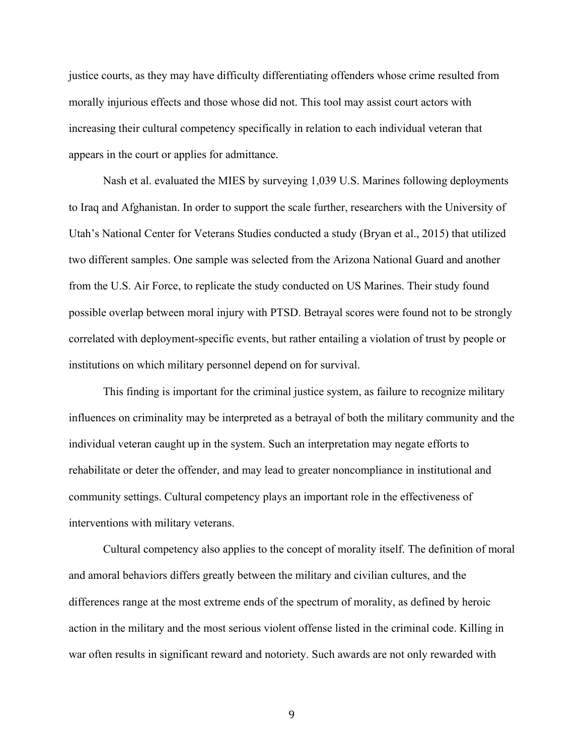justice courts, as they may have difficulty differentiating offenders whose crime resulted from morally injurious effects and those whose did not. This tool may assist court actors with increasing their cultural competency specifically in relation to each individual veteran that appears in the court or applies for admittance.

Nash et al. evaluated the MIES by surveying 1,039 U.S. Marines following deployments to Iraq and Afghanistan. In order to support the scale further, researchers with the University of Utah's National Center for Veterans Studies conducted a study (Bryan et al., 2015) that utilized two different samples. One sample was selected from the Arizona National Guard and another from the U.S. Air Force, to replicate the study conducted on US Marines. Their study found possible overlap between moral injury with PTSD. Betrayal scores were found not to be strongly correlated with deployment-specific events, but rather entailing a violation of trust by people or institutions on which military personnel depend on for survival.

This finding is important for the criminal justice system, as failure to recognize military influences on criminality may be interpreted as a betrayal of both the military community and the individual veteran caught up in the system. Such an interpretation may negate efforts to rehabilitate or deter the offender, and may lead to greater noncompliance in institutional and community settings. Cultural competency plays an important role in the effectiveness of interventions with military veterans.

Cultural competency also applies to the concept of morality itself. The definition of moral and amoral behaviors differs greatly between the military and civilian cultures, and the differences range at the most extreme ends of the spectrum of morality, as defined by heroic action in the military and the most serious violent offense listed in the criminal code. Killing in war often results in significant reward and notoriety. Such awards are not only rewarded with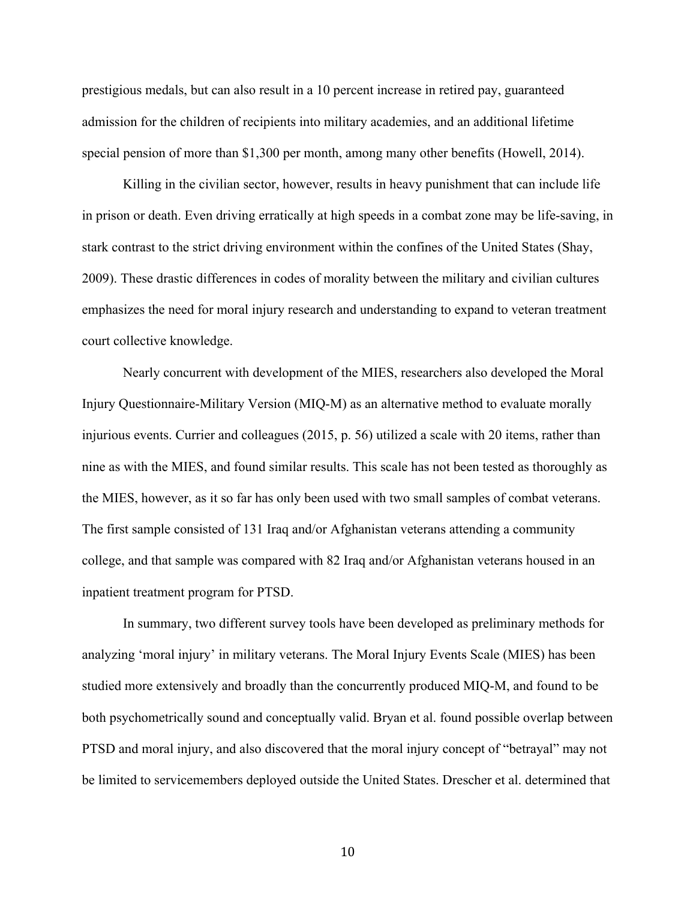prestigious medals, but can also result in a 10 percent increase in retired pay, guaranteed admission for the children of recipients into military academies, and an additional lifetime special pension of more than $1,300 per month, among many other benefits (Howell, 2014).

Killing in the civilian sector, however, results in heavy punishment that can include life in prison or death. Even driving erratically at high speeds in a combat zone may be life-saving, in stark contrast to the strict driving environment within the confines of the United States (Shay, 2009). These drastic differences in codes of morality between the military and civilian cultures emphasizes the need for moral injury research and understanding to expand to veteran treatment court collective knowledge.

Nearly concurrent with development of the MIES, researchers also developed the Moral Injury Questionnaire-Military Version (MIQ-M) as an alternative method to evaluate morally injurious events. Currier and colleagues (2015, p. 56) utilized a scale with 20 items, rather than nine as with the MIES, and found similar results. This scale has not been tested as thoroughly as the MIES, however, as it so far has only been used with two small samples of combat veterans. The first sample consisted of 131 Iraq and/or Afghanistan veterans attending a community college, and that sample was compared with 82 Iraq and/or Afghanistan veterans housed in an inpatient treatment program for PTSD.

In summary, two different survey tools have been developed as preliminary methods for analyzing 'moral injury' in military veterans. The Moral Injury Events Scale (MIES) has been studied more extensively and broadly than the concurrently produced MIQ-M, and found to be both psychometrically sound and conceptually valid. Bryan et al. found possible overlap between PTSD and moral injury, and also discovered that the moral injury concept of "betrayal" may not be limited to servicemembers deployed outside the United States. Drescher et al. determined that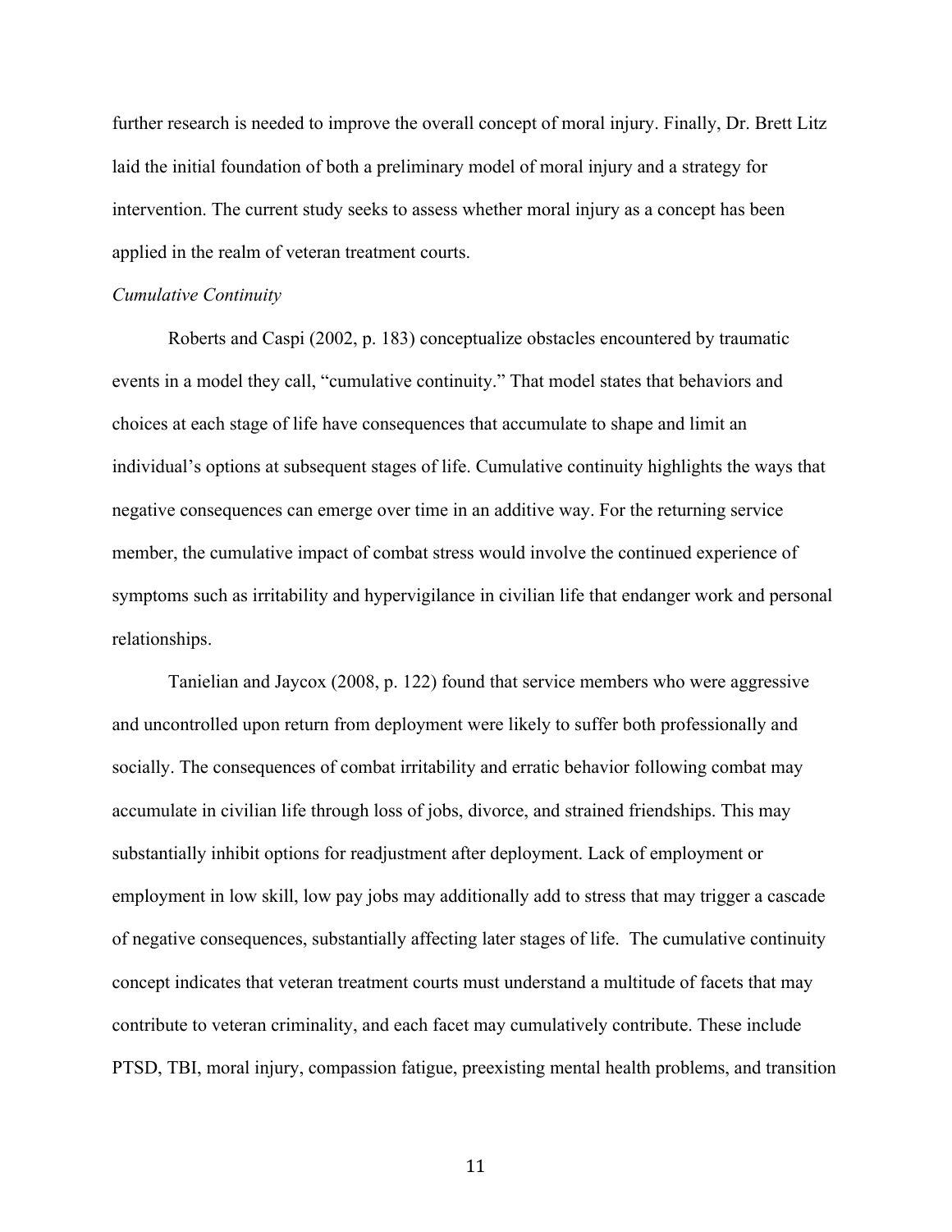further research is needed to improve the overall concept of moral injury. Finally, Dr. Brett Litz laid the initial foundation of both a preliminary model of moral injury and a strategy for intervention. The current study seeks to assess whether moral injury as a concept has been applied in the realm of veteran treatment courts.

*Cumulative Continuity*

Roberts and Caspi (2002, p. 183) conceptualize obstacles encountered by traumatic events in a model they call, "cumulative continuity." That model states that behaviors and choices at each stage of life have consequences that accumulate to shape and limit an individual's options at subsequent stages of life. Cumulative continuity highlights the ways that negative consequences can emerge over time in an additive way. For the returning service member, the cumulative impact of combat stress would involve the continued experience of symptoms such as irritability and hypervigilance in civilian life that endanger work and personal relationships.

Tanielian and Jaycox (2008, p. 122) found that service members who were aggressive and uncontrolled upon return from deployment were likely to suffer both professionally and socially. The consequences of combat irritability and erratic behavior following combat may accumulate in civilian life through loss of jobs, divorce, and strained friendships. This may substantially inhibit options for readjustment after deployment. Lack of employment or employment in low skill, low pay jobs may additionally add to stress that may trigger a cascade of negative consequences, substantially affecting later stages of life. The cumulative continuity concept indicates that veteran treatment courts must understand a multitude of facets that may contribute to veteran criminality, and each facet may cumulatively contribute. These include PTSD, TBI, moral injury, compassion fatigue, preexisting mental health problems, and transition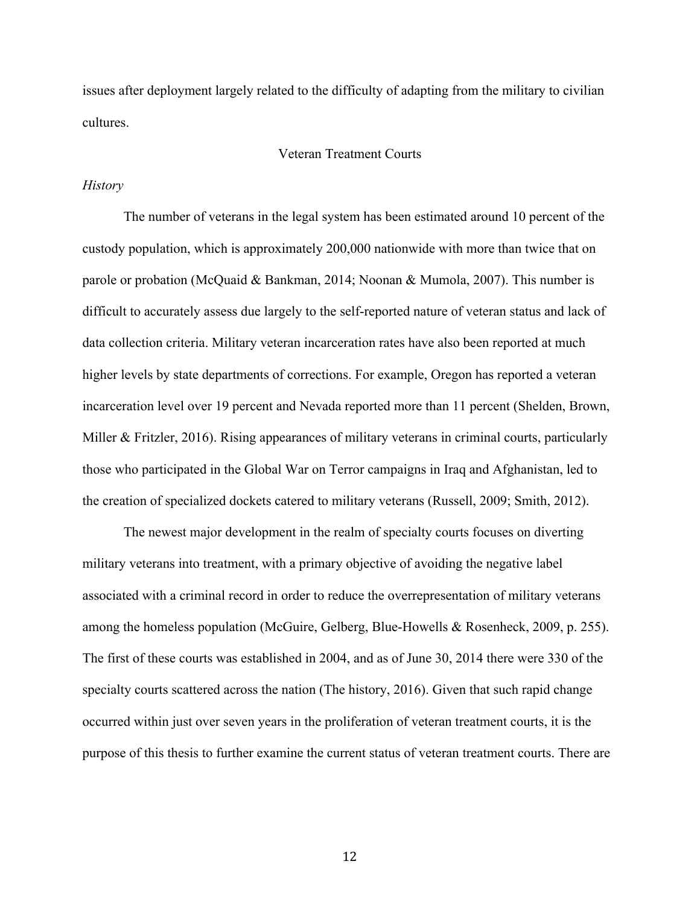issues after deployment largely related to the difficulty of adapting from the military to civilian cultures.

## Veteran Treatment Courts

### *History*

The number of veterans in the legal system has been estimated around 10 percent of the custody population, which is approximately 200,000 nationwide with more than twice that on parole or probation (McQuaid & Bankman, 2014; Noonan & Mumola, 2007). This number is difficult to accurately assess due largely to the self-reported nature of veteran status and lack of data collection criteria. Military veteran incarceration rates have also been reported at much higher levels by state departments of corrections. For example, Oregon has reported a veteran incarceration level over 19 percent and Nevada reported more than 11 percent (Shelden, Brown, Miller & Fritzler, 2016). Rising appearances of military veterans in criminal courts, particularly those who participated in the Global War on Terror campaigns in Iraq and Afghanistan, led to the creation of specialized dockets catered to military veterans (Russell, 2009; Smith, 2012).

The newest major development in the realm of specialty courts focuses on diverting military veterans into treatment, with a primary objective of avoiding the negative label associated with a criminal record in order to reduce the overrepresentation of military veterans among the homeless population (McGuire, Gelberg, Blue-Howells & Rosenheck, 2009, p. 255). The first of these courts was established in 2004, and as of June 30, 2014 there were 330 of the specialty courts scattered across the nation (The history, 2016). Given that such rapid change occurred within just over seven years in the proliferation of veteran treatment courts, it is the purpose of this thesis to further examine the current status of veteran treatment courts. There are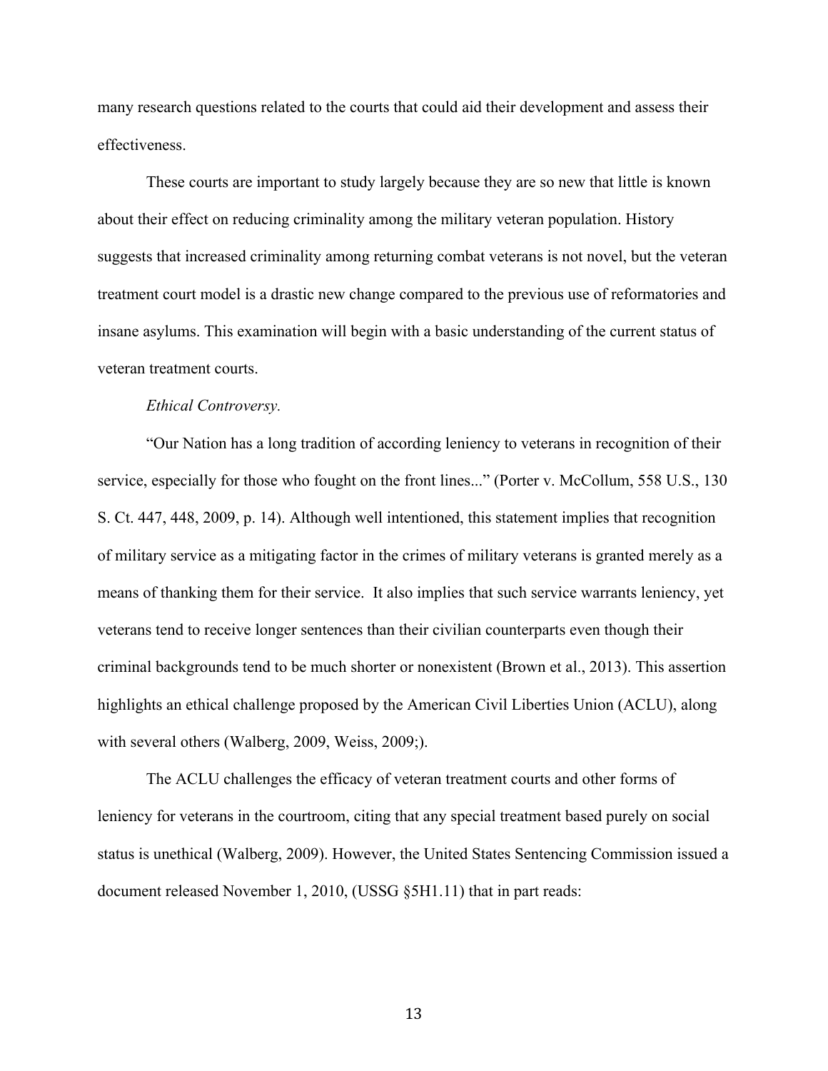many research questions related to the courts that could aid their development and assess their effectiveness.

These courts are important to study largely because they are so new that little is known about their effect on reducing criminality among the military veteran population. History suggests that increased criminality among returning combat veterans is not novel, but the veteran treatment court model is a drastic new change compared to the previous use of reformatories and insane asylums. This examination will begin with a basic understanding of the current status of veteran treatment courts.

*Ethical Controversy.*

"Our Nation has a long tradition of according leniency to veterans in recognition of their service, especially for those who fought on the front lines..." (Porter v. McCollum, 558 U.S., 130 S. Ct. 447, 448, 2009, p. 14). Although well intentioned, this statement implies that recognition of military service as a mitigating factor in the crimes of military veterans is granted merely as a means of thanking them for their service. It also implies that such service warrants leniency, yet veterans tend to receive longer sentences than their civilian counterparts even though their criminal backgrounds tend to be much shorter or nonexistent (Brown et al., 2013). This assertion highlights an ethical challenge proposed by the American Civil Liberties Union (ACLU), along with several others (Walberg, 2009, Weiss, 2009;).

The ACLU challenges the efficacy of veteran treatment courts and other forms of leniency for veterans in the courtroom, citing that any special treatment based purely on social status is unethical (Walberg, 2009). However, the United States Sentencing Commission issued a document released November 1, 2010, (USSG §5H1.11) that in part reads: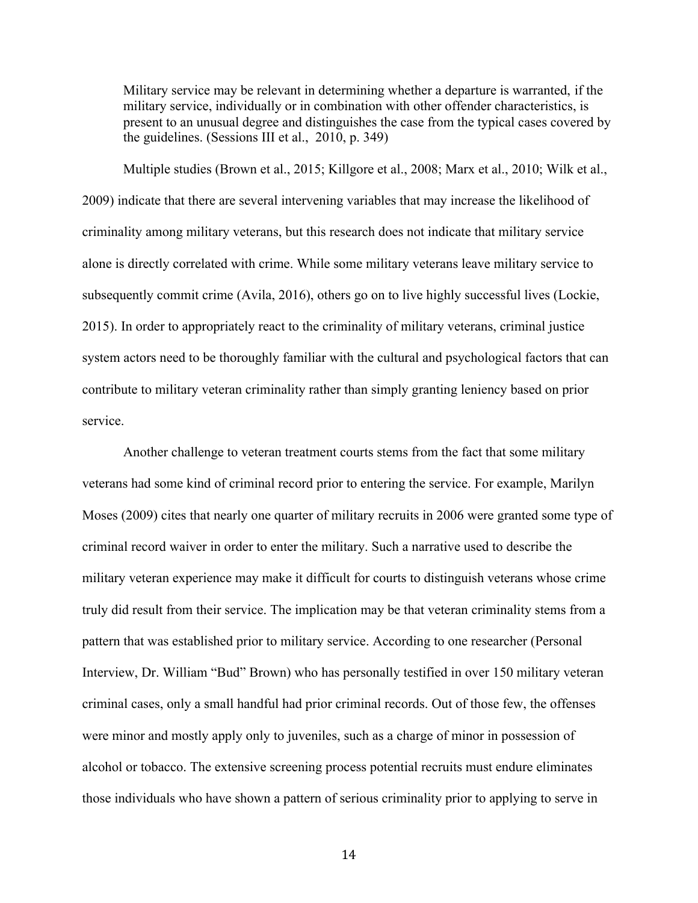> Military service may be relevant in determining whether a departure is warranted, if the military service, individually or in combination with other offender characteristics, is present to an unusual degree and distinguishes the case from the typical cases covered by the guidelines. (Sessions III et al., 2010, p. 349)

Multiple studies (Brown et al., 2015; Killgore et al., 2008; Marx et al., 2010; Wilk et al., 2009) indicate that there are several intervening variables that may increase the likelihood of criminality among military veterans, but this research does not indicate that military service alone is directly correlated with crime. While some military veterans leave military service to subsequently commit crime (Avila, 2016), others go on to live highly successful lives (Lockie, 2015). In order to appropriately react to the criminality of military veterans, criminal justice system actors need to be thoroughly familiar with the cultural and psychological factors that can contribute to military veteran criminality rather than simply granting leniency based on prior service.

Another challenge to veteran treatment courts stems from the fact that some military veterans had some kind of criminal record prior to entering the service. For example, Marilyn Moses (2009) cites that nearly one quarter of military recruits in 2006 were granted some type of criminal record waiver in order to enter the military. Such a narrative used to describe the military veteran experience may make it difficult for courts to distinguish veterans whose crime truly did result from their service. The implication may be that veteran criminality stems from a pattern that was established prior to military service. According to one researcher (Personal Interview, Dr. William "Bud" Brown) who has personally testified in over 150 military veteran criminal cases, only a small handful had prior criminal records. Out of those few, the offenses were minor and mostly apply only to juveniles, such as a charge of minor in possession of alcohol or tobacco. The extensive screening process potential recruits must endure eliminates those individuals who have shown a pattern of serious criminality prior to applying to serve in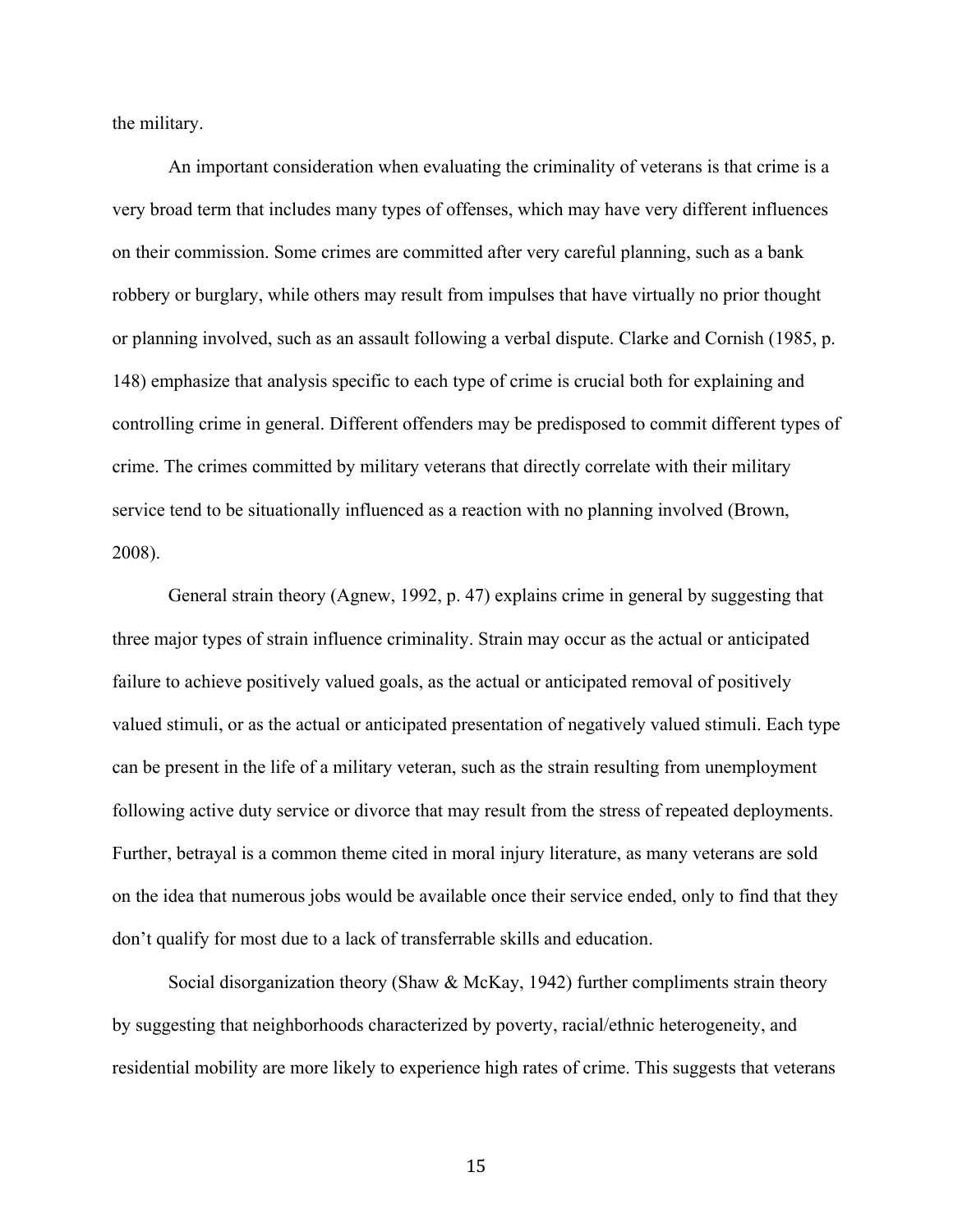the military.

An important consideration when evaluating the criminality of veterans is that crime is a very broad term that includes many types of offenses, which may have very different influences on their commission. Some crimes are committed after very careful planning, such as a bank robbery or burglary, while others may result from impulses that have virtually no prior thought or planning involved, such as an assault following a verbal dispute. Clarke and Cornish (1985, p. 148) emphasize that analysis specific to each type of crime is crucial both for explaining and controlling crime in general. Different offenders may be predisposed to commit different types of crime. The crimes committed by military veterans that directly correlate with their military service tend to be situationally influenced as a reaction with no planning involved (Brown, 2008).

General strain theory (Agnew, 1992, p. 47) explains crime in general by suggesting that three major types of strain influence criminality. Strain may occur as the actual or anticipated failure to achieve positively valued goals, as the actual or anticipated removal of positively valued stimuli, or as the actual or anticipated presentation of negatively valued stimuli. Each type can be present in the life of a military veteran, such as the strain resulting from unemployment following active duty service or divorce that may result from the stress of repeated deployments. Further, betrayal is a common theme cited in moral injury literature, as many veterans are sold on the idea that numerous jobs would be available once their service ended, only to find that they don't qualify for most due to a lack of transferrable skills and education.

Social disorganization theory (Shaw & McKay, 1942) further compliments strain theory by suggesting that neighborhoods characterized by poverty, racial/ethnic heterogeneity, and residential mobility are more likely to experience high rates of crime. This suggests that veterans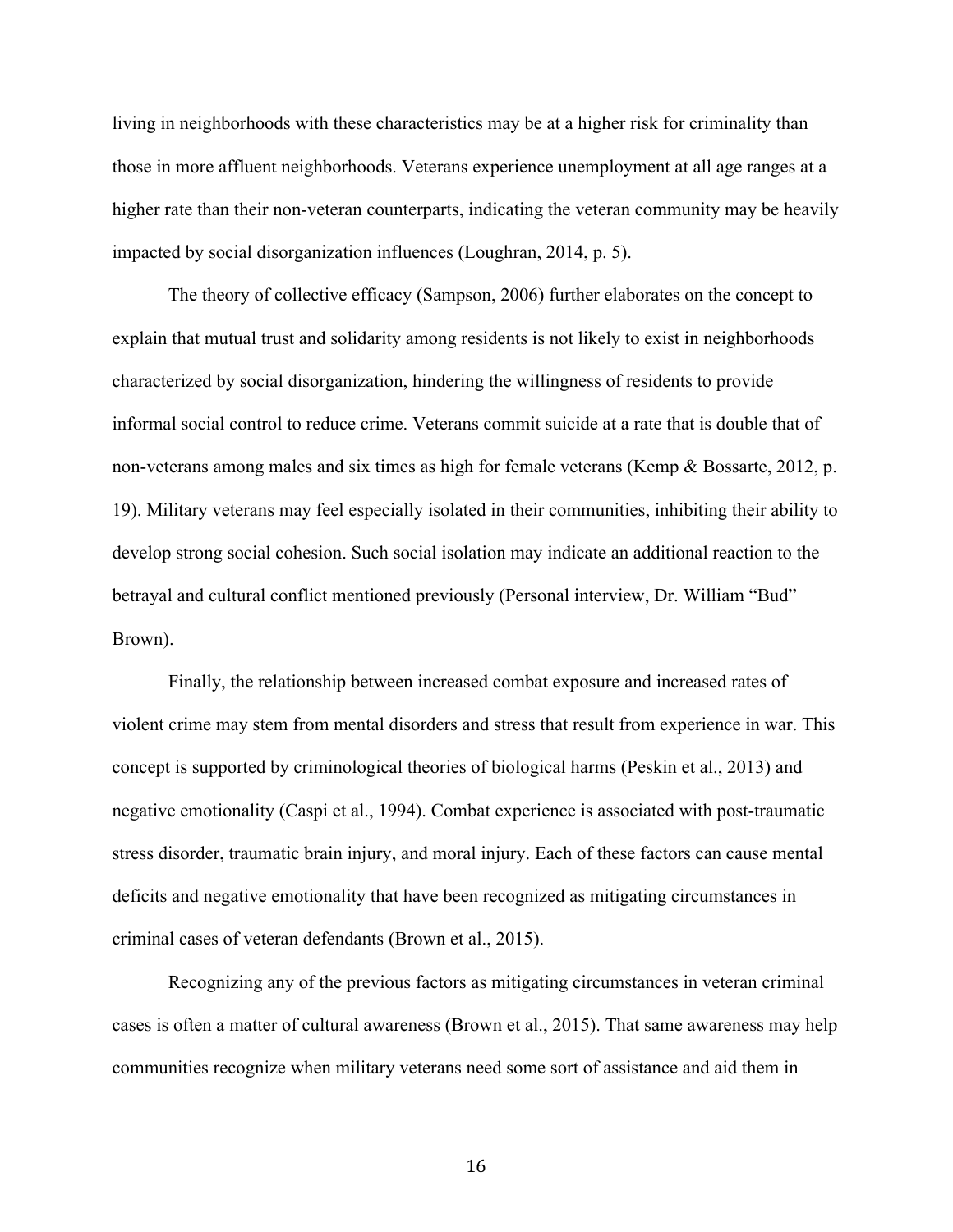living in neighborhoods with these characteristics may be at a higher risk for criminality than those in more affluent neighborhoods. Veterans experience unemployment at all age ranges at a higher rate than their non-veteran counterparts, indicating the veteran community may be heavily impacted by social disorganization influences (Loughran, 2014, p. 5).

The theory of collective efficacy (Sampson, 2006) further elaborates on the concept to explain that mutual trust and solidarity among residents is not likely to exist in neighborhoods characterized by social disorganization, hindering the willingness of residents to provide informal social control to reduce crime. Veterans commit suicide at a rate that is double that of non-veterans among males and six times as high for female veterans (Kemp & Bossarte, 2012, p. 19). Military veterans may feel especially isolated in their communities, inhibiting their ability to develop strong social cohesion. Such social isolation may indicate an additional reaction to the betrayal and cultural conflict mentioned previously (Personal interview, Dr. William "Bud" Brown).

Finally, the relationship between increased combat exposure and increased rates of violent crime may stem from mental disorders and stress that result from experience in war. This concept is supported by criminological theories of biological harms (Peskin et al., 2013) and negative emotionality (Caspi et al., 1994). Combat experience is associated with post-traumatic stress disorder, traumatic brain injury, and moral injury. Each of these factors can cause mental deficits and negative emotionality that have been recognized as mitigating circumstances in criminal cases of veteran defendants (Brown et al., 2015).

Recognizing any of the previous factors as mitigating circumstances in veteran criminal cases is often a matter of cultural awareness (Brown et al., 2015). That same awareness may help communities recognize when military veterans need some sort of assistance and aid them in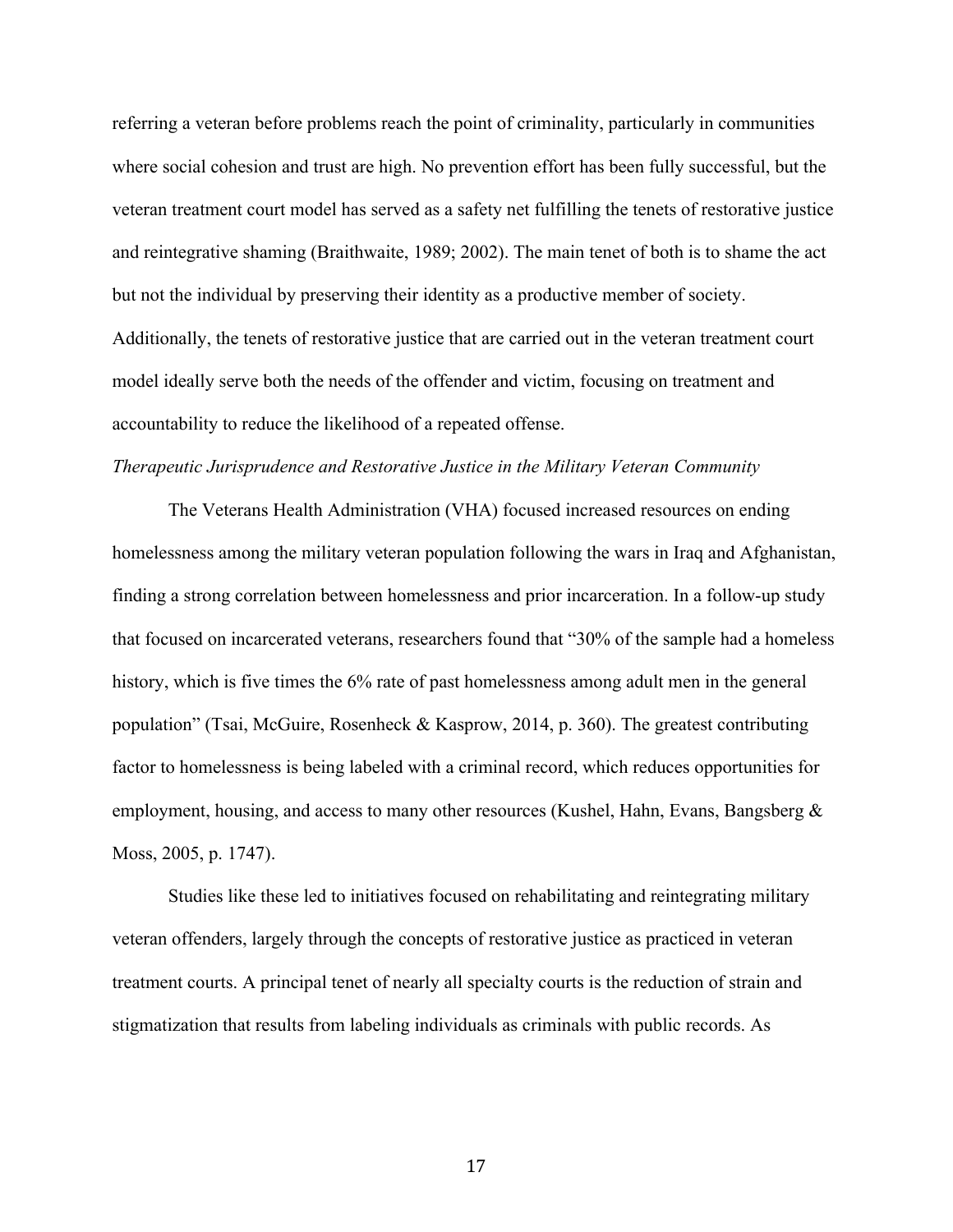referring a veteran before problems reach the point of criminality, particularly in communities where social cohesion and trust are high. No prevention effort has been fully successful, but the veteran treatment court model has served as a safety net fulfilling the tenets of restorative justice and reintegrative shaming (Braithwaite, 1989; 2002). The main tenet of both is to shame the act but not the individual by preserving their identity as a productive member of society. Additionally, the tenets of restorative justice that are carried out in the veteran treatment court model ideally serve both the needs of the offender and victim, focusing on treatment and accountability to reduce the likelihood of a repeated offense.

*Therapeutic Jurisprudence and Restorative Justice in the Military Veteran Community*

The Veterans Health Administration (VHA) focused increased resources on ending homelessness among the military veteran population following the wars in Iraq and Afghanistan, finding a strong correlation between homelessness and prior incarceration. In a follow-up study that focused on incarcerated veterans, researchers found that "30% of the sample had a homeless history, which is five times the 6% rate of past homelessness among adult men in the general population" (Tsai, McGuire, Rosenheck & Kasprow, 2014, p. 360). The greatest contributing factor to homelessness is being labeled with a criminal record, which reduces opportunities for employment, housing, and access to many other resources (Kushel, Hahn, Evans, Bangsberg & Moss, 2005, p. 1747).

Studies like these led to initiatives focused on rehabilitating and reintegrating military veteran offenders, largely through the concepts of restorative justice as practiced in veteran treatment courts. A principal tenet of nearly all specialty courts is the reduction of strain and stigmatization that results from labeling individuals as criminals with public records. As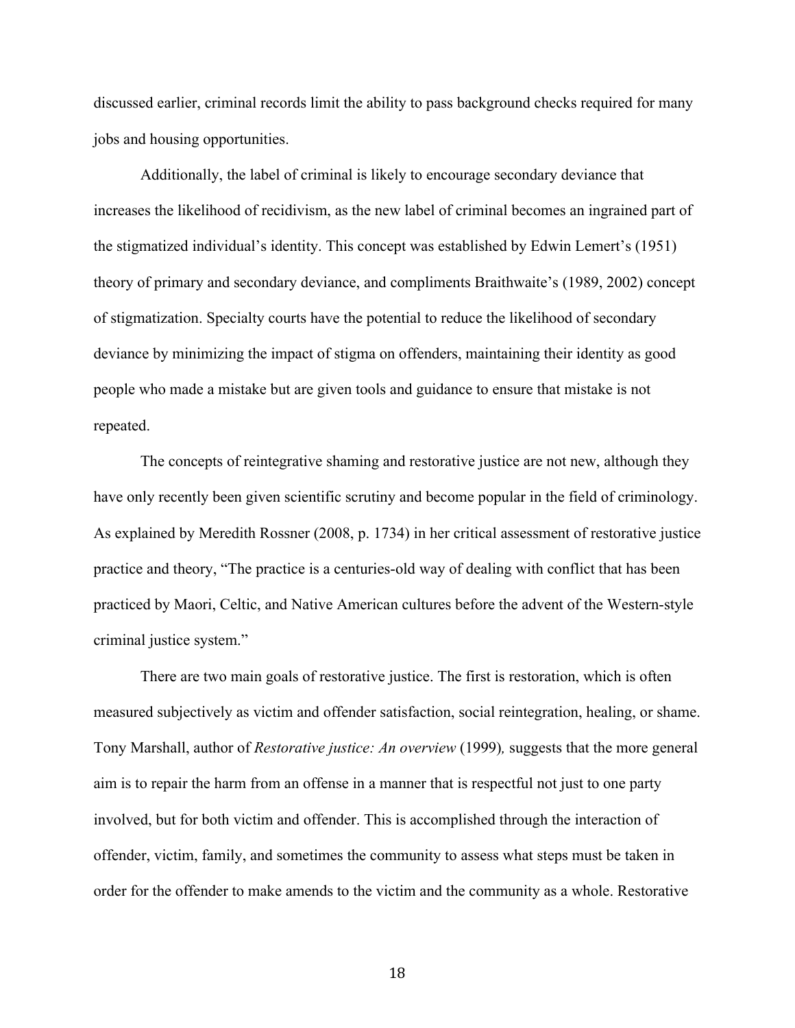discussed earlier, criminal records limit the ability to pass background checks required for many jobs and housing opportunities.

Additionally, the label of criminal is likely to encourage secondary deviance that increases the likelihood of recidivism, as the new label of criminal becomes an ingrained part of the stigmatized individual's identity. This concept was established by Edwin Lemert's (1951) theory of primary and secondary deviance, and compliments Braithwaite's (1989, 2002) concept of stigmatization. Specialty courts have the potential to reduce the likelihood of secondary deviance by minimizing the impact of stigma on offenders, maintaining their identity as good people who made a mistake but are given tools and guidance to ensure that mistake is not repeated.

The concepts of reintegrative shaming and restorative justice are not new, although they have only recently been given scientific scrutiny and become popular in the field of criminology. As explained by Meredith Rossner (2008, p. 1734) in her critical assessment of restorative justice practice and theory, "The practice is a centuries-old way of dealing with conflict that has been practiced by Maori, Celtic, and Native American cultures before the advent of the Western-style criminal justice system."

There are two main goals of restorative justice. The first is restoration, which is often measured subjectively as victim and offender satisfaction, social reintegration, healing, or shame. Tony Marshall, author of *Restorative justice: An overview* (1999)*,* suggests that the more general aim is to repair the harm from an offense in a manner that is respectful not just to one party involved, but for both victim and offender. This is accomplished through the interaction of offender, victim, family, and sometimes the community to assess what steps must be taken in order for the offender to make amends to the victim and the community as a whole. Restorative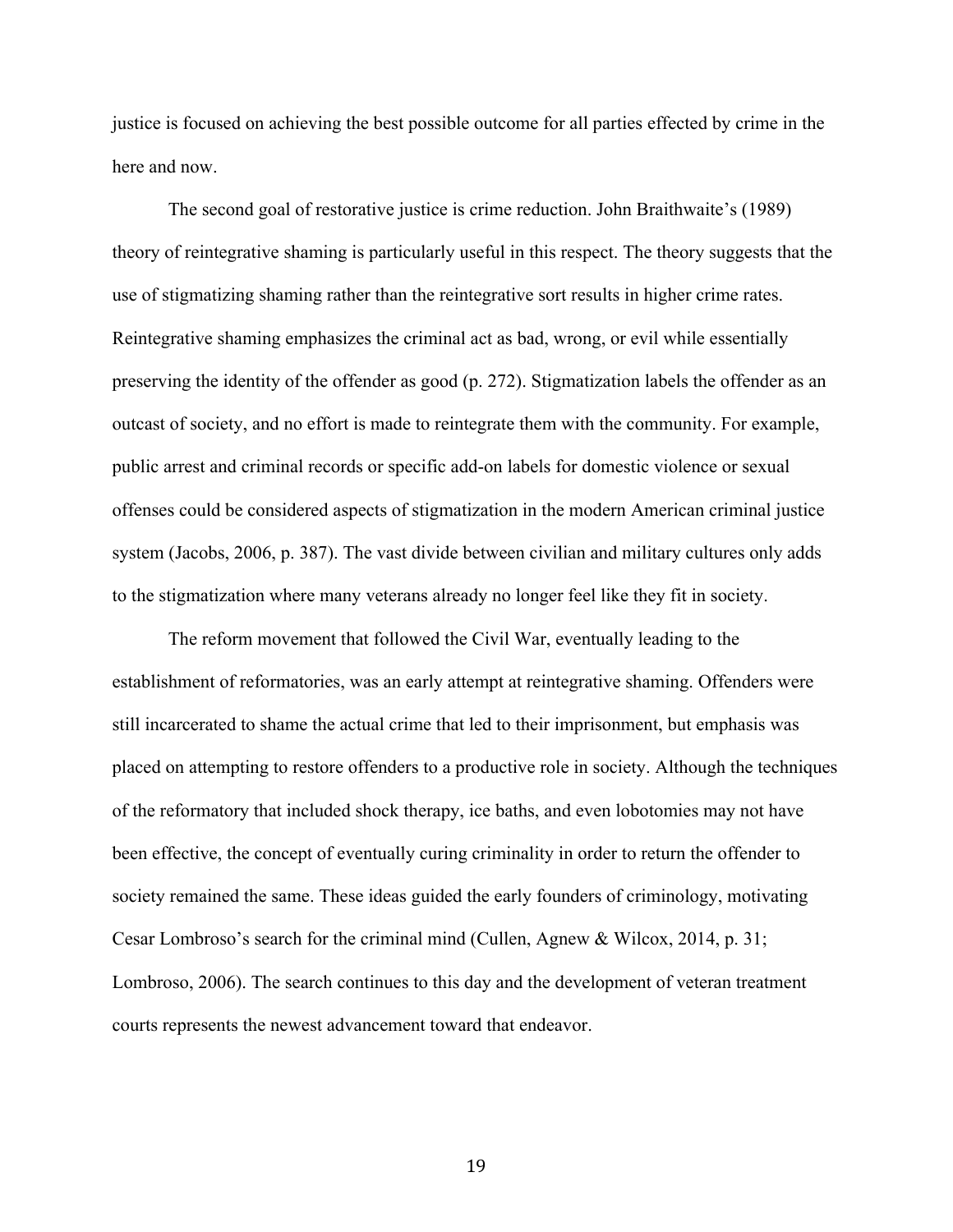justice is focused on achieving the best possible outcome for all parties effected by crime in the here and now.

The second goal of restorative justice is crime reduction. John Braithwaite's (1989) theory of reintegrative shaming is particularly useful in this respect. The theory suggests that the use of stigmatizing shaming rather than the reintegrative sort results in higher crime rates. Reintegrative shaming emphasizes the criminal act as bad, wrong, or evil while essentially preserving the identity of the offender as good (p. 272). Stigmatization labels the offender as an outcast of society, and no effort is made to reintegrate them with the community. For example, public arrest and criminal records or specific add-on labels for domestic violence or sexual offenses could be considered aspects of stigmatization in the modern American criminal justice system (Jacobs, 2006, p. 387). The vast divide between civilian and military cultures only adds to the stigmatization where many veterans already no longer feel like they fit in society.

The reform movement that followed the Civil War, eventually leading to the establishment of reformatories, was an early attempt at reintegrative shaming. Offenders were still incarcerated to shame the actual crime that led to their imprisonment, but emphasis was placed on attempting to restore offenders to a productive role in society. Although the techniques of the reformatory that included shock therapy, ice baths, and even lobotomies may not have been effective, the concept of eventually curing criminality in order to return the offender to society remained the same. These ideas guided the early founders of criminology, motivating Cesar Lombroso's search for the criminal mind (Cullen, Agnew & Wilcox, 2014, p. 31; Lombroso, 2006). The search continues to this day and the development of veteran treatment courts represents the newest advancement toward that endeavor.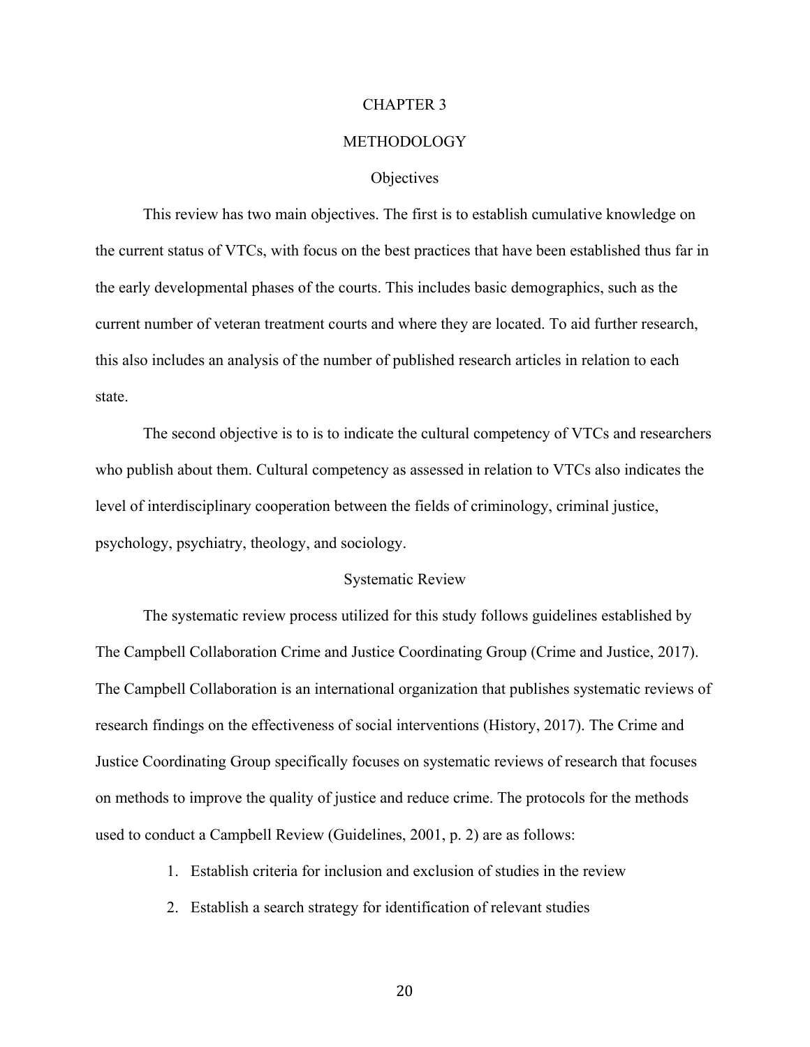# CHAPTER 3

# METHODOLOGY

## Objectives

This review has two main objectives. The first is to establish cumulative knowledge on the current status of VTCs, with focus on the best practices that have been established thus far in the early developmental phases of the courts. This includes basic demographics, such as the current number of veteran treatment courts and where they are located. To aid further research, this also includes an analysis of the number of published research articles in relation to each state.

The second objective is to is to indicate the cultural competency of VTCs and researchers who publish about them. Cultural competency as assessed in relation to VTCs also indicates the level of interdisciplinary cooperation between the fields of criminology, criminal justice, psychology, psychiatry, theology, and sociology.

## Systematic Review

The systematic review process utilized for this study follows guidelines established by The Campbell Collaboration Crime and Justice Coordinating Group (Crime and Justice, 2017). The Campbell Collaboration is an international organization that publishes systematic reviews of research findings on the effectiveness of social interventions (History, 2017). The Crime and Justice Coordinating Group specifically focuses on systematic reviews of research that focuses on methods to improve the quality of justice and reduce crime. The protocols for the methods used to conduct a Campbell Review (Guidelines, 2001, p. 2) are as follows:

1. Establish criteria for inclusion and exclusion of studies in the review
2. Establish a search strategy for identification of relevant studies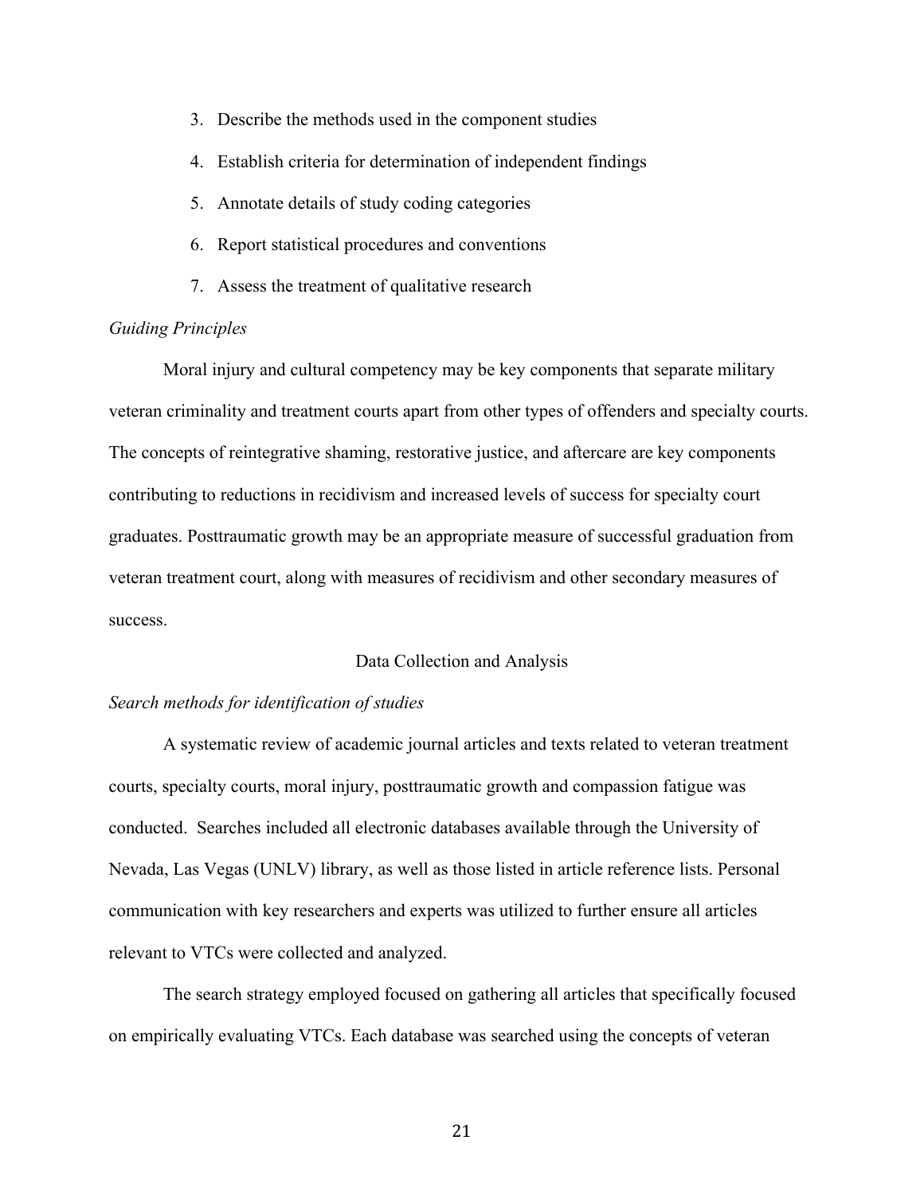3. Describe the methods used in the component studies
4. Establish criteria for determination of independent findings
5. Annotate details of study coding categories
6. Report statistical procedures and conventions
7. Assess the treatment of qualitative research

*Guiding Principles*

Moral injury and cultural competency may be key components that separate military veteran criminality and treatment courts apart from other types of offenders and specialty courts. The concepts of reintegrative shaming, restorative justice, and aftercare are key components contributing to reductions in recidivism and increased levels of success for specialty court graduates. Posttraumatic growth may be an appropriate measure of successful graduation from veteran treatment court, along with measures of recidivism and other secondary measures of success.

## Data Collection and Analysis

*Search methods for identification of studies*

A systematic review of academic journal articles and texts related to veteran treatment courts, specialty courts, moral injury, posttraumatic growth and compassion fatigue was conducted. Searches included all electronic databases available through the University of Nevada, Las Vegas (UNLV) library, as well as those listed in article reference lists. Personal communication with key researchers and experts was utilized to further ensure all articles relevant to VTCs were collected and analyzed.

The search strategy employed focused on gathering all articles that specifically focused on empirically evaluating VTCs. Each database was searched using the concepts of veteran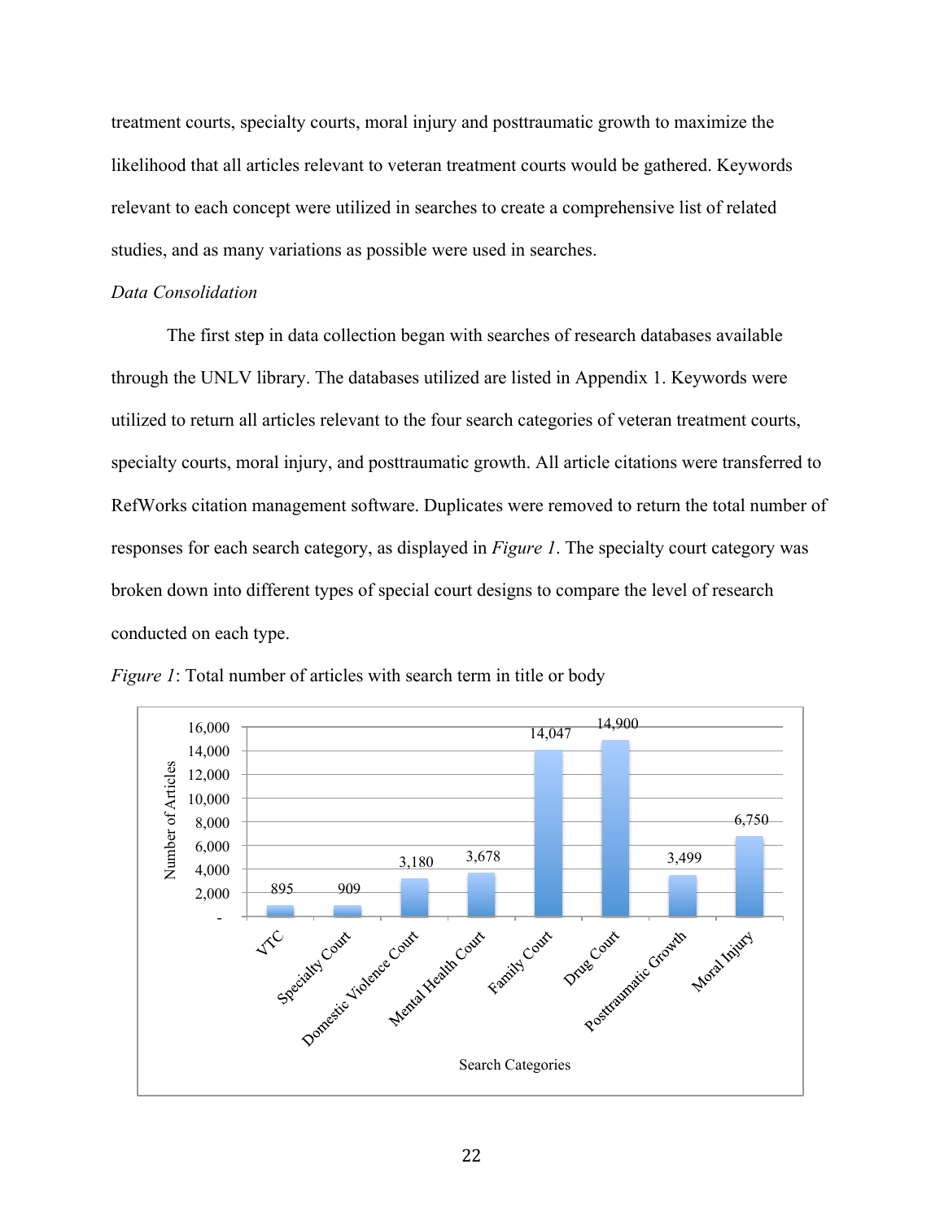treatment courts, specialty courts, moral injury and posttraumatic growth to maximize the likelihood that all articles relevant to veteran treatment courts would be gathered. Keywords relevant to each concept were utilized in searches to create a comprehensive list of related studies, and as many variations as possible were used in searches.

*Data Consolidation*

The first step in data collection began with searches of research databases available through the UNLV library. The databases utilized are listed in Appendix 1. Keywords were utilized to return all articles relevant to the four search categories of veteran treatment courts, specialty courts, moral injury, and posttraumatic growth. All article citations were transferred to RefWorks citation management software. Duplicates were removed to return the total number of responses for each search category, as displayed in *Figure 1*. The specialty court category was broken down into different types of special court designs to compare the level of research conducted on each type.

*Figure 1*: Total number of articles with search term in title or body

| Search Categories | Number of Articles |
|---|---|
| VTC | 895 |
| Specialty Court | 909 |
| Domestic Violence Court | 3,180 |
| Mental Health Court | 3,678 |
| Family Court | 14,047 |
| Drug Court | 14,900 |
| Posttraumatic Growth | 3,499 |
| Moral Injury | 6,750 |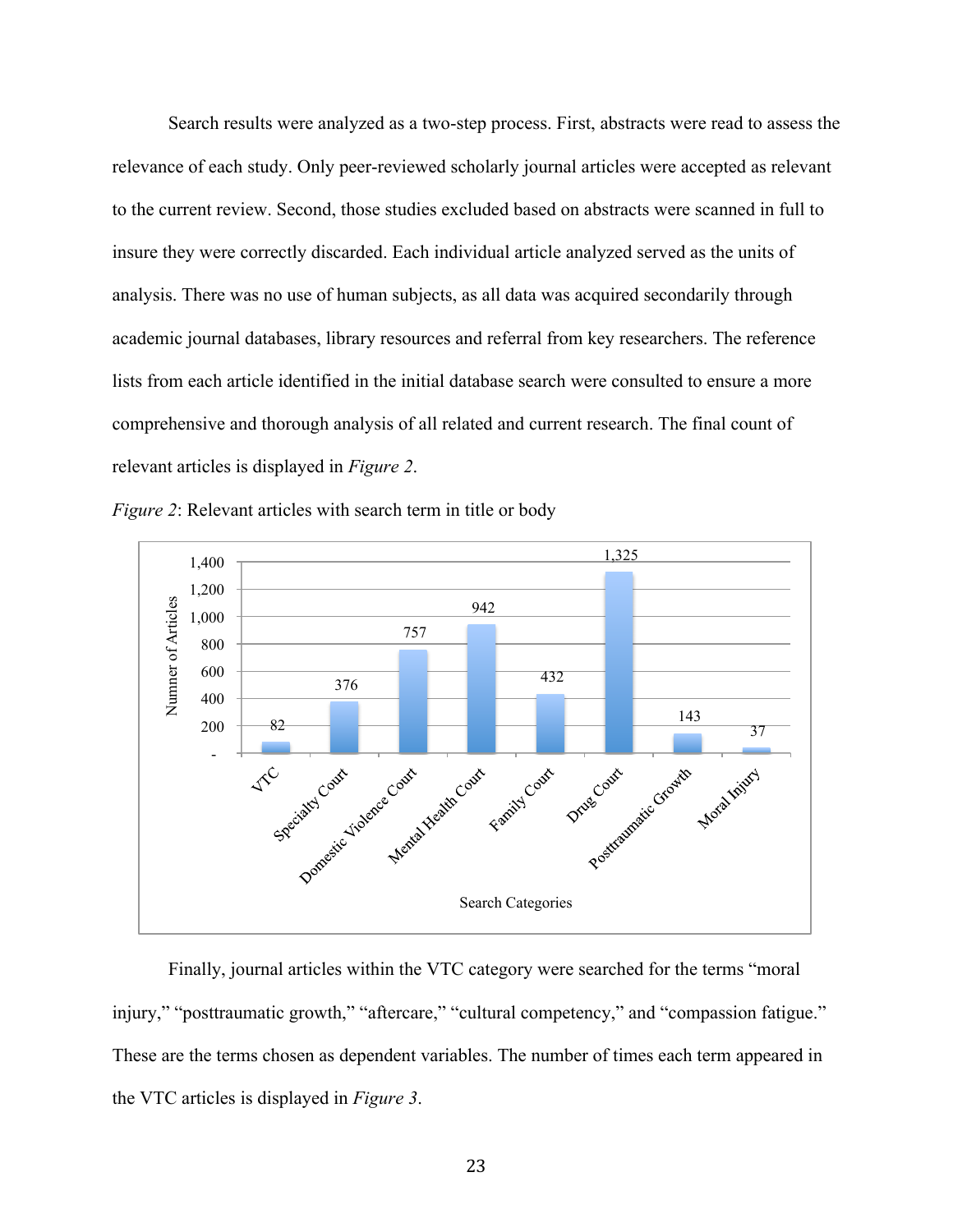Search results were analyzed as a two-step process. First, abstracts were read to assess the relevance of each study. Only peer-reviewed scholarly journal articles were accepted as relevant to the current review. Second, those studies excluded based on abstracts were scanned in full to insure they were correctly discarded. Each individual article analyzed served as the units of analysis. There was no use of human subjects, as all data was acquired secondarily through academic journal databases, library resources and referral from key researchers. The reference lists from each article identified in the initial database search were consulted to ensure a more comprehensive and thorough analysis of all related and current research. The final count of relevant articles is displayed in *Figure 2*.

*Figure 2*: Relevant articles with search term in title or body

| Search Categories | Numner of Articles |
|---|---|
| VTC | 82 |
| Specialty Court | 376 |
| Domestic Violence Court | 757 |
| Mental Health Court | 942 |
| Family Court | 432 |
| Drug Court | 1,325 |
| Posttraumatic Growth | 143 |
| Moral Injury | 37 |

Finally, journal articles within the VTC category were searched for the terms “moral injury,” “posttraumatic growth,” “aftercare,” “cultural competency,” and “compassion fatigue.” These are the terms chosen as dependent variables. The number of times each term appeared in the VTC articles is displayed in *Figure 3*.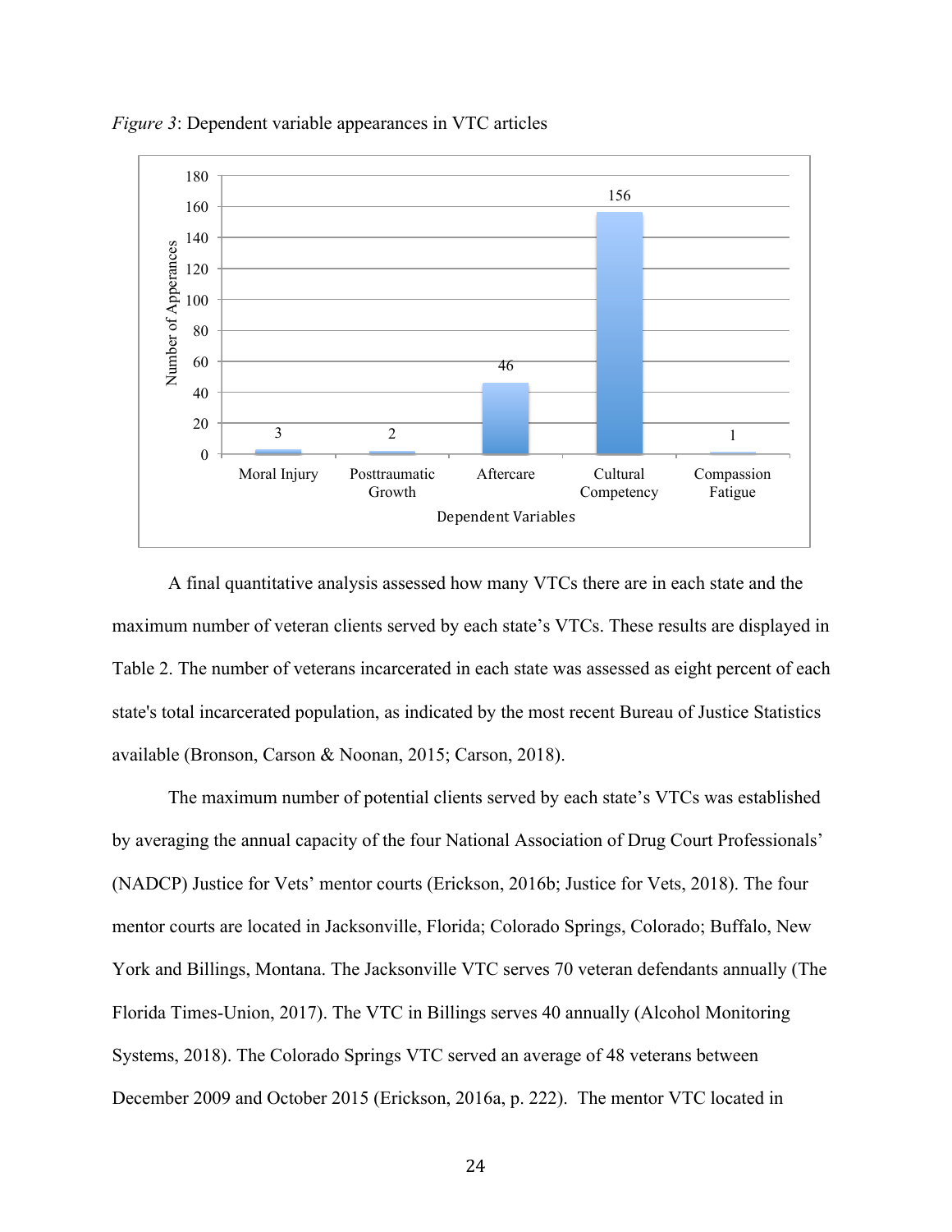*Figure 3*: Dependent variable appearances in VTC articles

| Dependent Variables | Number of Appearances |
|---|---|
| Moral Injury | 3 |
| Posttraumatic Growth | 2 |
| Aftercare | 46 |
| Cultural Competency | 156 |
| Compassion Fatigue | 1 |

A final quantitative analysis assessed how many VTCs there are in each state and the maximum number of veteran clients served by each state's VTCs. These results are displayed in Table 2. The number of veterans incarcerated in each state was assessed as eight percent of each state's total incarcerated population, as indicated by the most recent Bureau of Justice Statistics available (Bronson, Carson & Noonan, 2015; Carson, 2018).

The maximum number of potential clients served by each state's VTCs was established by averaging the annual capacity of the four National Association of Drug Court Professionals' (NADCP) Justice for Vets' mentor courts (Erickson, 2016b; Justice for Vets, 2018). The four mentor courts are located in Jacksonville, Florida; Colorado Springs, Colorado; Buffalo, New York and Billings, Montana. The Jacksonville VTC serves 70 veteran defendants annually (The Florida Times-Union, 2017). The VTC in Billings serves 40 annually (Alcohol Monitoring Systems, 2018). The Colorado Springs VTC served an average of 48 veterans between December 2009 and October 2015 (Erickson, 2016a, p. 222). The mentor VTC located in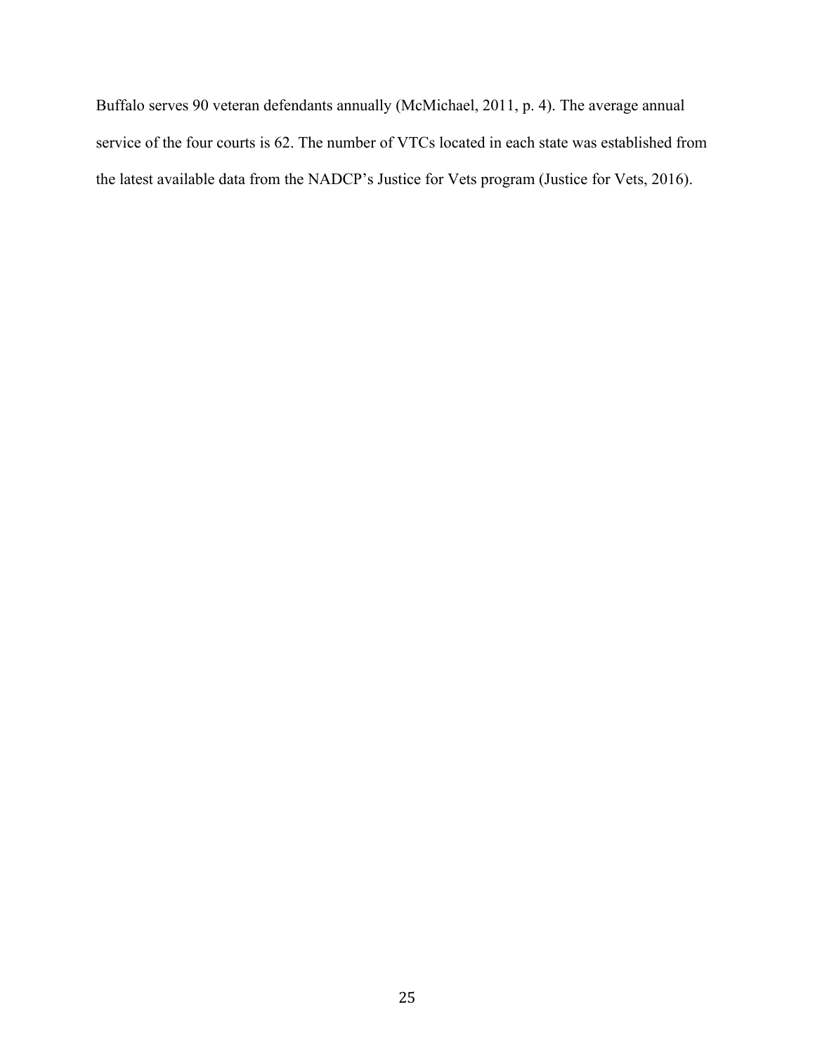Buffalo serves 90 veteran defendants annually (McMichael, 2011, p. 4). The average annual service of the four courts is 62. The number of VTCs located in each state was established from the latest available data from the NADCP's Justice for Vets program (Justice for Vets, 2016).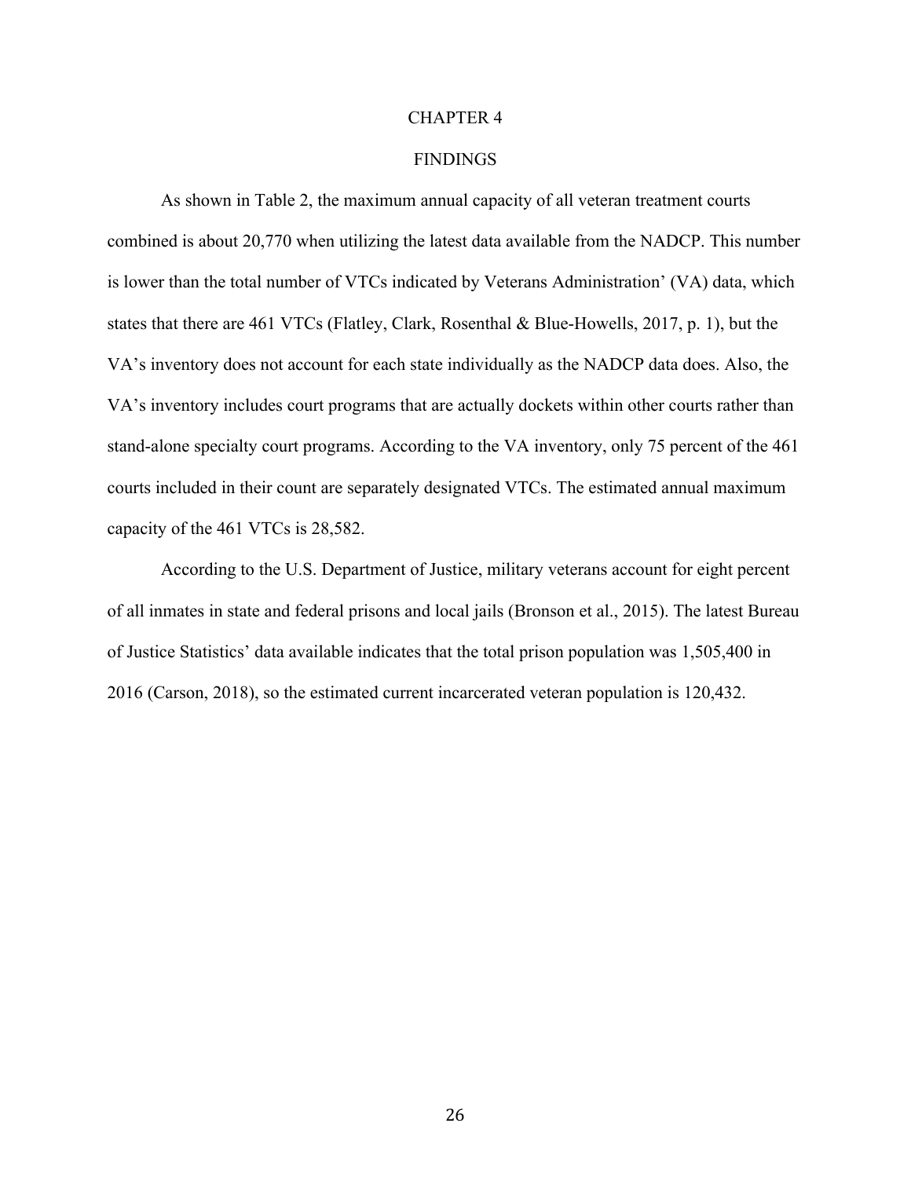# CHAPTER 4

## FINDINGS

As shown in Table 2, the maximum annual capacity of all veteran treatment courts combined is about 20,770 when utilizing the latest data available from the NADCP. This number is lower than the total number of VTCs indicated by Veterans Administration' (VA) data, which states that there are 461 VTCs (Flatley, Clark, Rosenthal & Blue-Howells, 2017, p. 1), but the VA's inventory does not account for each state individually as the NADCP data does. Also, the VA's inventory includes court programs that are actually dockets within other courts rather than stand-alone specialty court programs. According to the VA inventory, only 75 percent of the 461 courts included in their count are separately designated VTCs. The estimated annual maximum capacity of the 461 VTCs is 28,582.

According to the U.S. Department of Justice, military veterans account for eight percent of all inmates in state and federal prisons and local jails (Bronson et al., 2015). The latest Bureau of Justice Statistics' data available indicates that the total prison population was 1,505,400 in 2016 (Carson, 2018), so the estimated current incarcerated veteran population is 120,432.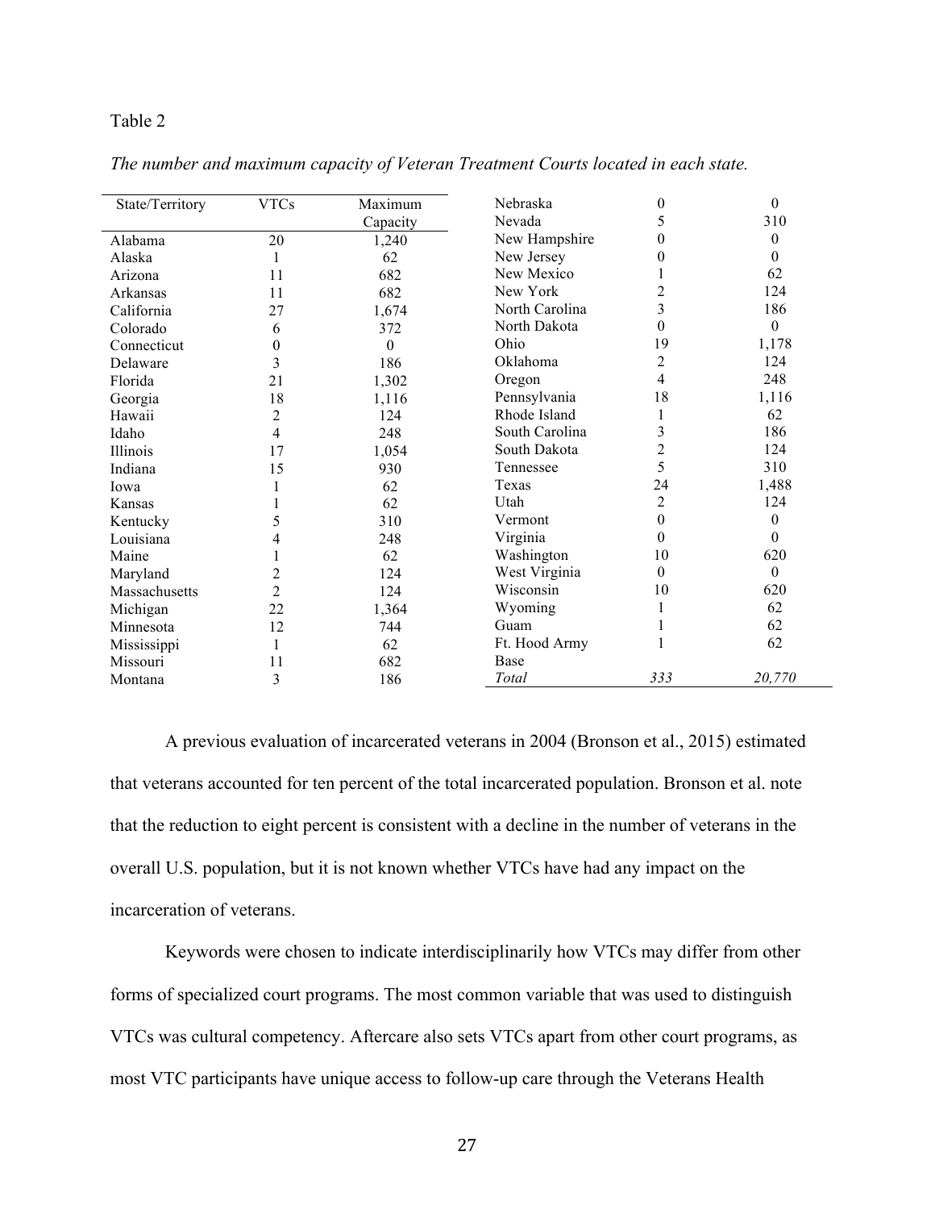Table 2

*The number and maximum capacity of Veteran Treatment Courts located in each state.*

| State/Territory | VTCs | Maximum Capacity |
|---|---|---|
| Alabama | 20 | 1,240 |
| Alaska | 1 | 62 |
| Arizona | 11 | 682 |
| Arkansas | 11 | 682 |
| California | 27 | 1,674 |
| Colorado | 6 | 372 |
| Connecticut | 0 | 0 |
| Delaware | 3 | 186 |
| Florida | 21 | 1,302 |
| Georgia | 18 | 1,116 |
| Hawaii | 2 | 124 |
| Idaho | 4 | 248 |
| Illinois | 17 | 1,054 |
| Indiana | 15 | 930 |
| Iowa | 1 | 62 |
| Kansas | 1 | 62 |
| Kentucky | 5 | 310 |
| Louisiana | 4 | 248 |
| Maine | 1 | 62 |
| Maryland | 2 | 124 |
| Massachusetts | 2 | 124 |
| Michigan | 22 | 1,364 |
| Minnesota | 12 | 744 |
| Mississippi | 1 | 62 |
| Missouri | 11 | 682 |
| Montana | 3 | 186 |
| Nebraska | 0 | 0 |
| Nevada | 5 | 310 |
| New Hampshire | 0 | 0 |
| New Jersey | 0 | 0 |
| New Mexico | 1 | 62 |
| New York | 2 | 124 |
| North Carolina | 3 | 186 |
| North Dakota | 0 | 0 |
| Ohio | 19 | 1,178 |
| Oklahoma | 2 | 124 |
| Oregon | 4 | 248 |
| Pennsylvania | 18 | 1,116 |
| Rhode Island | 1 | 62 |
| South Carolina | 3 | 186 |
| South Dakota | 2 | 124 |
| Tennessee | 5 | 310 |
| Texas | 24 | 1,488 |
| Utah | 2 | 124 |
| Vermont | 0 | 0 |
| Virginia | 0 | 0 |
| Washington | 10 | 620 |
| West Virginia | 0 | 0 |
| Wisconsin | 10 | 620 |
| Wyoming | 1 | 62 |
| Guam | 1 | 62 |
| Ft. Hood Army Base | 1 | 62 |
| *Total* | *333* | *20,770* |

A previous evaluation of incarcerated veterans in 2004 (Bronson et al., 2015) estimated that veterans accounted for ten percent of the total incarcerated population. Bronson et al. note that the reduction to eight percent is consistent with a decline in the number of veterans in the overall U.S. population, but it is not known whether VTCs have had any impact on the incarceration of veterans.

Keywords were chosen to indicate interdisciplinarily how VTCs may differ from other forms of specialized court programs. The most common variable that was used to distinguish VTCs was cultural competency. Aftercare also sets VTCs apart from other court programs, as most VTC participants have unique access to follow-up care through the Veterans Health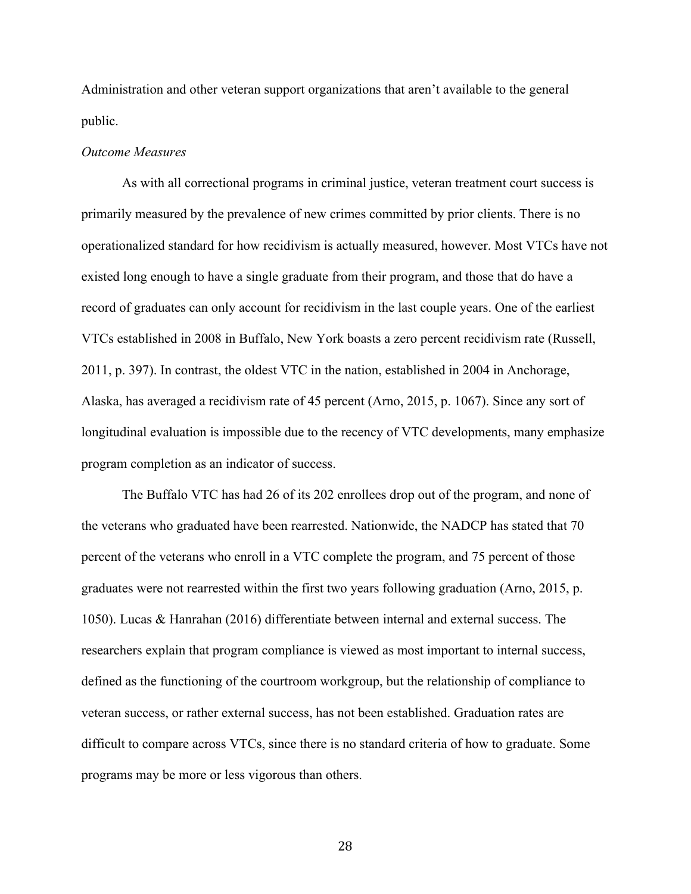Administration and other veteran support organizations that aren't available to the general public.

*Outcome Measures*

As with all correctional programs in criminal justice, veteran treatment court success is primarily measured by the prevalence of new crimes committed by prior clients. There is no operationalized standard for how recidivism is actually measured, however. Most VTCs have not existed long enough to have a single graduate from their program, and those that do have a record of graduates can only account for recidivism in the last couple years. One of the earliest VTCs established in 2008 in Buffalo, New York boasts a zero percent recidivism rate (Russell, 2011, p. 397). In contrast, the oldest VTC in the nation, established in 2004 in Anchorage, Alaska, has averaged a recidivism rate of 45 percent (Arno, 2015, p. 1067). Since any sort of longitudinal evaluation is impossible due to the recency of VTC developments, many emphasize program completion as an indicator of success.

The Buffalo VTC has had 26 of its 202 enrollees drop out of the program, and none of the veterans who graduated have been rearrested. Nationwide, the NADCP has stated that 70 percent of the veterans who enroll in a VTC complete the program, and 75 percent of those graduates were not rearrested within the first two years following graduation (Arno, 2015, p. 1050). Lucas & Hanrahan (2016) differentiate between internal and external success. The researchers explain that program compliance is viewed as most important to internal success, defined as the functioning of the courtroom workgroup, but the relationship of compliance to veteran success, or rather external success, has not been established. Graduation rates are difficult to compare across VTCs, since there is no standard criteria of how to graduate. Some programs may be more or less vigorous than others.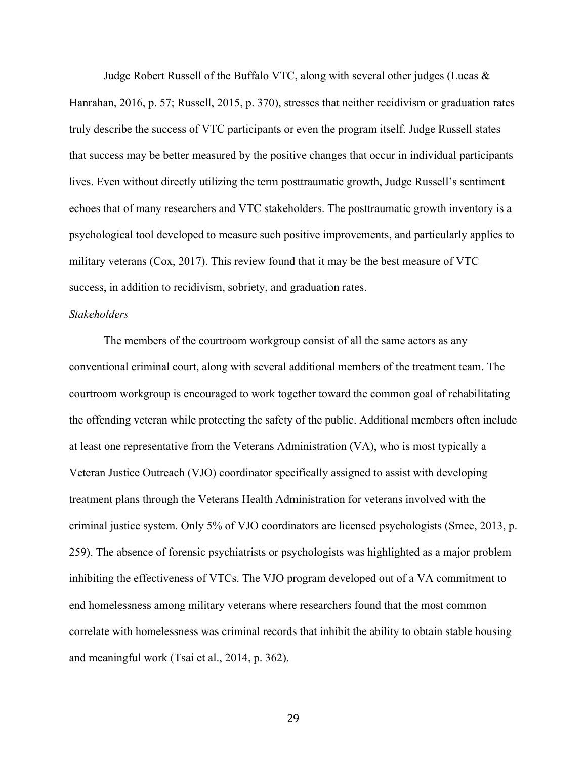Judge Robert Russell of the Buffalo VTC, along with several other judges (Lucas & Hanrahan, 2016, p. 57; Russell, 2015, p. 370), stresses that neither recidivism or graduation rates truly describe the success of VTC participants or even the program itself. Judge Russell states that success may be better measured by the positive changes that occur in individual participants lives. Even without directly utilizing the term posttraumatic growth, Judge Russell's sentiment echoes that of many researchers and VTC stakeholders. The posttraumatic growth inventory is a psychological tool developed to measure such positive improvements, and particularly applies to military veterans (Cox, 2017). This review found that it may be the best measure of VTC success, in addition to recidivism, sobriety, and graduation rates.

*Stakeholders*

The members of the courtroom workgroup consist of all the same actors as any conventional criminal court, along with several additional members of the treatment team. The courtroom workgroup is encouraged to work together toward the common goal of rehabilitating the offending veteran while protecting the safety of the public. Additional members often include at least one representative from the Veterans Administration (VA), who is most typically a Veteran Justice Outreach (VJO) coordinator specifically assigned to assist with developing treatment plans through the Veterans Health Administration for veterans involved with the criminal justice system. Only 5% of VJO coordinators are licensed psychologists (Smee, 2013, p. 259). The absence of forensic psychiatrists or psychologists was highlighted as a major problem inhibiting the effectiveness of VTCs. The VJO program developed out of a VA commitment to end homelessness among military veterans where researchers found that the most common correlate with homelessness was criminal records that inhibit the ability to obtain stable housing and meaningful work (Tsai et al., 2014, p. 362).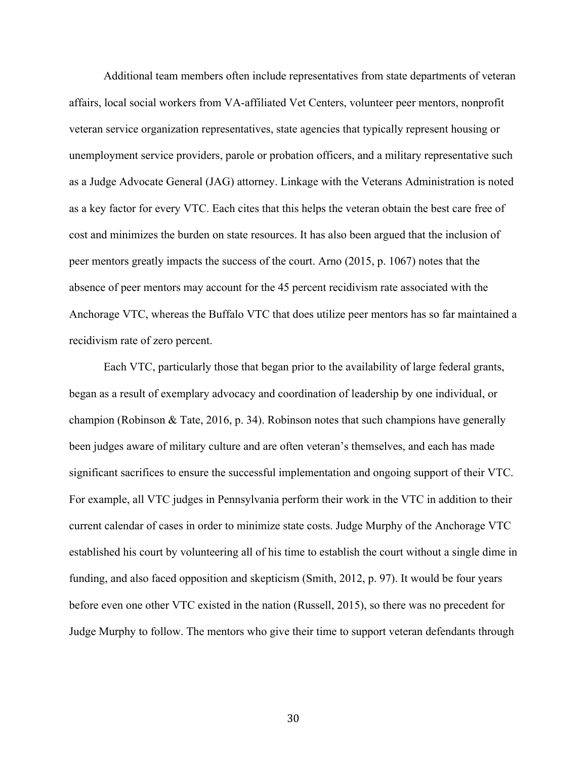Additional team members often include representatives from state departments of veteran affairs, local social workers from VA-affiliated Vet Centers, volunteer peer mentors, nonprofit veteran service organization representatives, state agencies that typically represent housing or unemployment service providers, parole or probation officers, and a military representative such as a Judge Advocate General (JAG) attorney. Linkage with the Veterans Administration is noted as a key factor for every VTC. Each cites that this helps the veteran obtain the best care free of cost and minimizes the burden on state resources. It has also been argued that the inclusion of peer mentors greatly impacts the success of the court. Arno (2015, p. 1067) notes that the absence of peer mentors may account for the 45 percent recidivism rate associated with the Anchorage VTC, whereas the Buffalo VTC that does utilize peer mentors has so far maintained a recidivism rate of zero percent.

Each VTC, particularly those that began prior to the availability of large federal grants, began as a result of exemplary advocacy and coordination of leadership by one individual, or champion (Robinson & Tate, 2016, p. 34). Robinson notes that such champions have generally been judges aware of military culture and are often veteran's themselves, and each has made significant sacrifices to ensure the successful implementation and ongoing support of their VTC. For example, all VTC judges in Pennsylvania perform their work in the VTC in addition to their current calendar of cases in order to minimize state costs. Judge Murphy of the Anchorage VTC established his court by volunteering all of his time to establish the court without a single dime in funding, and also faced opposition and skepticism (Smith, 2012, p. 97). It would be four years before even one other VTC existed in the nation (Russell, 2015), so there was no precedent for Judge Murphy to follow. The mentors who give their time to support veteran defendants through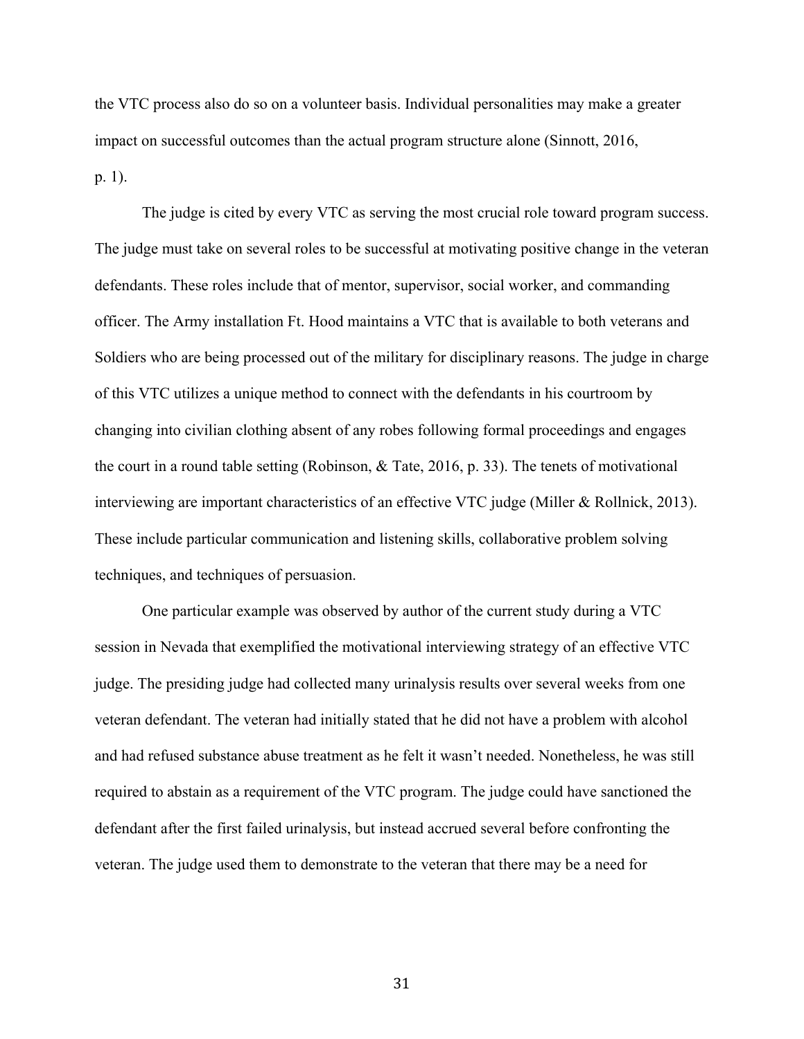the VTC process also do so on a volunteer basis. Individual personalities may make a greater impact on successful outcomes than the actual program structure alone (Sinnott, 2016, p. 1).

The judge is cited by every VTC as serving the most crucial role toward program success. The judge must take on several roles to be successful at motivating positive change in the veteran defendants. These roles include that of mentor, supervisor, social worker, and commanding officer. The Army installation Ft. Hood maintains a VTC that is available to both veterans and Soldiers who are being processed out of the military for disciplinary reasons. The judge in charge of this VTC utilizes a unique method to connect with the defendants in his courtroom by changing into civilian clothing absent of any robes following formal proceedings and engages the court in a round table setting (Robinson, & Tate, 2016, p. 33). The tenets of motivational interviewing are important characteristics of an effective VTC judge (Miller & Rollnick, 2013). These include particular communication and listening skills, collaborative problem solving techniques, and techniques of persuasion.

One particular example was observed by author of the current study during a VTC session in Nevada that exemplified the motivational interviewing strategy of an effective VTC judge. The presiding judge had collected many urinalysis results over several weeks from one veteran defendant. The veteran had initially stated that he did not have a problem with alcohol and had refused substance abuse treatment as he felt it wasn't needed. Nonetheless, he was still required to abstain as a requirement of the VTC program. The judge could have sanctioned the defendant after the first failed urinalysis, but instead accrued several before confronting the veteran. The judge used them to demonstrate to the veteran that there may be a need for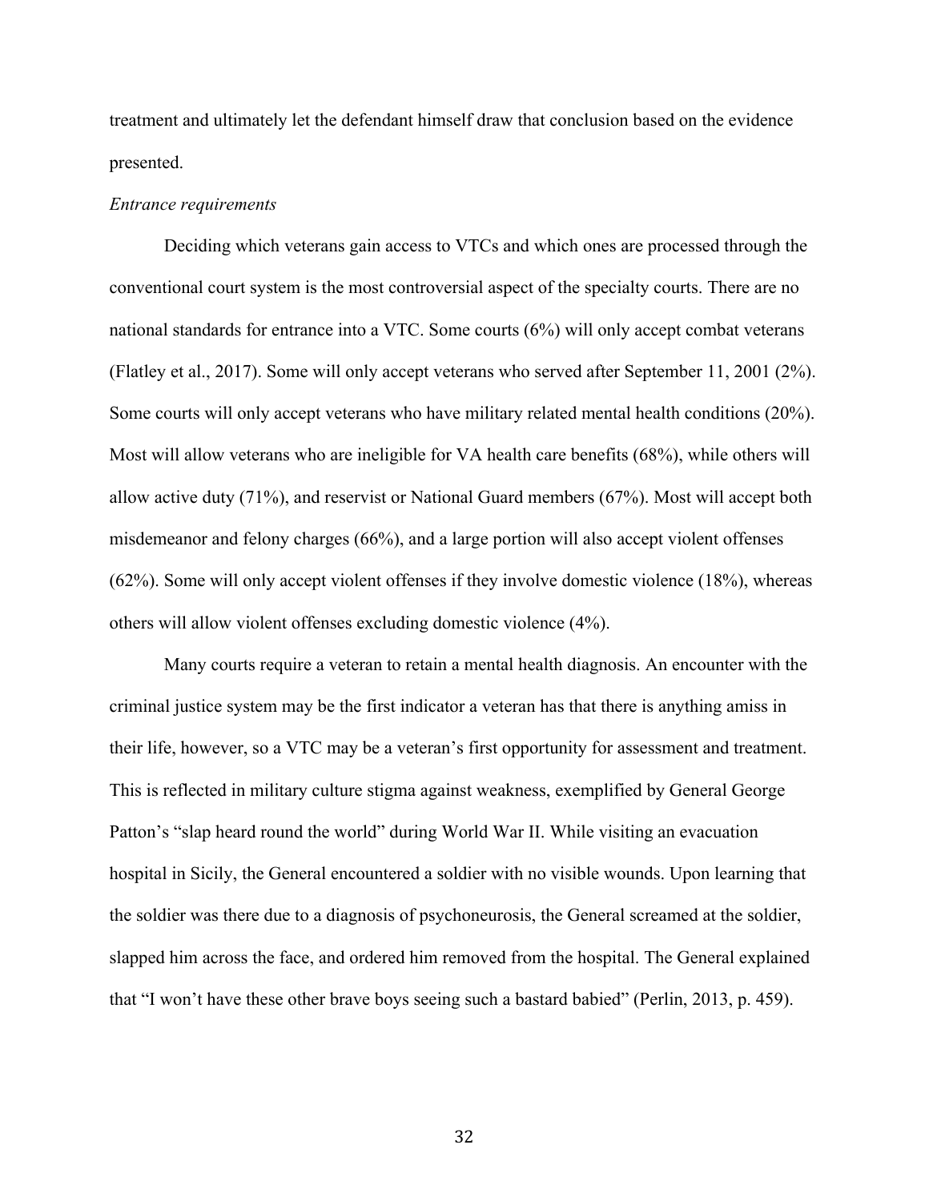treatment and ultimately let the defendant himself draw that conclusion based on the evidence presented.

*Entrance requirements*

Deciding which veterans gain access to VTCs and which ones are processed through the conventional court system is the most controversial aspect of the specialty courts. There are no national standards for entrance into a VTC. Some courts (6%) will only accept combat veterans (Flatley et al., 2017). Some will only accept veterans who served after September 11, 2001 (2%). Some courts will only accept veterans who have military related mental health conditions (20%). Most will allow veterans who are ineligible for VA health care benefits (68%), while others will allow active duty (71%), and reservist or National Guard members (67%). Most will accept both misdemeanor and felony charges (66%), and a large portion will also accept violent offenses (62%). Some will only accept violent offenses if they involve domestic violence (18%), whereas others will allow violent offenses excluding domestic violence (4%).

Many courts require a veteran to retain a mental health diagnosis. An encounter with the criminal justice system may be the first indicator a veteran has that there is anything amiss in their life, however, so a VTC may be a veteran's first opportunity for assessment and treatment. This is reflected in military culture stigma against weakness, exemplified by General George Patton's "slap heard round the world" during World War II. While visiting an evacuation hospital in Sicily, the General encountered a soldier with no visible wounds. Upon learning that the soldier was there due to a diagnosis of psychoneurosis, the General screamed at the soldier, slapped him across the face, and ordered him removed from the hospital. The General explained that "I won't have these other brave boys seeing such a bastard babied" (Perlin, 2013, p. 459).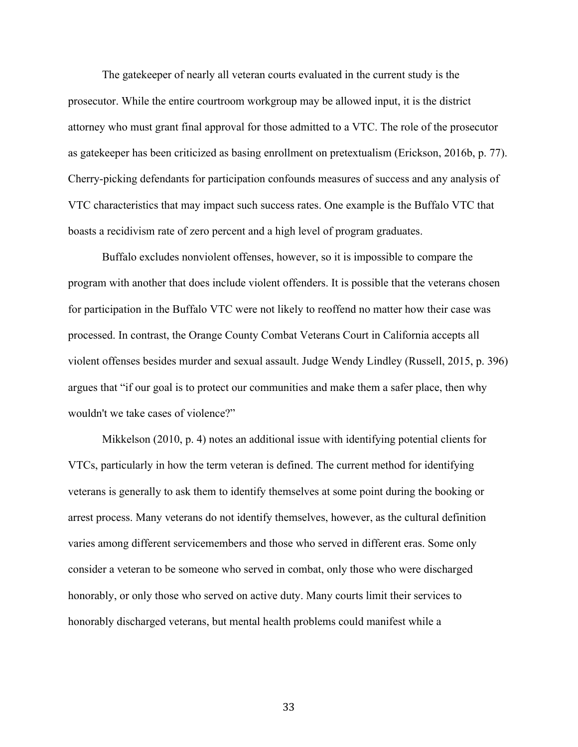The gatekeeper of nearly all veteran courts evaluated in the current study is the prosecutor. While the entire courtroom workgroup may be allowed input, it is the district attorney who must grant final approval for those admitted to a VTC. The role of the prosecutor as gatekeeper has been criticized as basing enrollment on pretextualism (Erickson, 2016b, p. 77). Cherry-picking defendants for participation confounds measures of success and any analysis of VTC characteristics that may impact such success rates. One example is the Buffalo VTC that boasts a recidivism rate of zero percent and a high level of program graduates.

Buffalo excludes nonviolent offenses, however, so it is impossible to compare the program with another that does include violent offenders. It is possible that the veterans chosen for participation in the Buffalo VTC were not likely to reoffend no matter how their case was processed. In contrast, the Orange County Combat Veterans Court in California accepts all violent offenses besides murder and sexual assault. Judge Wendy Lindley (Russell, 2015, p. 396) argues that "if our goal is to protect our communities and make them a safer place, then why wouldn't we take cases of violence?"

Mikkelson (2010, p. 4) notes an additional issue with identifying potential clients for VTCs, particularly in how the term veteran is defined. The current method for identifying veterans is generally to ask them to identify themselves at some point during the booking or arrest process. Many veterans do not identify themselves, however, as the cultural definition varies among different servicemembers and those who served in different eras. Some only consider a veteran to be someone who served in combat, only those who were discharged honorably, or only those who served on active duty. Many courts limit their services to honorably discharged veterans, but mental health problems could manifest while a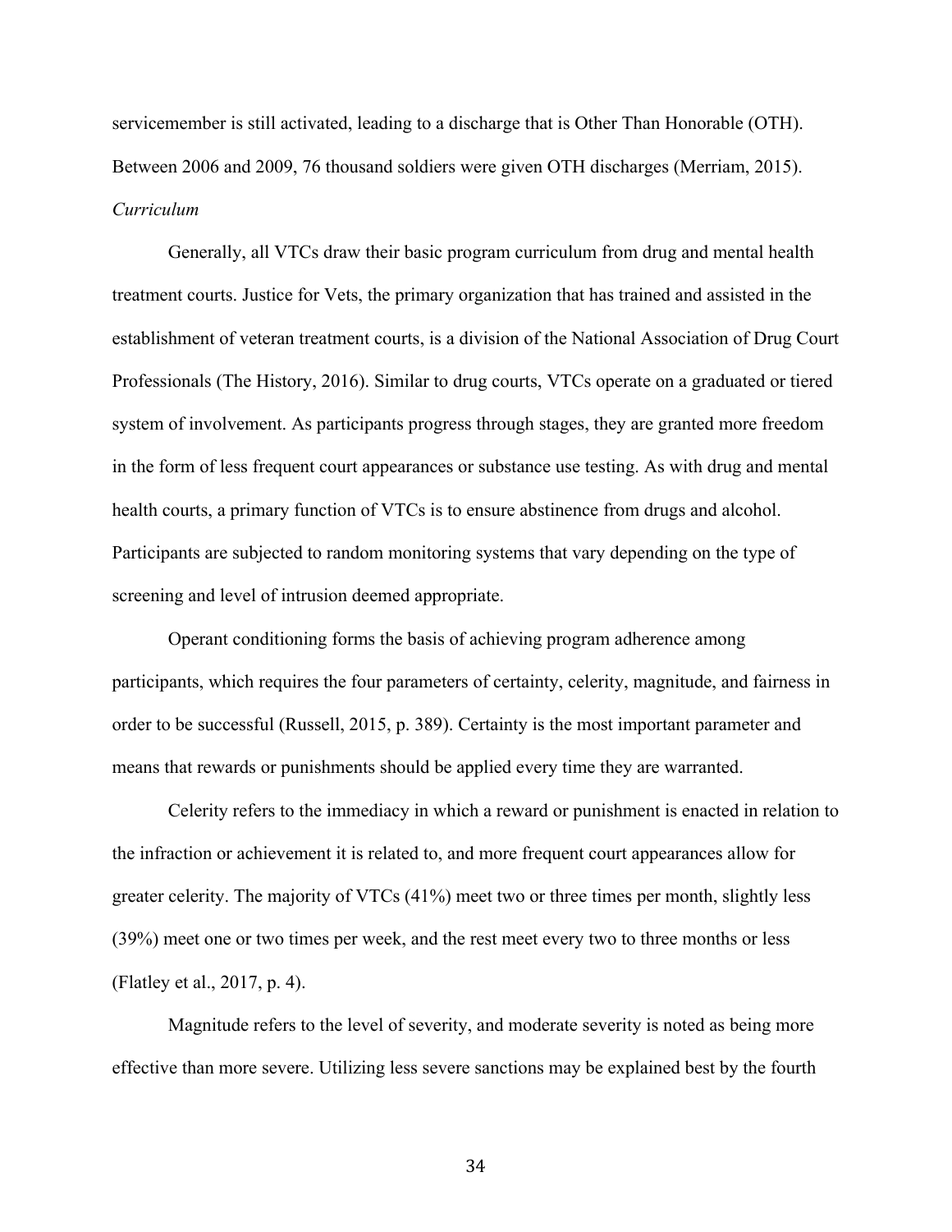servicemember is still activated, leading to a discharge that is Other Than Honorable (OTH). Between 2006 and 2009, 76 thousand soldiers were given OTH discharges (Merriam, 2015).

*Curriculum*

Generally, all VTCs draw their basic program curriculum from drug and mental health treatment courts. Justice for Vets, the primary organization that has trained and assisted in the establishment of veteran treatment courts, is a division of the National Association of Drug Court Professionals (The History, 2016). Similar to drug courts, VTCs operate on a graduated or tiered system of involvement. As participants progress through stages, they are granted more freedom in the form of less frequent court appearances or substance use testing. As with drug and mental health courts, a primary function of VTCs is to ensure abstinence from drugs and alcohol. Participants are subjected to random monitoring systems that vary depending on the type of screening and level of intrusion deemed appropriate.

Operant conditioning forms the basis of achieving program adherence among participants, which requires the four parameters of certainty, celerity, magnitude, and fairness in order to be successful (Russell, 2015, p. 389). Certainty is the most important parameter and means that rewards or punishments should be applied every time they are warranted.

Celerity refers to the immediacy in which a reward or punishment is enacted in relation to the infraction or achievement it is related to, and more frequent court appearances allow for greater celerity. The majority of VTCs (41%) meet two or three times per month, slightly less (39%) meet one or two times per week, and the rest meet every two to three months or less (Flatley et al., 2017, p. 4).

Magnitude refers to the level of severity, and moderate severity is noted as being more effective than more severe. Utilizing less severe sanctions may be explained best by the fourth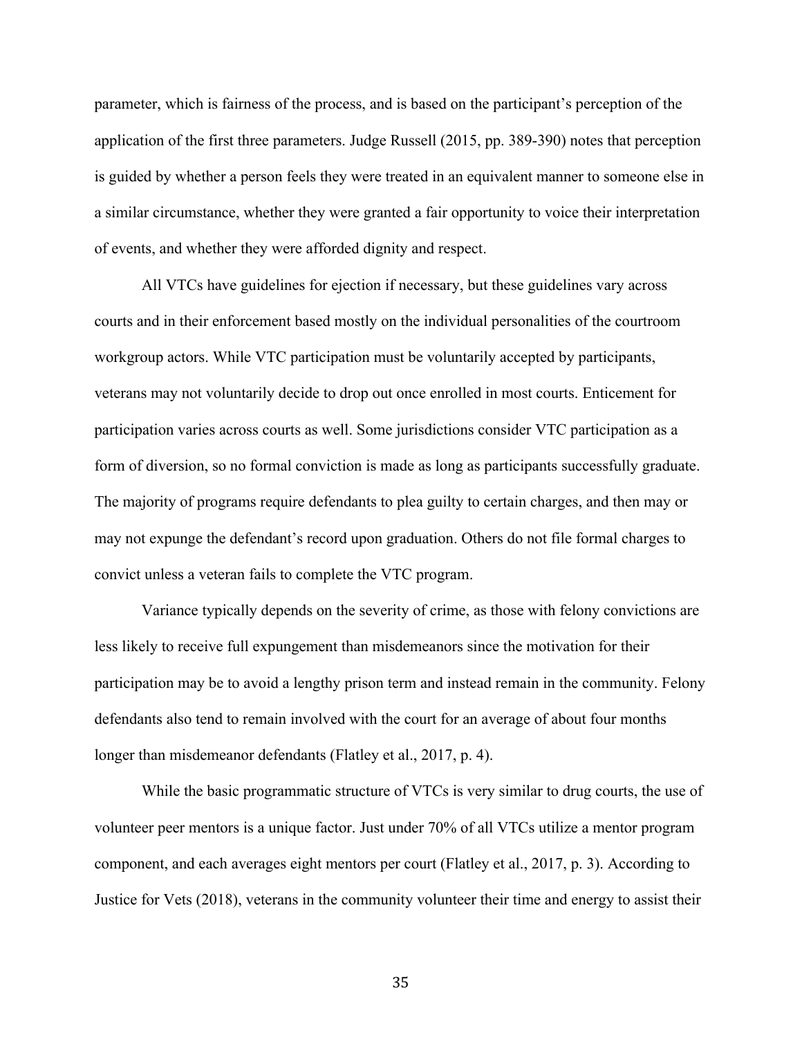parameter, which is fairness of the process, and is based on the participant's perception of the application of the first three parameters. Judge Russell (2015, pp. 389-390) notes that perception is guided by whether a person feels they were treated in an equivalent manner to someone else in a similar circumstance, whether they were granted a fair opportunity to voice their interpretation of events, and whether they were afforded dignity and respect.

All VTCs have guidelines for ejection if necessary, but these guidelines vary across courts and in their enforcement based mostly on the individual personalities of the courtroom workgroup actors. While VTC participation must be voluntarily accepted by participants, veterans may not voluntarily decide to drop out once enrolled in most courts. Enticement for participation varies across courts as well. Some jurisdictions consider VTC participation as a form of diversion, so no formal conviction is made as long as participants successfully graduate. The majority of programs require defendants to plea guilty to certain charges, and then may or may not expunge the defendant's record upon graduation. Others do not file formal charges to convict unless a veteran fails to complete the VTC program.

Variance typically depends on the severity of crime, as those with felony convictions are less likely to receive full expungement than misdemeanors since the motivation for their participation may be to avoid a lengthy prison term and instead remain in the community. Felony defendants also tend to remain involved with the court for an average of about four months longer than misdemeanor defendants (Flatley et al., 2017, p. 4).

While the basic programmatic structure of VTCs is very similar to drug courts, the use of volunteer peer mentors is a unique factor. Just under 70% of all VTCs utilize a mentor program component, and each averages eight mentors per court (Flatley et al., 2017, p. 3). According to Justice for Vets (2018), veterans in the community volunteer their time and energy to assist their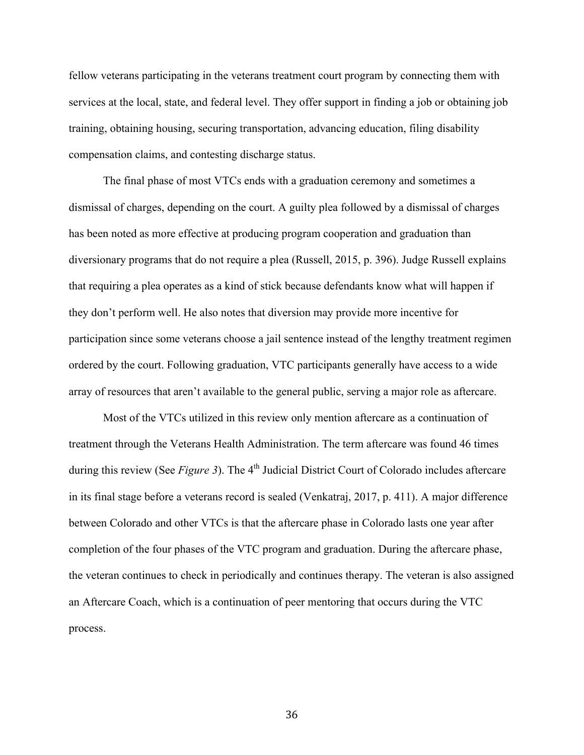fellow veterans participating in the veterans treatment court program by connecting them with services at the local, state, and federal level. They offer support in finding a job or obtaining job training, obtaining housing, securing transportation, advancing education, filing disability compensation claims, and contesting discharge status.

The final phase of most VTCs ends with a graduation ceremony and sometimes a dismissal of charges, depending on the court. A guilty plea followed by a dismissal of charges has been noted as more effective at producing program cooperation and graduation than diversionary programs that do not require a plea (Russell, 2015, p. 396). Judge Russell explains that requiring a plea operates as a kind of stick because defendants know what will happen if they don't perform well. He also notes that diversion may provide more incentive for participation since some veterans choose a jail sentence instead of the lengthy treatment regimen ordered by the court. Following graduation, VTC participants generally have access to a wide array of resources that aren't available to the general public, serving a major role as aftercare.

Most of the VTCs utilized in this review only mention aftercare as a continuation of treatment through the Veterans Health Administration. The term aftercare was found 46 times during this review (See *Figure 3*). The 4th Judicial District Court of Colorado includes aftercare in its final stage before a veterans record is sealed (Venkatraj, 2017, p. 411). A major difference between Colorado and other VTCs is that the aftercare phase in Colorado lasts one year after completion of the four phases of the VTC program and graduation. During the aftercare phase, the veteran continues to check in periodically and continues therapy. The veteran is also assigned an Aftercare Coach, which is a continuation of peer mentoring that occurs during the VTC process.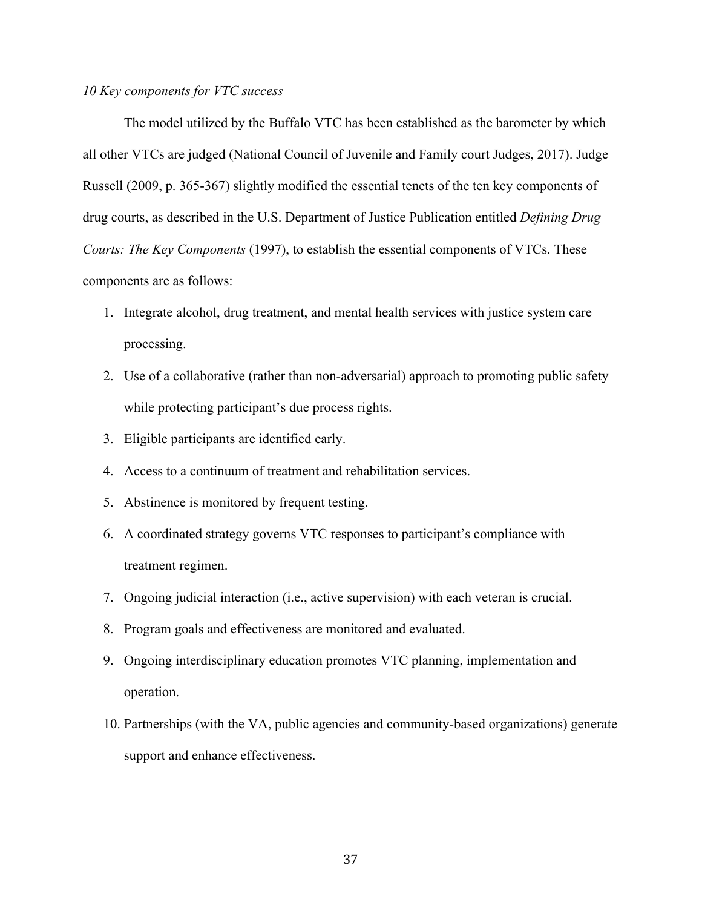*10 Key components for VTC success*

The model utilized by the Buffalo VTC has been established as the barometer by which all other VTCs are judged (National Council of Juvenile and Family court Judges, 2017). Judge Russell (2009, p. 365-367) slightly modified the essential tenets of the ten key components of drug courts, as described in the U.S. Department of Justice Publication entitled *Defining Drug Courts: The Key Components* (1997), to establish the essential components of VTCs. These components are as follows:

1. Integrate alcohol, drug treatment, and mental health services with justice system care processing.
2. Use of a collaborative (rather than non-adversarial) approach to promoting public safety while protecting participant's due process rights.
3. Eligible participants are identified early.
4. Access to a continuum of treatment and rehabilitation services.
5. Abstinence is monitored by frequent testing.
6. A coordinated strategy governs VTC responses to participant's compliance with treatment regimen.
7. Ongoing judicial interaction (i.e., active supervision) with each veteran is crucial.
8. Program goals and effectiveness are monitored and evaluated.
9. Ongoing interdisciplinary education promotes VTC planning, implementation and operation.
10. Partnerships (with the VA, public agencies and community-based organizations) generate support and enhance effectiveness.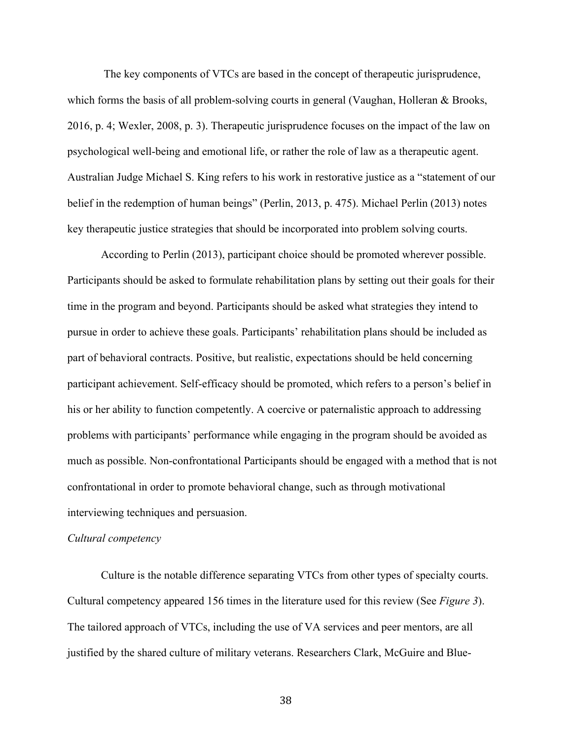The key components of VTCs are based in the concept of therapeutic jurisprudence, which forms the basis of all problem-solving courts in general (Vaughan, Holleran & Brooks, 2016, p. 4; Wexler, 2008, p. 3). Therapeutic jurisprudence focuses on the impact of the law on psychological well-being and emotional life, or rather the role of law as a therapeutic agent. Australian Judge Michael S. King refers to his work in restorative justice as a "statement of our belief in the redemption of human beings" (Perlin, 2013, p. 475). Michael Perlin (2013) notes key therapeutic justice strategies that should be incorporated into problem solving courts.

According to Perlin (2013), participant choice should be promoted wherever possible. Participants should be asked to formulate rehabilitation plans by setting out their goals for their time in the program and beyond. Participants should be asked what strategies they intend to pursue in order to achieve these goals. Participants' rehabilitation plans should be included as part of behavioral contracts. Positive, but realistic, expectations should be held concerning participant achievement. Self-efficacy should be promoted, which refers to a person's belief in his or her ability to function competently. A coercive or paternalistic approach to addressing problems with participants' performance while engaging in the program should be avoided as much as possible. Non-confrontational Participants should be engaged with a method that is not confrontational in order to promote behavioral change, such as through motivational interviewing techniques and persuasion.

*Cultural competency*

Culture is the notable difference separating VTCs from other types of specialty courts. Cultural competency appeared 156 times in the literature used for this review (See *Figure 3*). The tailored approach of VTCs, including the use of VA services and peer mentors, are all justified by the shared culture of military veterans. Researchers Clark, McGuire and Blue-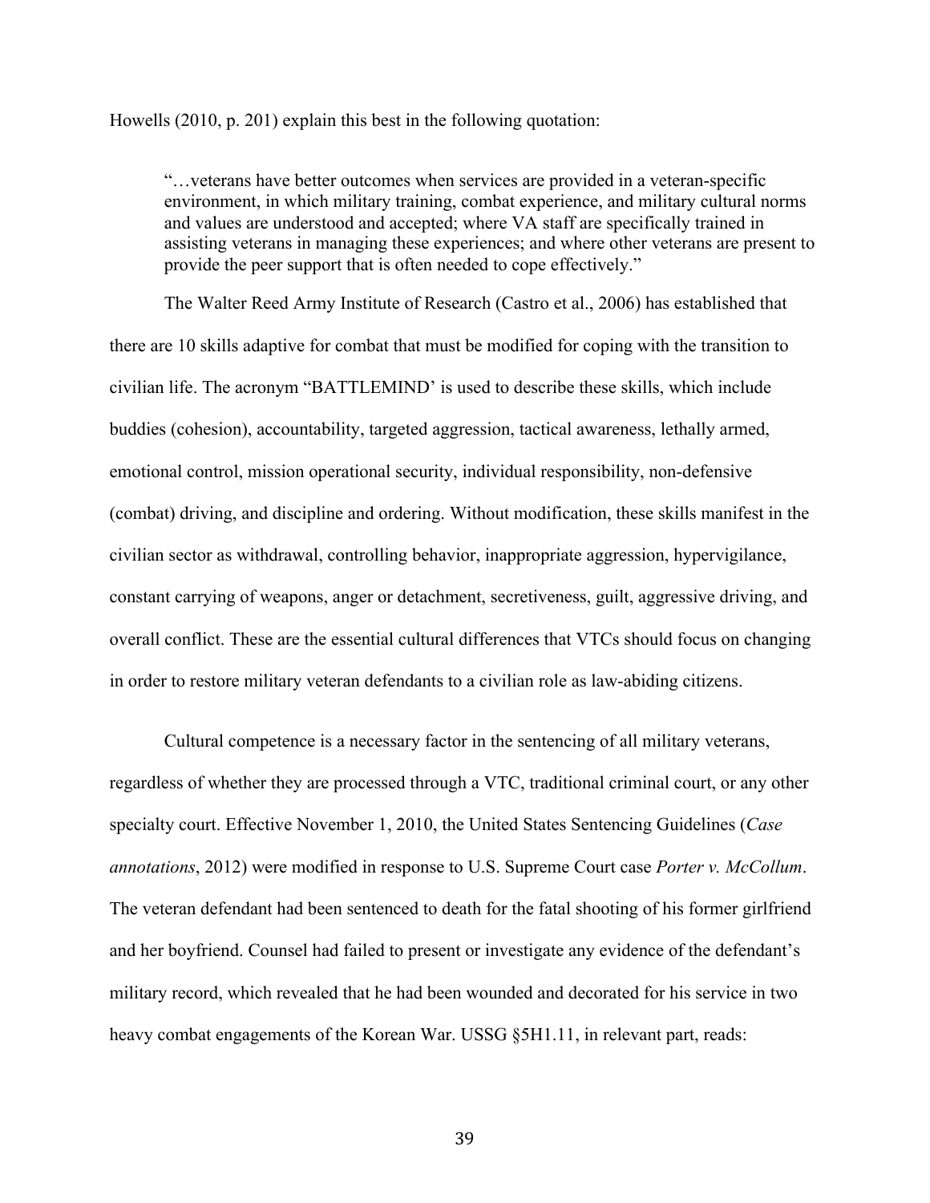Howells (2010, p. 201) explain this best in the following quotation:

> "…veterans have better outcomes when services are provided in a veteran-specific environment, in which military training, combat experience, and military cultural norms and values are understood and accepted; where VA staff are specifically trained in assisting veterans in managing these experiences; and where other veterans are present to provide the peer support that is often needed to cope effectively."

The Walter Reed Army Institute of Research (Castro et al., 2006) has established that there are 10 skills adaptive for combat that must be modified for coping with the transition to civilian life. The acronym "BATTLEMIND' is used to describe these skills, which include buddies (cohesion), accountability, targeted aggression, tactical awareness, lethally armed, emotional control, mission operational security, individual responsibility, non-defensive (combat) driving, and discipline and ordering. Without modification, these skills manifest in the civilian sector as withdrawal, controlling behavior, inappropriate aggression, hypervigilance, constant carrying of weapons, anger or detachment, secretiveness, guilt, aggressive driving, and overall conflict. These are the essential cultural differences that VTCs should focus on changing in order to restore military veteran defendants to a civilian role as law-abiding citizens.

Cultural competence is a necessary factor in the sentencing of all military veterans, regardless of whether they are processed through a VTC, traditional criminal court, or any other specialty court. Effective November 1, 2010, the United States Sentencing Guidelines (*Case annotations*, 2012) were modified in response to U.S. Supreme Court case *Porter v. McCollum*. The veteran defendant had been sentenced to death for the fatal shooting of his former girlfriend and her boyfriend. Counsel had failed to present or investigate any evidence of the defendant's military record, which revealed that he had been wounded and decorated for his service in two heavy combat engagements of the Korean War. USSG §5H1.11, in relevant part, reads: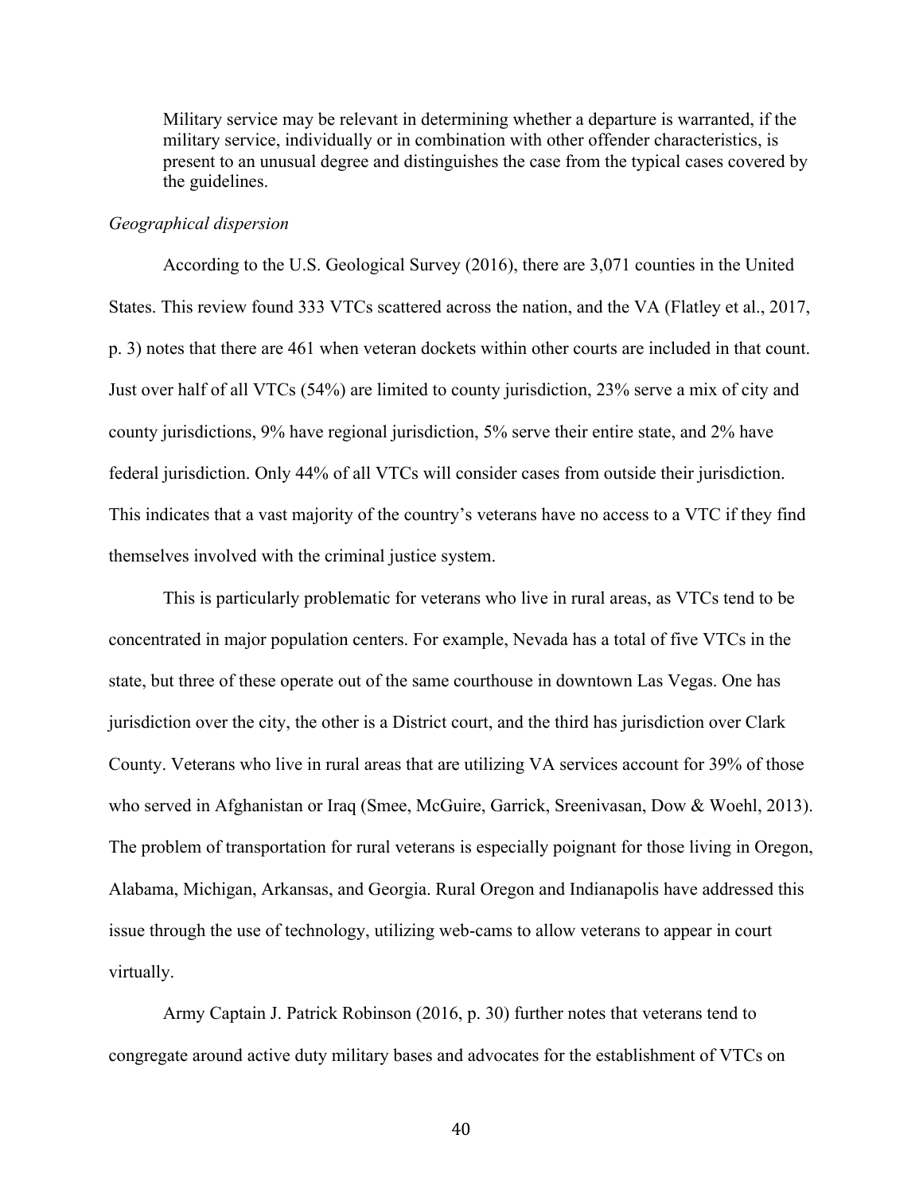> Military service may be relevant in determining whether a departure is warranted, if the military service, individually or in combination with other offender characteristics, is present to an unusual degree and distinguishes the case from the typical cases covered by the guidelines.

*Geographical dispersion*

According to the U.S. Geological Survey (2016), there are 3,071 counties in the United States. This review found 333 VTCs scattered across the nation, and the VA (Flatley et al., 2017, p. 3) notes that there are 461 when veteran dockets within other courts are included in that count. Just over half of all VTCs (54%) are limited to county jurisdiction, 23% serve a mix of city and county jurisdictions, 9% have regional jurisdiction, 5% serve their entire state, and 2% have federal jurisdiction. Only 44% of all VTCs will consider cases from outside their jurisdiction. This indicates that a vast majority of the country's veterans have no access to a VTC if they find themselves involved with the criminal justice system.

This is particularly problematic for veterans who live in rural areas, as VTCs tend to be concentrated in major population centers. For example, Nevada has a total of five VTCs in the state, but three of these operate out of the same courthouse in downtown Las Vegas. One has jurisdiction over the city, the other is a District court, and the third has jurisdiction over Clark County. Veterans who live in rural areas that are utilizing VA services account for 39% of those who served in Afghanistan or Iraq (Smee, McGuire, Garrick, Sreenivasan, Dow & Woehl, 2013). The problem of transportation for rural veterans is especially poignant for those living in Oregon, Alabama, Michigan, Arkansas, and Georgia. Rural Oregon and Indianapolis have addressed this issue through the use of technology, utilizing web-cams to allow veterans to appear in court virtually.

Army Captain J. Patrick Robinson (2016, p. 30) further notes that veterans tend to congregate around active duty military bases and advocates for the establishment of VTCs on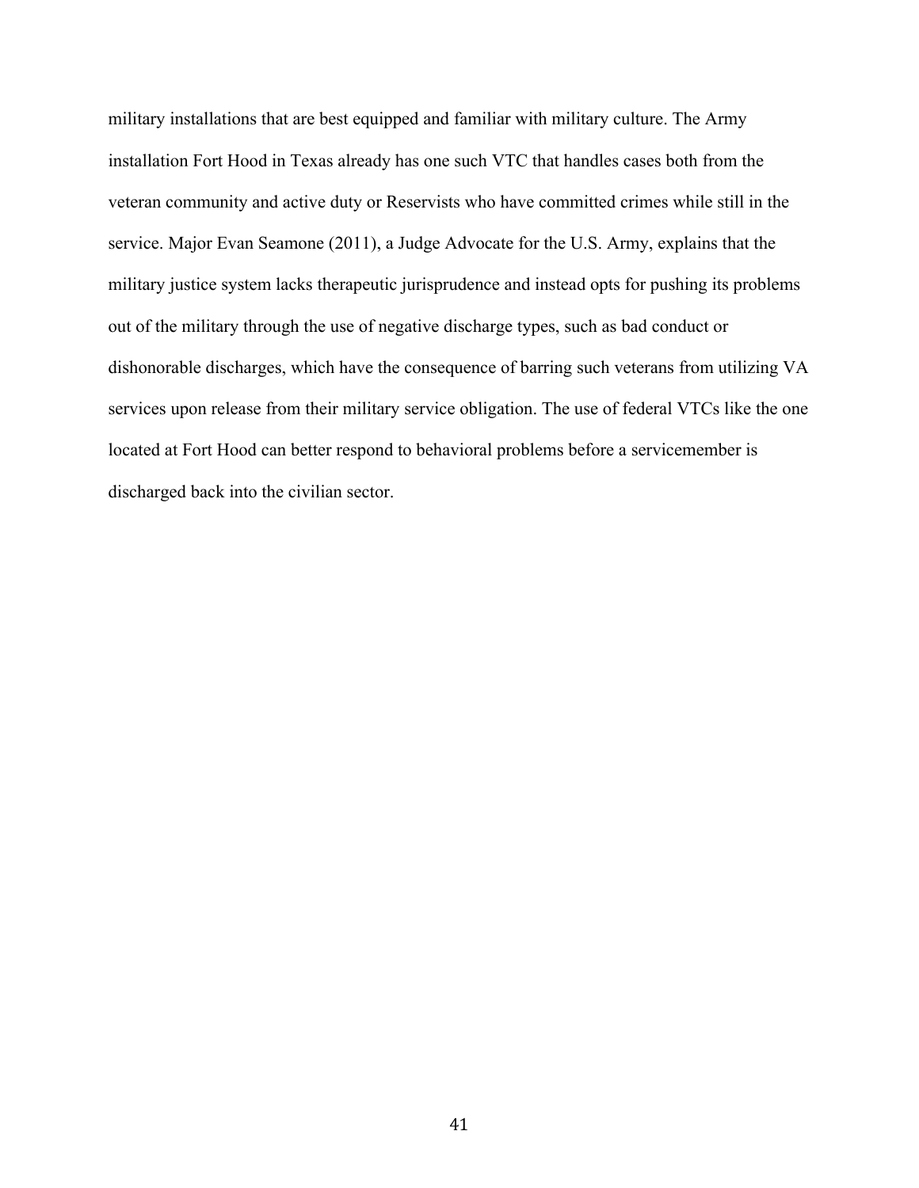military installations that are best equipped and familiar with military culture. The Army installation Fort Hood in Texas already has one such VTC that handles cases both from the veteran community and active duty or Reservists who have committed crimes while still in the service. Major Evan Seamone (2011), a Judge Advocate for the U.S. Army, explains that the military justice system lacks therapeutic jurisprudence and instead opts for pushing its problems out of the military through the use of negative discharge types, such as bad conduct or dishonorable discharges, which have the consequence of barring such veterans from utilizing VA services upon release from their military service obligation. The use of federal VTCs like the one located at Fort Hood can better respond to behavioral problems before a servicemember is discharged back into the civilian sector.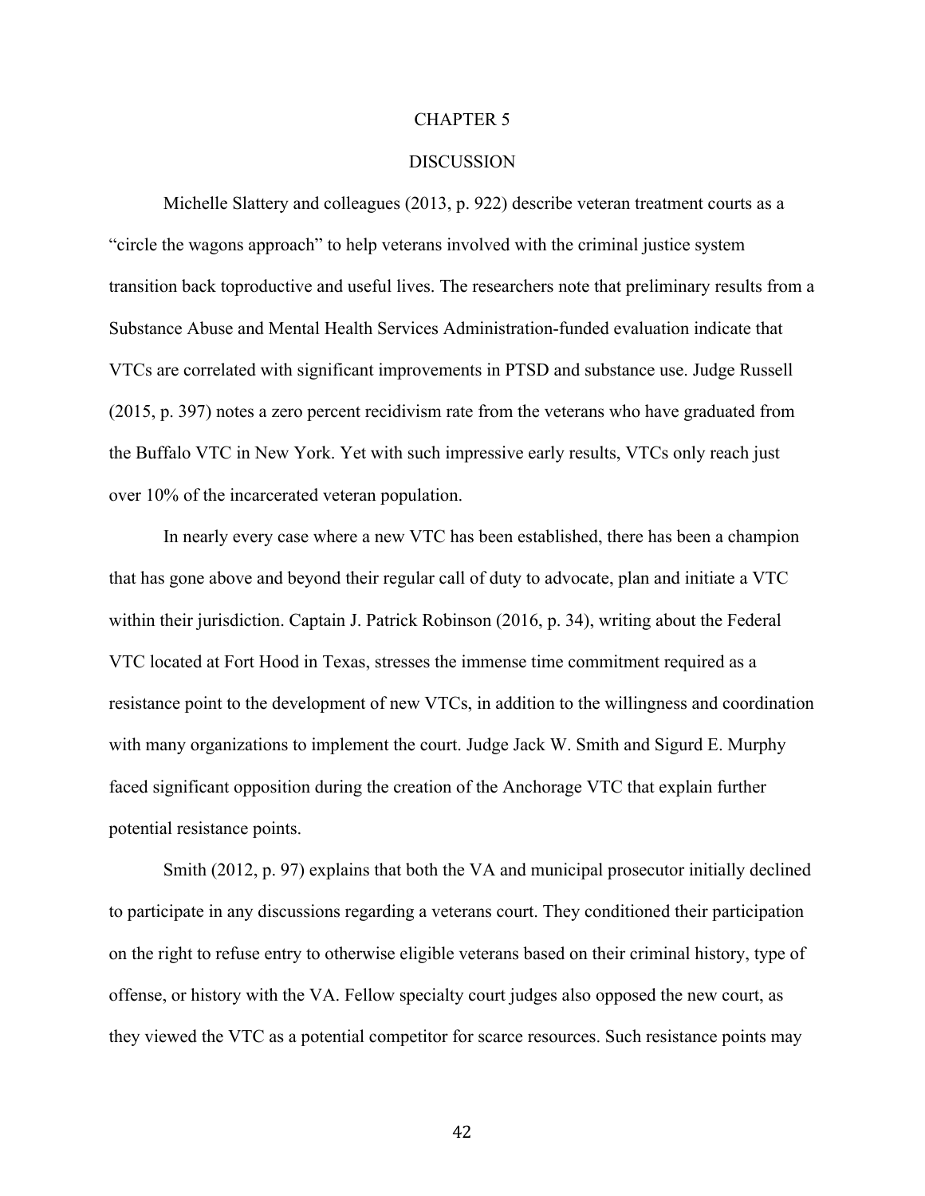# CHAPTER 5

# DISCUSSION

Michelle Slattery and colleagues (2013, p. 922) describe veteran treatment courts as a "circle the wagons approach" to help veterans involved with the criminal justice system transition back toproductive and useful lives. The researchers note that preliminary results from a Substance Abuse and Mental Health Services Administration-funded evaluation indicate that VTCs are correlated with significant improvements in PTSD and substance use. Judge Russell (2015, p. 397) notes a zero percent recidivism rate from the veterans who have graduated from the Buffalo VTC in New York. Yet with such impressive early results, VTCs only reach just over 10% of the incarcerated veteran population.

In nearly every case where a new VTC has been established, there has been a champion that has gone above and beyond their regular call of duty to advocate, plan and initiate a VTC within their jurisdiction. Captain J. Patrick Robinson (2016, p. 34), writing about the Federal VTC located at Fort Hood in Texas, stresses the immense time commitment required as a resistance point to the development of new VTCs, in addition to the willingness and coordination with many organizations to implement the court. Judge Jack W. Smith and Sigurd E. Murphy faced significant opposition during the creation of the Anchorage VTC that explain further potential resistance points.

Smith (2012, p. 97) explains that both the VA and municipal prosecutor initially declined to participate in any discussions regarding a veterans court. They conditioned their participation on the right to refuse entry to otherwise eligible veterans based on their criminal history, type of offense, or history with the VA. Fellow specialty court judges also opposed the new court, as they viewed the VTC as a potential competitor for scarce resources. Such resistance points may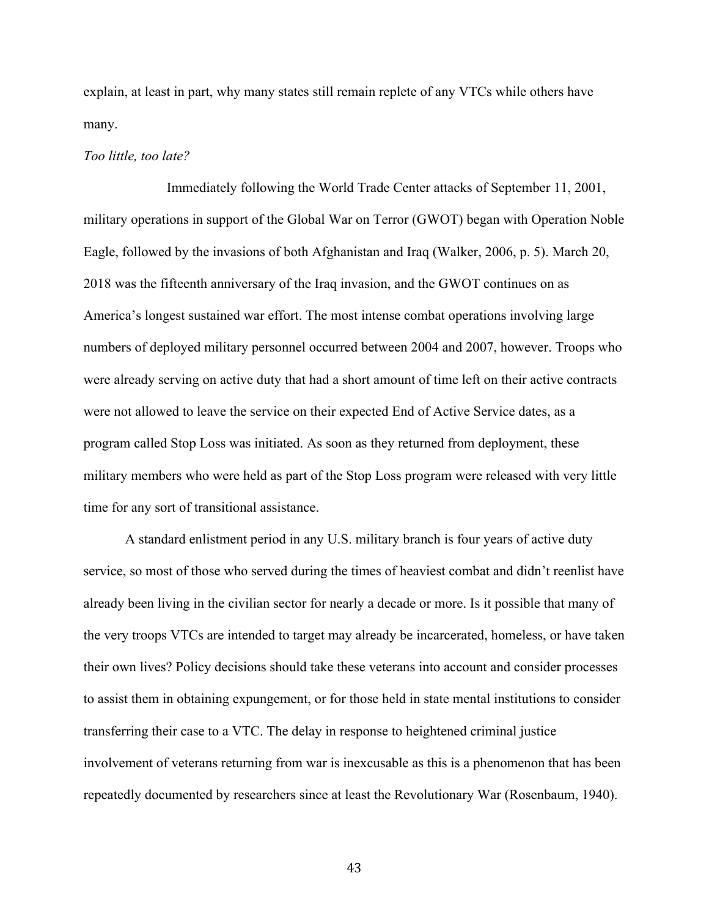explain, at least in part, why many states still remain replete of any VTCs while others have many.

*Too little, too late?*

Immediately following the World Trade Center attacks of September 11, 2001, military operations in support of the Global War on Terror (GWOT) began with Operation Noble Eagle, followed by the invasions of both Afghanistan and Iraq (Walker, 2006, p. 5). March 20, 2018 was the fifteenth anniversary of the Iraq invasion, and the GWOT continues on as America's longest sustained war effort. The most intense combat operations involving large numbers of deployed military personnel occurred between 2004 and 2007, however. Troops who were already serving on active duty that had a short amount of time left on their active contracts were not allowed to leave the service on their expected End of Active Service dates, as a program called Stop Loss was initiated. As soon as they returned from deployment, these military members who were held as part of the Stop Loss program were released with very little time for any sort of transitional assistance.

A standard enlistment period in any U.S. military branch is four years of active duty service, so most of those who served during the times of heaviest combat and didn't reenlist have already been living in the civilian sector for nearly a decade or more. Is it possible that many of the very troops VTCs are intended to target may already be incarcerated, homeless, or have taken their own lives? Policy decisions should take these veterans into account and consider processes to assist them in obtaining expungement, or for those held in state mental institutions to consider transferring their case to a VTC. The delay in response to heightened criminal justice involvement of veterans returning from war is inexcusable as this is a phenomenon that has been repeatedly documented by researchers since at least the Revolutionary War (Rosenbaum, 1940).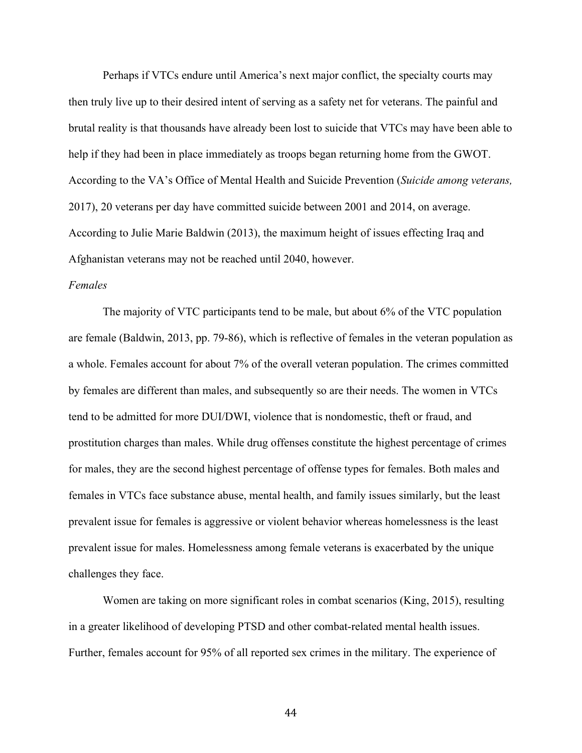Perhaps if VTCs endure until America's next major conflict, the specialty courts may then truly live up to their desired intent of serving as a safety net for veterans. The painful and brutal reality is that thousands have already been lost to suicide that VTCs may have been able to help if they had been in place immediately as troops began returning home from the GWOT. According to the VA's Office of Mental Health and Suicide Prevention (*Suicide among veterans,* 2017), 20 veterans per day have committed suicide between 2001 and 2014, on average. According to Julie Marie Baldwin (2013), the maximum height of issues effecting Iraq and Afghanistan veterans may not be reached until 2040, however.

*Females*

The majority of VTC participants tend to be male, but about 6% of the VTC population are female (Baldwin, 2013, pp. 79-86), which is reflective of females in the veteran population as a whole. Females account for about 7% of the overall veteran population. The crimes committed by females are different than males, and subsequently so are their needs. The women in VTCs tend to be admitted for more DUI/DWI, violence that is nondomestic, theft or fraud, and prostitution charges than males. While drug offenses constitute the highest percentage of crimes for males, they are the second highest percentage of offense types for females. Both males and females in VTCs face substance abuse, mental health, and family issues similarly, but the least prevalent issue for females is aggressive or violent behavior whereas homelessness is the least prevalent issue for males. Homelessness among female veterans is exacerbated by the unique challenges they face.

Women are taking on more significant roles in combat scenarios (King, 2015), resulting in a greater likelihood of developing PTSD and other combat-related mental health issues. Further, females account for 95% of all reported sex crimes in the military. The experience of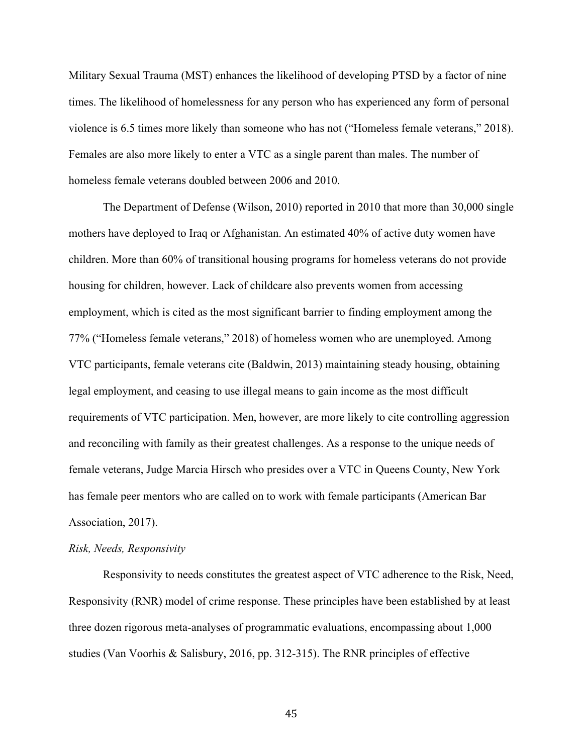Military Sexual Trauma (MST) enhances the likelihood of developing PTSD by a factor of nine times. The likelihood of homelessness for any person who has experienced any form of personal violence is 6.5 times more likely than someone who has not ("Homeless female veterans," 2018). Females are also more likely to enter a VTC as a single parent than males. The number of homeless female veterans doubled between 2006 and 2010.

The Department of Defense (Wilson, 2010) reported in 2010 that more than 30,000 single mothers have deployed to Iraq or Afghanistan. An estimated 40% of active duty women have children. More than 60% of transitional housing programs for homeless veterans do not provide housing for children, however. Lack of childcare also prevents women from accessing employment, which is cited as the most significant barrier to finding employment among the 77% ("Homeless female veterans," 2018) of homeless women who are unemployed. Among VTC participants, female veterans cite (Baldwin, 2013) maintaining steady housing, obtaining legal employment, and ceasing to use illegal means to gain income as the most difficult requirements of VTC participation. Men, however, are more likely to cite controlling aggression and reconciling with family as their greatest challenges. As a response to the unique needs of female veterans, Judge Marcia Hirsch who presides over a VTC in Queens County, New York has female peer mentors who are called on to work with female participants (American Bar Association, 2017).

*Risk, Needs, Responsivity*

Responsivity to needs constitutes the greatest aspect of VTC adherence to the Risk, Need, Responsivity (RNR) model of crime response. These principles have been established by at least three dozen rigorous meta-analyses of programmatic evaluations, encompassing about 1,000 studies (Van Voorhis & Salisbury, 2016, pp. 312-315). The RNR principles of effective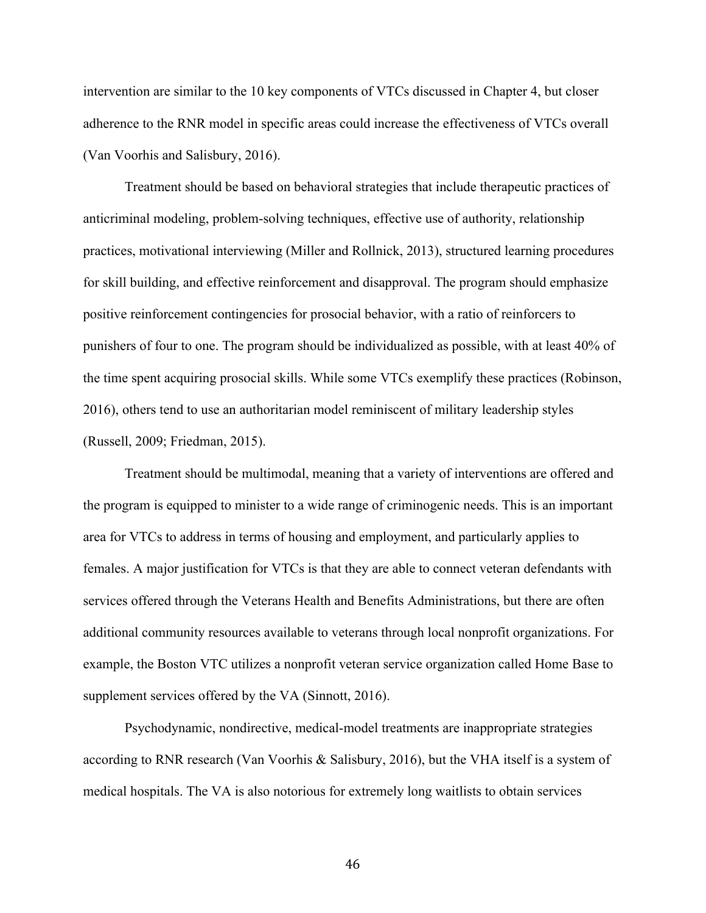intervention are similar to the 10 key components of VTCs discussed in Chapter 4, but closer adherence to the RNR model in specific areas could increase the effectiveness of VTCs overall (Van Voorhis and Salisbury, 2016).

Treatment should be based on behavioral strategies that include therapeutic practices of anticriminal modeling, problem-solving techniques, effective use of authority, relationship practices, motivational interviewing (Miller and Rollnick, 2013), structured learning procedures for skill building, and effective reinforcement and disapproval. The program should emphasize positive reinforcement contingencies for prosocial behavior, with a ratio of reinforcers to punishers of four to one. The program should be individualized as possible, with at least 40% of the time spent acquiring prosocial skills. While some VTCs exemplify these practices (Robinson, 2016), others tend to use an authoritarian model reminiscent of military leadership styles (Russell, 2009; Friedman, 2015).

Treatment should be multimodal, meaning that a variety of interventions are offered and the program is equipped to minister to a wide range of criminogenic needs. This is an important area for VTCs to address in terms of housing and employment, and particularly applies to females. A major justification for VTCs is that they are able to connect veteran defendants with services offered through the Veterans Health and Benefits Administrations, but there are often additional community resources available to veterans through local nonprofit organizations. For example, the Boston VTC utilizes a nonprofit veteran service organization called Home Base to supplement services offered by the VA (Sinnott, 2016).

Psychodynamic, nondirective, medical-model treatments are inappropriate strategies according to RNR research (Van Voorhis & Salisbury, 2016), but the VHA itself is a system of medical hospitals. The VA is also notorious for extremely long waitlists to obtain services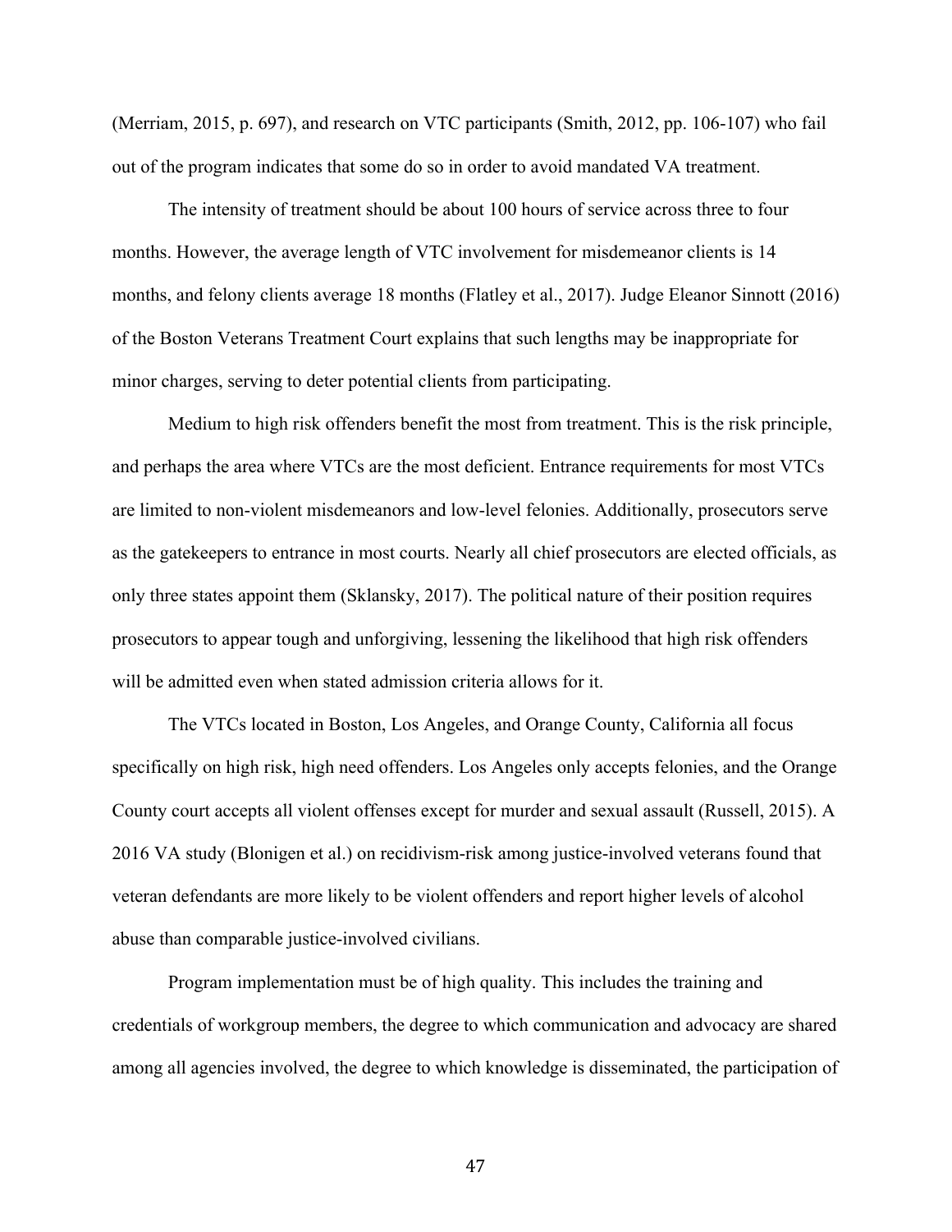(Merriam, 2015, p. 697), and research on VTC participants (Smith, 2012, pp. 106-107) who fail out of the program indicates that some do so in order to avoid mandated VA treatment.

The intensity of treatment should be about 100 hours of service across three to four months. However, the average length of VTC involvement for misdemeanor clients is 14 months, and felony clients average 18 months (Flatley et al., 2017). Judge Eleanor Sinnott (2016) of the Boston Veterans Treatment Court explains that such lengths may be inappropriate for minor charges, serving to deter potential clients from participating.

Medium to high risk offenders benefit the most from treatment. This is the risk principle, and perhaps the area where VTCs are the most deficient. Entrance requirements for most VTCs are limited to non-violent misdemeanors and low-level felonies. Additionally, prosecutors serve as the gatekeepers to entrance in most courts. Nearly all chief prosecutors are elected officials, as only three states appoint them (Sklansky, 2017). The political nature of their position requires prosecutors to appear tough and unforgiving, lessening the likelihood that high risk offenders will be admitted even when stated admission criteria allows for it.

The VTCs located in Boston, Los Angeles, and Orange County, California all focus specifically on high risk, high need offenders. Los Angeles only accepts felonies, and the Orange County court accepts all violent offenses except for murder and sexual assault (Russell, 2015). A 2016 VA study (Blonigen et al.) on recidivism-risk among justice-involved veterans found that veteran defendants are more likely to be violent offenders and report higher levels of alcohol abuse than comparable justice-involved civilians.

Program implementation must be of high quality. This includes the training and credentials of workgroup members, the degree to which communication and advocacy are shared among all agencies involved, the degree to which knowledge is disseminated, the participation of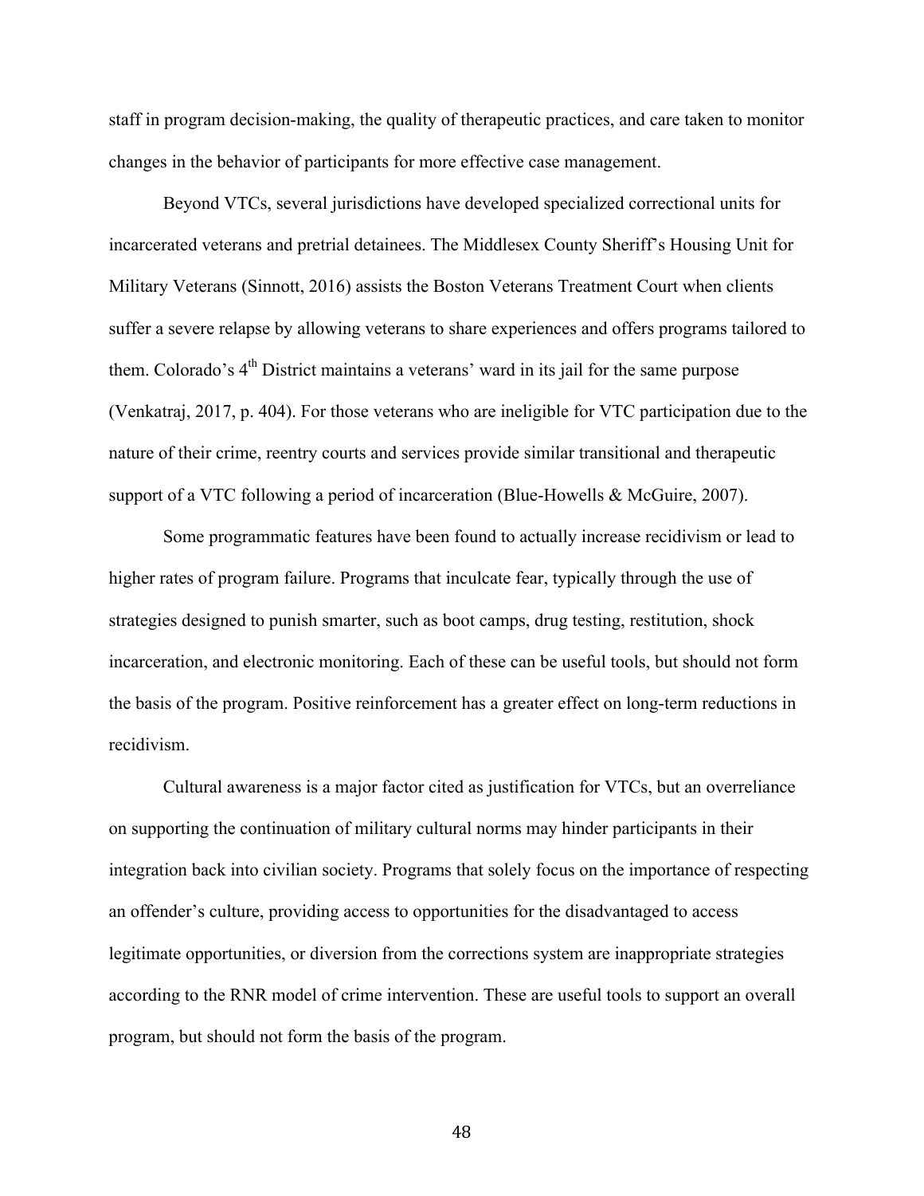staff in program decision-making, the quality of therapeutic practices, and care taken to monitor changes in the behavior of participants for more effective case management.

Beyond VTCs, several jurisdictions have developed specialized correctional units for incarcerated veterans and pretrial detainees. The Middlesex County Sheriff's Housing Unit for Military Veterans (Sinnott, 2016) assists the Boston Veterans Treatment Court when clients suffer a severe relapse by allowing veterans to share experiences and offers programs tailored to them. Colorado's 4th District maintains a veterans' ward in its jail for the same purpose (Venkatraj, 2017, p. 404). For those veterans who are ineligible for VTC participation due to the nature of their crime, reentry courts and services provide similar transitional and therapeutic support of a VTC following a period of incarceration (Blue-Howells & McGuire, 2007).

Some programmatic features have been found to actually increase recidivism or lead to higher rates of program failure. Programs that inculcate fear, typically through the use of strategies designed to punish smarter, such as boot camps, drug testing, restitution, shock incarceration, and electronic monitoring. Each of these can be useful tools, but should not form the basis of the program. Positive reinforcement has a greater effect on long-term reductions in recidivism.

Cultural awareness is a major factor cited as justification for VTCs, but an overreliance on supporting the continuation of military cultural norms may hinder participants in their integration back into civilian society. Programs that solely focus on the importance of respecting an offender's culture, providing access to opportunities for the disadvantaged to access legitimate opportunities, or diversion from the corrections system are inappropriate strategies according to the RNR model of crime intervention. These are useful tools to support an overall program, but should not form the basis of the program.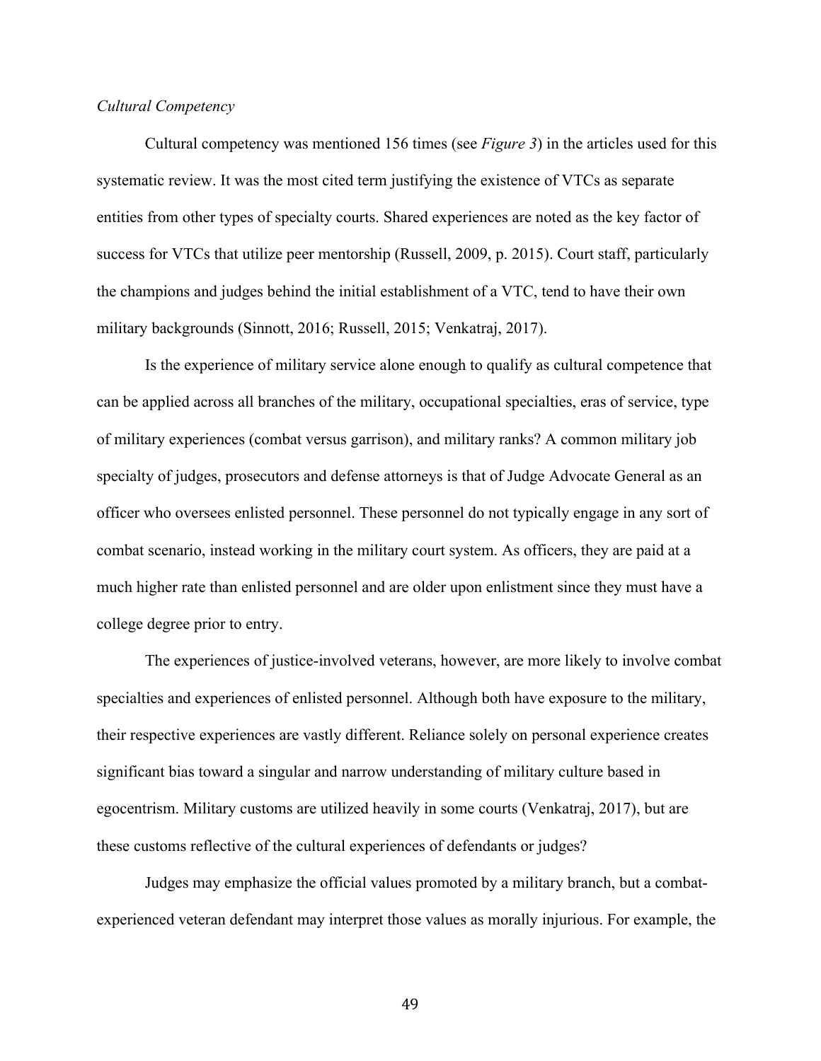*Cultural Competency*

Cultural competency was mentioned 156 times (see *Figure 3*) in the articles used for this systematic review. It was the most cited term justifying the existence of VTCs as separate entities from other types of specialty courts. Shared experiences are noted as the key factor of success for VTCs that utilize peer mentorship (Russell, 2009, p. 2015). Court staff, particularly the champions and judges behind the initial establishment of a VTC, tend to have their own military backgrounds (Sinnott, 2016; Russell, 2015; Venkatraj, 2017).

Is the experience of military service alone enough to qualify as cultural competence that can be applied across all branches of the military, occupational specialties, eras of service, type of military experiences (combat versus garrison), and military ranks? A common military job specialty of judges, prosecutors and defense attorneys is that of Judge Advocate General as an officer who oversees enlisted personnel. These personnel do not typically engage in any sort of combat scenario, instead working in the military court system. As officers, they are paid at a much higher rate than enlisted personnel and are older upon enlistment since they must have a college degree prior to entry.

The experiences of justice-involved veterans, however, are more likely to involve combat specialties and experiences of enlisted personnel. Although both have exposure to the military, their respective experiences are vastly different. Reliance solely on personal experience creates significant bias toward a singular and narrow understanding of military culture based in egocentrism. Military customs are utilized heavily in some courts (Venkatraj, 2017), but are these customs reflective of the cultural experiences of defendants or judges?

Judges may emphasize the official values promoted by a military branch, but a combat-experienced veteran defendant may interpret those values as morally injurious. For example, the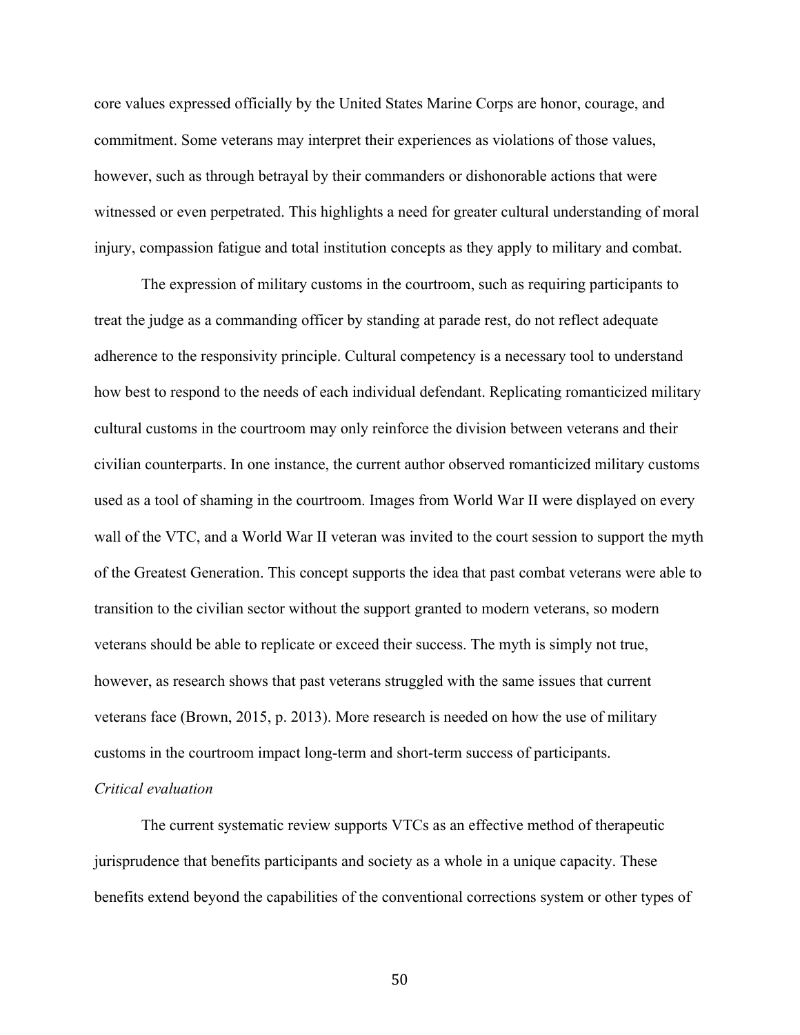core values expressed officially by the United States Marine Corps are honor, courage, and commitment. Some veterans may interpret their experiences as violations of those values, however, such as through betrayal by their commanders or dishonorable actions that were witnessed or even perpetrated. This highlights a need for greater cultural understanding of moral injury, compassion fatigue and total institution concepts as they apply to military and combat.

The expression of military customs in the courtroom, such as requiring participants to treat the judge as a commanding officer by standing at parade rest, do not reflect adequate adherence to the responsivity principle. Cultural competency is a necessary tool to understand how best to respond to the needs of each individual defendant. Replicating romanticized military cultural customs in the courtroom may only reinforce the division between veterans and their civilian counterparts. In one instance, the current author observed romanticized military customs used as a tool of shaming in the courtroom. Images from World War II were displayed on every wall of the VTC, and a World War II veteran was invited to the court session to support the myth of the Greatest Generation. This concept supports the idea that past combat veterans were able to transition to the civilian sector without the support granted to modern veterans, so modern veterans should be able to replicate or exceed their success. The myth is simply not true, however, as research shows that past veterans struggled with the same issues that current veterans face (Brown, 2015, p. 2013). More research is needed on how the use of military customs in the courtroom impact long-term and short-term success of participants.

*Critical evaluation*

The current systematic review supports VTCs as an effective method of therapeutic jurisprudence that benefits participants and society as a whole in a unique capacity. These benefits extend beyond the capabilities of the conventional corrections system or other types of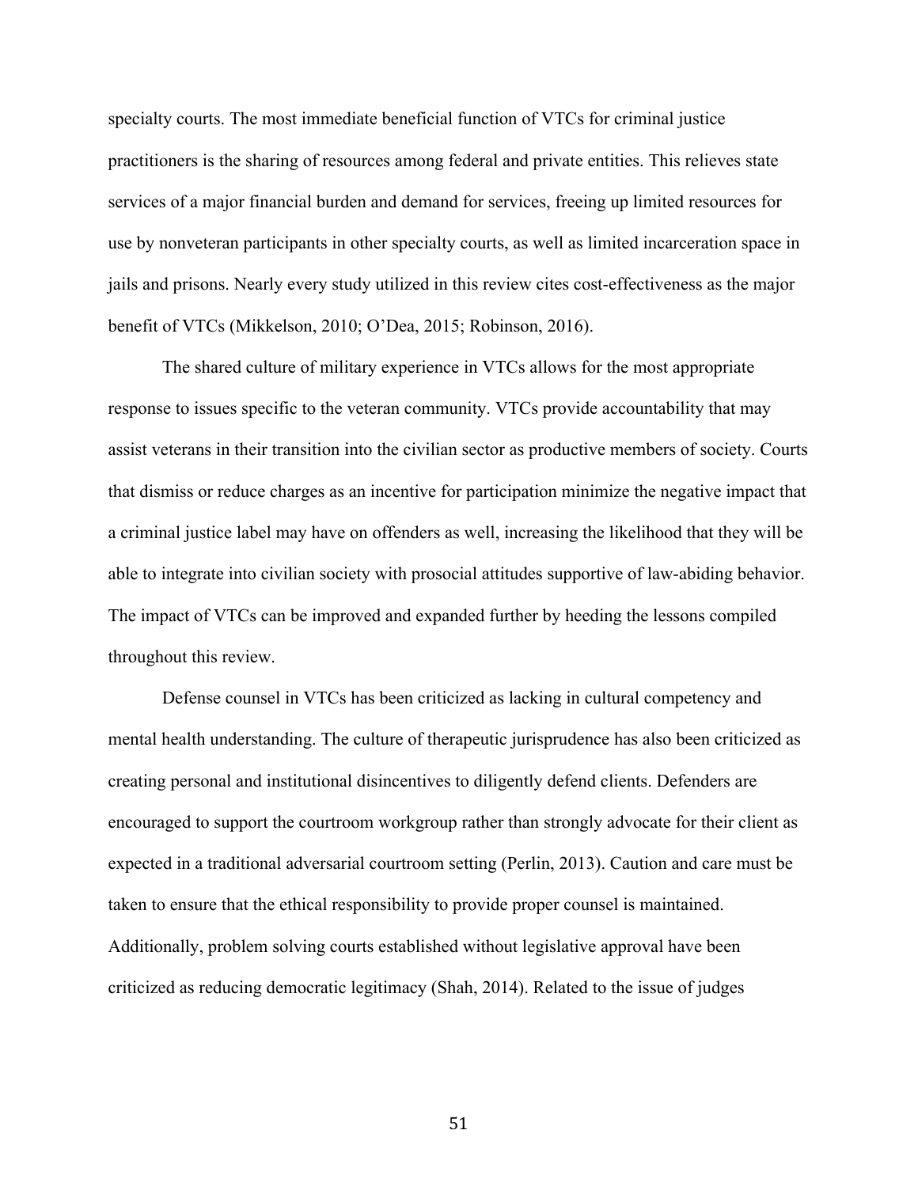specialty courts. The most immediate beneficial function of VTCs for criminal justice practitioners is the sharing of resources among federal and private entities. This relieves state services of a major financial burden and demand for services, freeing up limited resources for use by nonveteran participants in other specialty courts, as well as limited incarceration space in jails and prisons. Nearly every study utilized in this review cites cost-effectiveness as the major benefit of VTCs (Mikkelson, 2010; O'Dea, 2015; Robinson, 2016).

The shared culture of military experience in VTCs allows for the most appropriate response to issues specific to the veteran community. VTCs provide accountability that may assist veterans in their transition into the civilian sector as productive members of society. Courts that dismiss or reduce charges as an incentive for participation minimize the negative impact that a criminal justice label may have on offenders as well, increasing the likelihood that they will be able to integrate into civilian society with prosocial attitudes supportive of law-abiding behavior. The impact of VTCs can be improved and expanded further by heeding the lessons compiled throughout this review.

Defense counsel in VTCs has been criticized as lacking in cultural competency and mental health understanding. The culture of therapeutic jurisprudence has also been criticized as creating personal and institutional disincentives to diligently defend clients. Defenders are encouraged to support the courtroom workgroup rather than strongly advocate for their client as expected in a traditional adversarial courtroom setting (Perlin, 2013). Caution and care must be taken to ensure that the ethical responsibility to provide proper counsel is maintained. Additionally, problem solving courts established without legislative approval have been criticized as reducing democratic legitimacy (Shah, 2014). Related to the issue of judges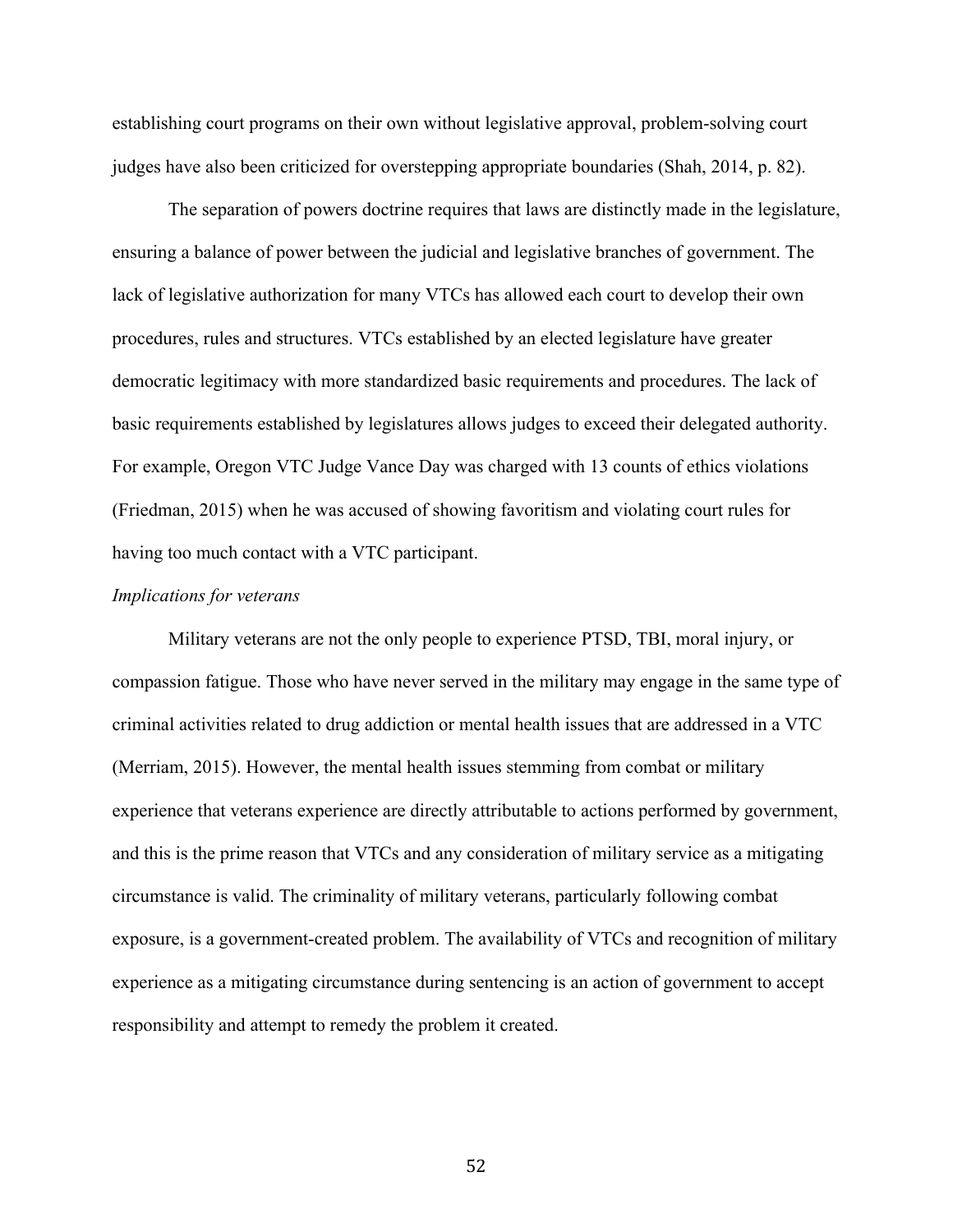establishing court programs on their own without legislative approval, problem-solving court judges have also been criticized for overstepping appropriate boundaries (Shah, 2014, p. 82).

The separation of powers doctrine requires that laws are distinctly made in the legislature, ensuring a balance of power between the judicial and legislative branches of government. The lack of legislative authorization for many VTCs has allowed each court to develop their own procedures, rules and structures. VTCs established by an elected legislature have greater democratic legitimacy with more standardized basic requirements and procedures. The lack of basic requirements established by legislatures allows judges to exceed their delegated authority. For example, Oregon VTC Judge Vance Day was charged with 13 counts of ethics violations (Friedman, 2015) when he was accused of showing favoritism and violating court rules for having too much contact with a VTC participant.

*Implications for veterans*

Military veterans are not the only people to experience PTSD, TBI, moral injury, or compassion fatigue. Those who have never served in the military may engage in the same type of criminal activities related to drug addiction or mental health issues that are addressed in a VTC (Merriam, 2015). However, the mental health issues stemming from combat or military experience that veterans experience are directly attributable to actions performed by government, and this is the prime reason that VTCs and any consideration of military service as a mitigating circumstance is valid. The criminality of military veterans, particularly following combat exposure, is a government-created problem. The availability of VTCs and recognition of military experience as a mitigating circumstance during sentencing is an action of government to accept responsibility and attempt to remedy the problem it created.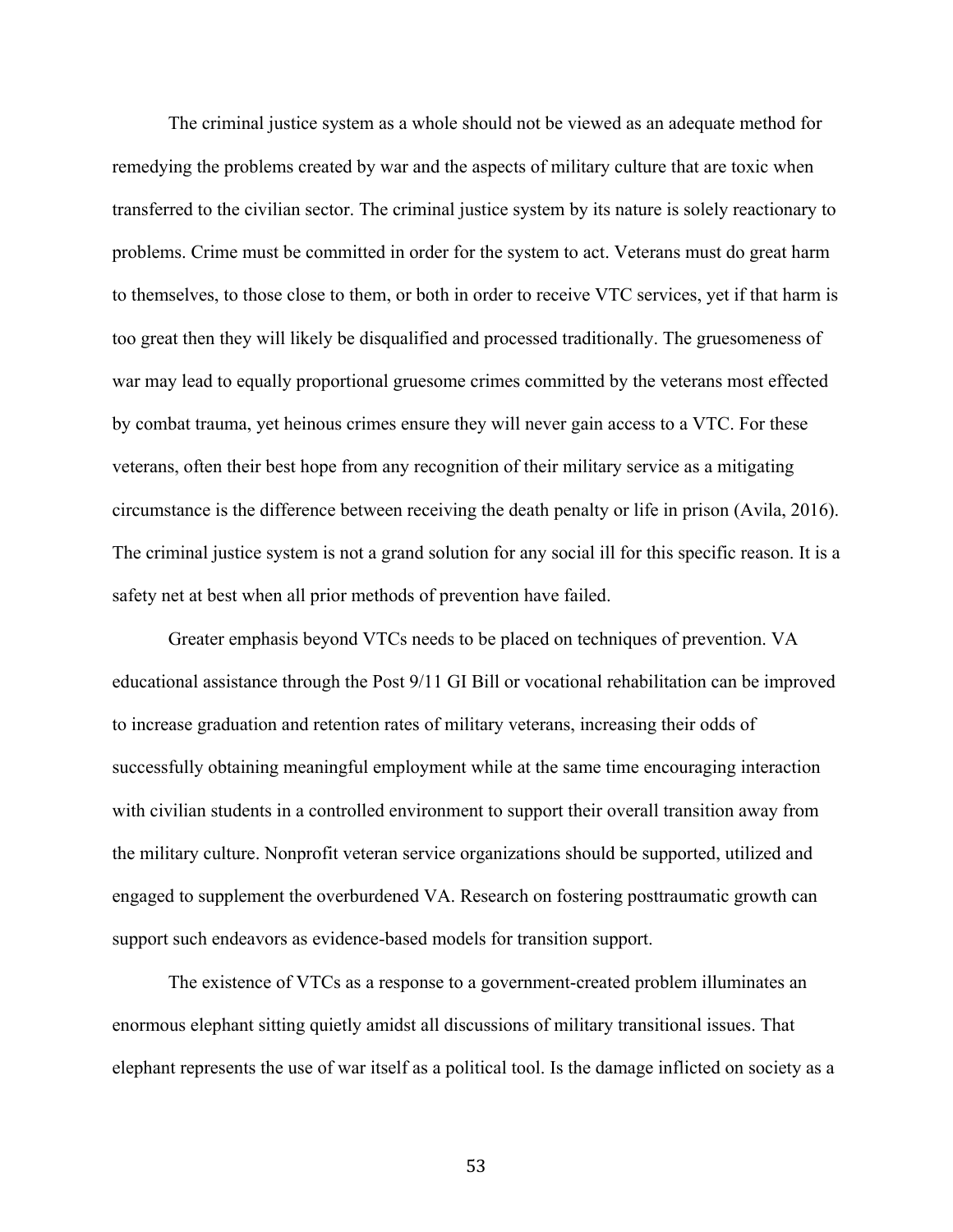The criminal justice system as a whole should not be viewed as an adequate method for remedying the problems created by war and the aspects of military culture that are toxic when transferred to the civilian sector. The criminal justice system by its nature is solely reactionary to problems. Crime must be committed in order for the system to act. Veterans must do great harm to themselves, to those close to them, or both in order to receive VTC services, yet if that harm is too great then they will likely be disqualified and processed traditionally. The gruesomeness of war may lead to equally proportional gruesome crimes committed by the veterans most effected by combat trauma, yet heinous crimes ensure they will never gain access to a VTC. For these veterans, often their best hope from any recognition of their military service as a mitigating circumstance is the difference between receiving the death penalty or life in prison (Avila, 2016). The criminal justice system is not a grand solution for any social ill for this specific reason. It is a safety net at best when all prior methods of prevention have failed.

Greater emphasis beyond VTCs needs to be placed on techniques of prevention. VA educational assistance through the Post 9/11 GI Bill or vocational rehabilitation can be improved to increase graduation and retention rates of military veterans, increasing their odds of successfully obtaining meaningful employment while at the same time encouraging interaction with civilian students in a controlled environment to support their overall transition away from the military culture. Nonprofit veteran service organizations should be supported, utilized and engaged to supplement the overburdened VA. Research on fostering posttraumatic growth can support such endeavors as evidence-based models for transition support.

The existence of VTCs as a response to a government-created problem illuminates an enormous elephant sitting quietly amidst all discussions of military transitional issues. That elephant represents the use of war itself as a political tool. Is the damage inflicted on society as a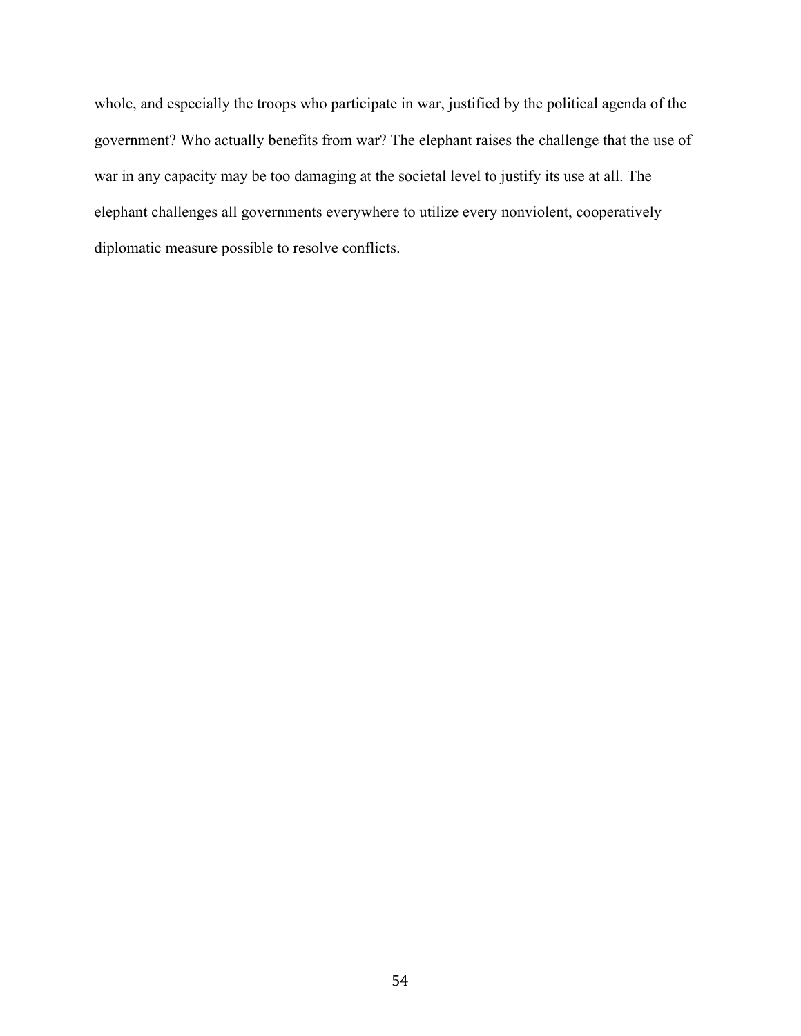whole, and especially the troops who participate in war, justified by the political agenda of the government? Who actually benefits from war? The elephant raises the challenge that the use of war in any capacity may be too damaging at the societal level to justify its use at all. The elephant challenges all governments everywhere to utilize every nonviolent, cooperatively diplomatic measure possible to resolve conflicts.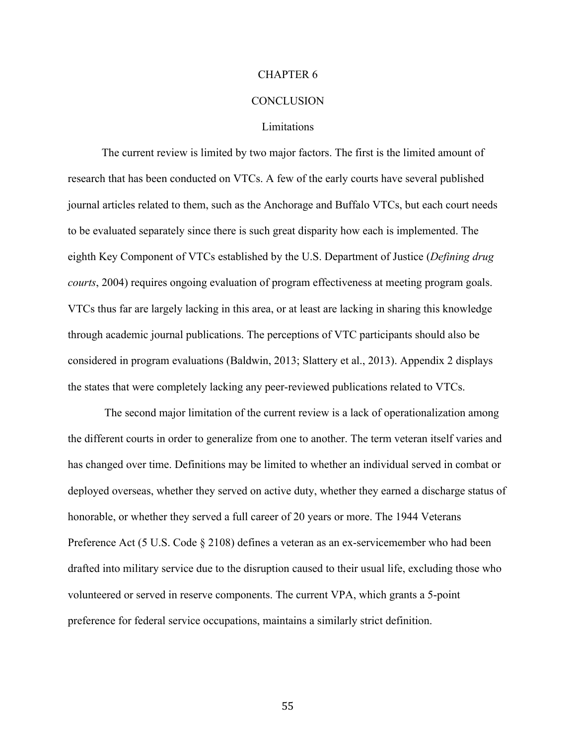# CHAPTER 6

# CONCLUSION

## Limitations

The current review is limited by two major factors. The first is the limited amount of research that has been conducted on VTCs. A few of the early courts have several published journal articles related to them, such as the Anchorage and Buffalo VTCs, but each court needs to be evaluated separately since there is such great disparity how each is implemented. The eighth Key Component of VTCs established by the U.S. Department of Justice (*Defining drug courts*, 2004) requires ongoing evaluation of program effectiveness at meeting program goals. VTCs thus far are largely lacking in this area, or at least are lacking in sharing this knowledge through academic journal publications. The perceptions of VTC participants should also be considered in program evaluations (Baldwin, 2013; Slattery et al., 2013). Appendix 2 displays the states that were completely lacking any peer-reviewed publications related to VTCs.

The second major limitation of the current review is a lack of operationalization among the different courts in order to generalize from one to another. The term veteran itself varies and has changed over time. Definitions may be limited to whether an individual served in combat or deployed overseas, whether they served on active duty, whether they earned a discharge status of honorable, or whether they served a full career of 20 years or more. The 1944 Veterans Preference Act (5 U.S. Code § 2108) defines a veteran as an ex-servicemember who had been drafted into military service due to the disruption caused to their usual life, excluding those who volunteered or served in reserve components. The current VPA, which grants a 5-point preference for federal service occupations, maintains a similarly strict definition.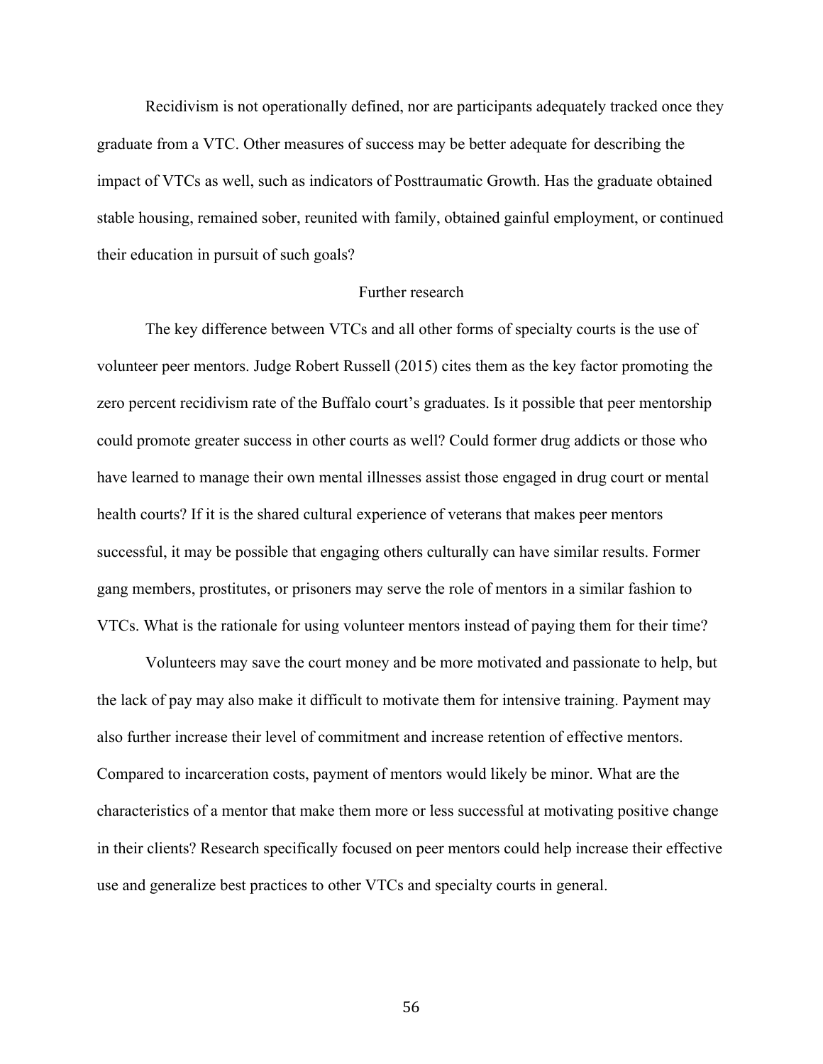Recidivism is not operationally defined, nor are participants adequately tracked once they graduate from a VTC. Other measures of success may be better adequate for describing the impact of VTCs as well, such as indicators of Posttraumatic Growth. Has the graduate obtained stable housing, remained sober, reunited with family, obtained gainful employment, or continued their education in pursuit of such goals?

## Further research

The key difference between VTCs and all other forms of specialty courts is the use of volunteer peer mentors. Judge Robert Russell (2015) cites them as the key factor promoting the zero percent recidivism rate of the Buffalo court's graduates. Is it possible that peer mentorship could promote greater success in other courts as well? Could former drug addicts or those who have learned to manage their own mental illnesses assist those engaged in drug court or mental health courts? If it is the shared cultural experience of veterans that makes peer mentors successful, it may be possible that engaging others culturally can have similar results. Former gang members, prostitutes, or prisoners may serve the role of mentors in a similar fashion to VTCs. What is the rationale for using volunteer mentors instead of paying them for their time?

Volunteers may save the court money and be more motivated and passionate to help, but the lack of pay may also make it difficult to motivate them for intensive training. Payment may also further increase their level of commitment and increase retention of effective mentors. Compared to incarceration costs, payment of mentors would likely be minor. What are the characteristics of a mentor that make them more or less successful at motivating positive change in their clients? Research specifically focused on peer mentors could help increase their effective use and generalize best practices to other VTCs and specialty courts in general.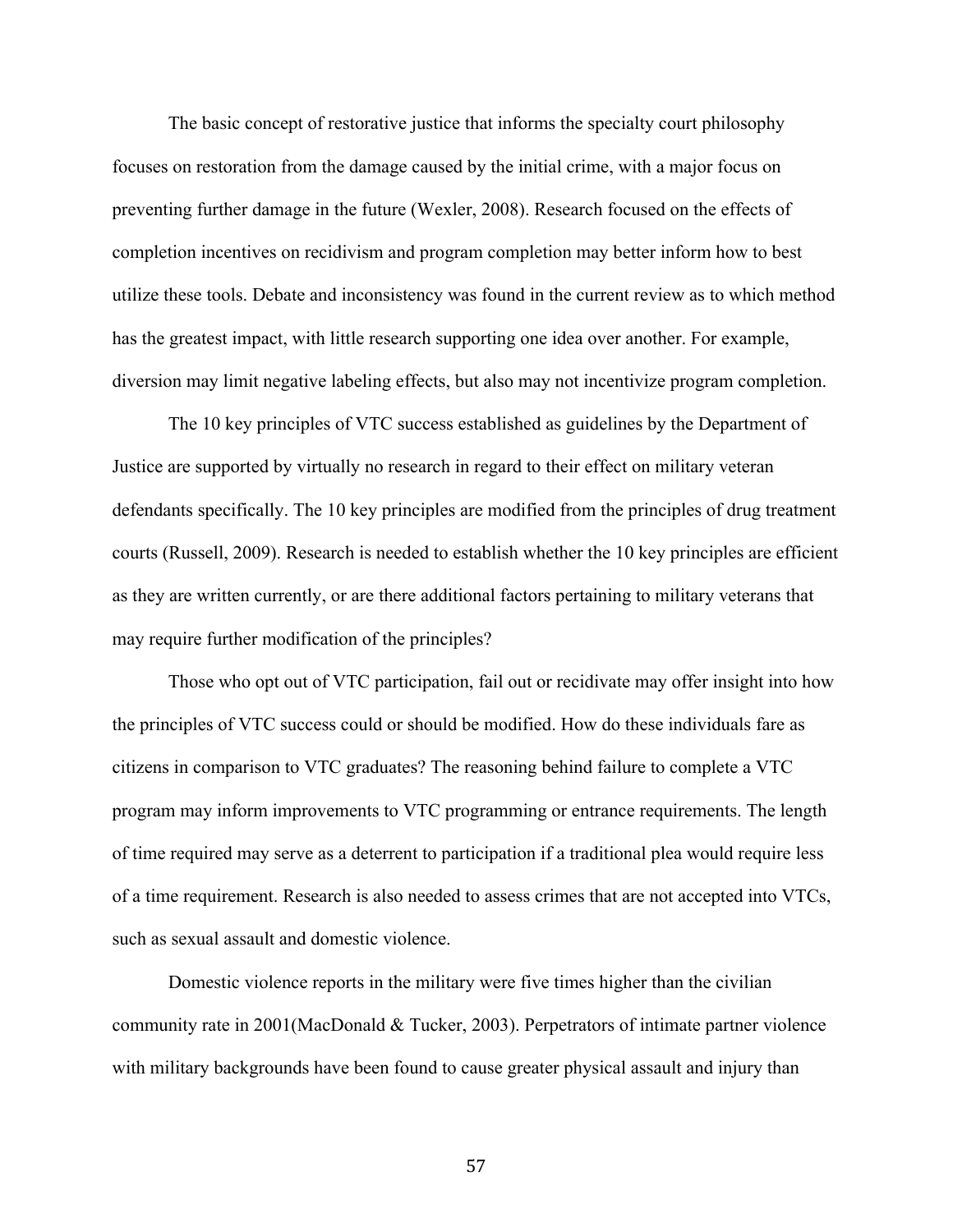The basic concept of restorative justice that informs the specialty court philosophy focuses on restoration from the damage caused by the initial crime, with a major focus on preventing further damage in the future (Wexler, 2008). Research focused on the effects of completion incentives on recidivism and program completion may better inform how to best utilize these tools. Debate and inconsistency was found in the current review as to which method has the greatest impact, with little research supporting one idea over another. For example, diversion may limit negative labeling effects, but also may not incentivize program completion.

The 10 key principles of VTC success established as guidelines by the Department of Justice are supported by virtually no research in regard to their effect on military veteran defendants specifically. The 10 key principles are modified from the principles of drug treatment courts (Russell, 2009). Research is needed to establish whether the 10 key principles are efficient as they are written currently, or are there additional factors pertaining to military veterans that may require further modification of the principles?

Those who opt out of VTC participation, fail out or recidivate may offer insight into how the principles of VTC success could or should be modified. How do these individuals fare as citizens in comparison to VTC graduates? The reasoning behind failure to complete a VTC program may inform improvements to VTC programming or entrance requirements. The length of time required may serve as a deterrent to participation if a traditional plea would require less of a time requirement. Research is also needed to assess crimes that are not accepted into VTCs, such as sexual assault and domestic violence.

Domestic violence reports in the military were five times higher than the civilian community rate in 2001(MacDonald & Tucker, 2003). Perpetrators of intimate partner violence with military backgrounds have been found to cause greater physical assault and injury than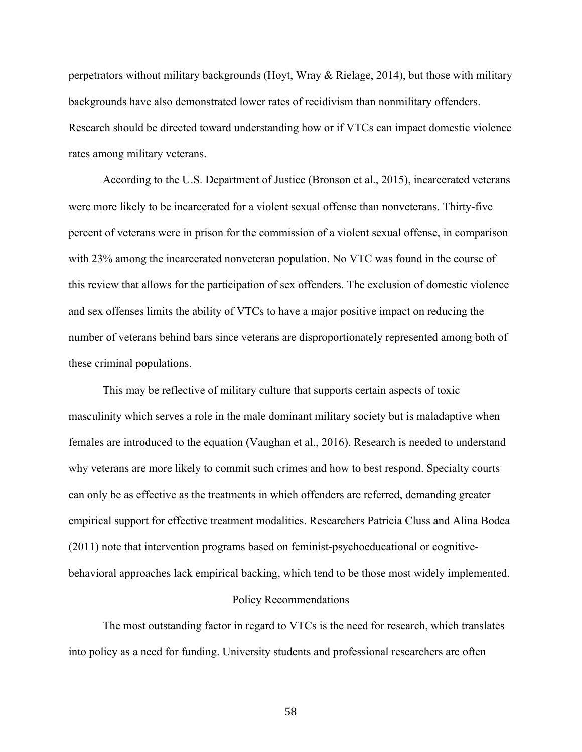perpetrators without military backgrounds (Hoyt, Wray & Rielage, 2014), but those with military backgrounds have also demonstrated lower rates of recidivism than nonmilitary offenders. Research should be directed toward understanding how or if VTCs can impact domestic violence rates among military veterans.

According to the U.S. Department of Justice (Bronson et al., 2015), incarcerated veterans were more likely to be incarcerated for a violent sexual offense than nonveterans. Thirty-five percent of veterans were in prison for the commission of a violent sexual offense, in comparison with 23% among the incarcerated nonveteran population. No VTC was found in the course of this review that allows for the participation of sex offenders. The exclusion of domestic violence and sex offenses limits the ability of VTCs to have a major positive impact on reducing the number of veterans behind bars since veterans are disproportionately represented among both of these criminal populations.

This may be reflective of military culture that supports certain aspects of toxic masculinity which serves a role in the male dominant military society but is maladaptive when females are introduced to the equation (Vaughan et al., 2016). Research is needed to understand why veterans are more likely to commit such crimes and how to best respond. Specialty courts can only be as effective as the treatments in which offenders are referred, demanding greater empirical support for effective treatment modalities. Researchers Patricia Cluss and Alina Bodea (2011) note that intervention programs based on feminist-psychoeducational or cognitive-behavioral approaches lack empirical backing, which tend to be those most widely implemented.

## Policy Recommendations

The most outstanding factor in regard to VTCs is the need for research, which translates into policy as a need for funding. University students and professional researchers are often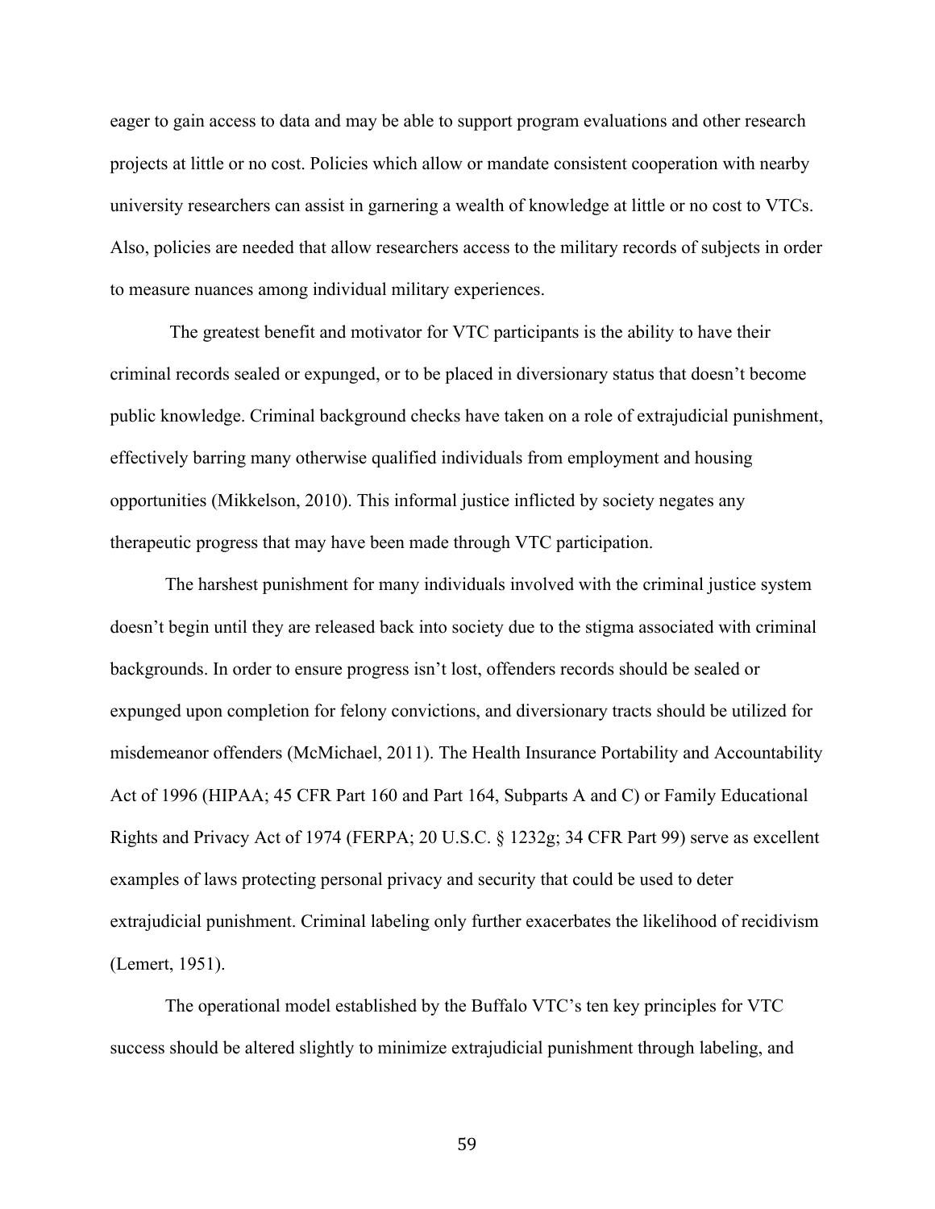eager to gain access to data and may be able to support program evaluations and other research projects at little or no cost. Policies which allow or mandate consistent cooperation with nearby university researchers can assist in garnering a wealth of knowledge at little or no cost to VTCs. Also, policies are needed that allow researchers access to the military records of subjects in order to measure nuances among individual military experiences.

The greatest benefit and motivator for VTC participants is the ability to have their criminal records sealed or expunged, or to be placed in diversionary status that doesn't become public knowledge. Criminal background checks have taken on a role of extrajudicial punishment, effectively barring many otherwise qualified individuals from employment and housing opportunities (Mikkelson, 2010). This informal justice inflicted by society negates any therapeutic progress that may have been made through VTC participation.

The harshest punishment for many individuals involved with the criminal justice system doesn't begin until they are released back into society due to the stigma associated with criminal backgrounds. In order to ensure progress isn't lost, offenders records should be sealed or expunged upon completion for felony convictions, and diversionary tracts should be utilized for misdemeanor offenders (McMichael, 2011). The Health Insurance Portability and Accountability Act of 1996 (HIPAA; 45 CFR Part 160 and Part 164, Subparts A and C) or Family Educational Rights and Privacy Act of 1974 (FERPA; 20 U.S.C. § 1232g; 34 CFR Part 99) serve as excellent examples of laws protecting personal privacy and security that could be used to deter extrajudicial punishment. Criminal labeling only further exacerbates the likelihood of recidivism (Lemert, 1951).

The operational model established by the Buffalo VTC's ten key principles for VTC success should be altered slightly to minimize extrajudicial punishment through labeling, and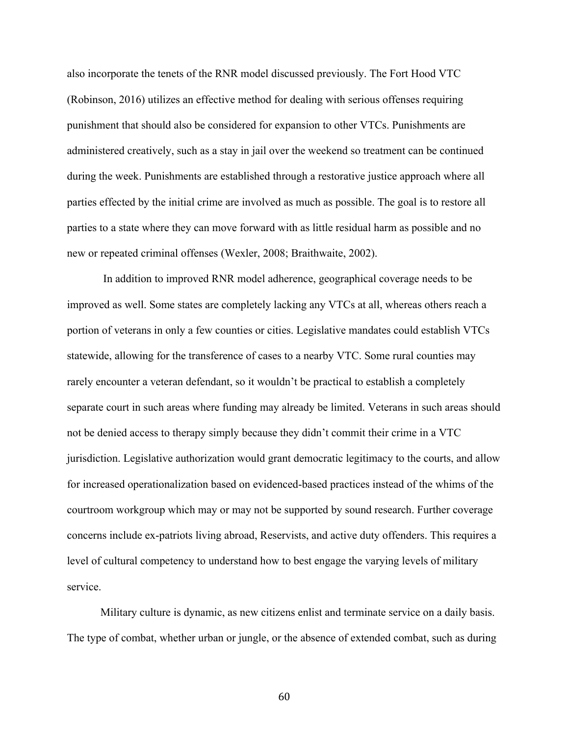also incorporate the tenets of the RNR model discussed previously. The Fort Hood VTC (Robinson, 2016) utilizes an effective method for dealing with serious offenses requiring punishment that should also be considered for expansion to other VTCs. Punishments are administered creatively, such as a stay in jail over the weekend so treatment can be continued during the week. Punishments are established through a restorative justice approach where all parties effected by the initial crime are involved as much as possible. The goal is to restore all parties to a state where they can move forward with as little residual harm as possible and no new or repeated criminal offenses (Wexler, 2008; Braithwaite, 2002).

In addition to improved RNR model adherence, geographical coverage needs to be improved as well. Some states are completely lacking any VTCs at all, whereas others reach a portion of veterans in only a few counties or cities. Legislative mandates could establish VTCs statewide, allowing for the transference of cases to a nearby VTC. Some rural counties may rarely encounter a veteran defendant, so it wouldn't be practical to establish a completely separate court in such areas where funding may already be limited. Veterans in such areas should not be denied access to therapy simply because they didn't commit their crime in a VTC jurisdiction. Legislative authorization would grant democratic legitimacy to the courts, and allow for increased operationalization based on evidenced-based practices instead of the whims of the courtroom workgroup which may or may not be supported by sound research. Further coverage concerns include ex-patriots living abroad, Reservists, and active duty offenders. This requires a level of cultural competency to understand how to best engage the varying levels of military service.

Military culture is dynamic, as new citizens enlist and terminate service on a daily basis. The type of combat, whether urban or jungle, or the absence of extended combat, such as during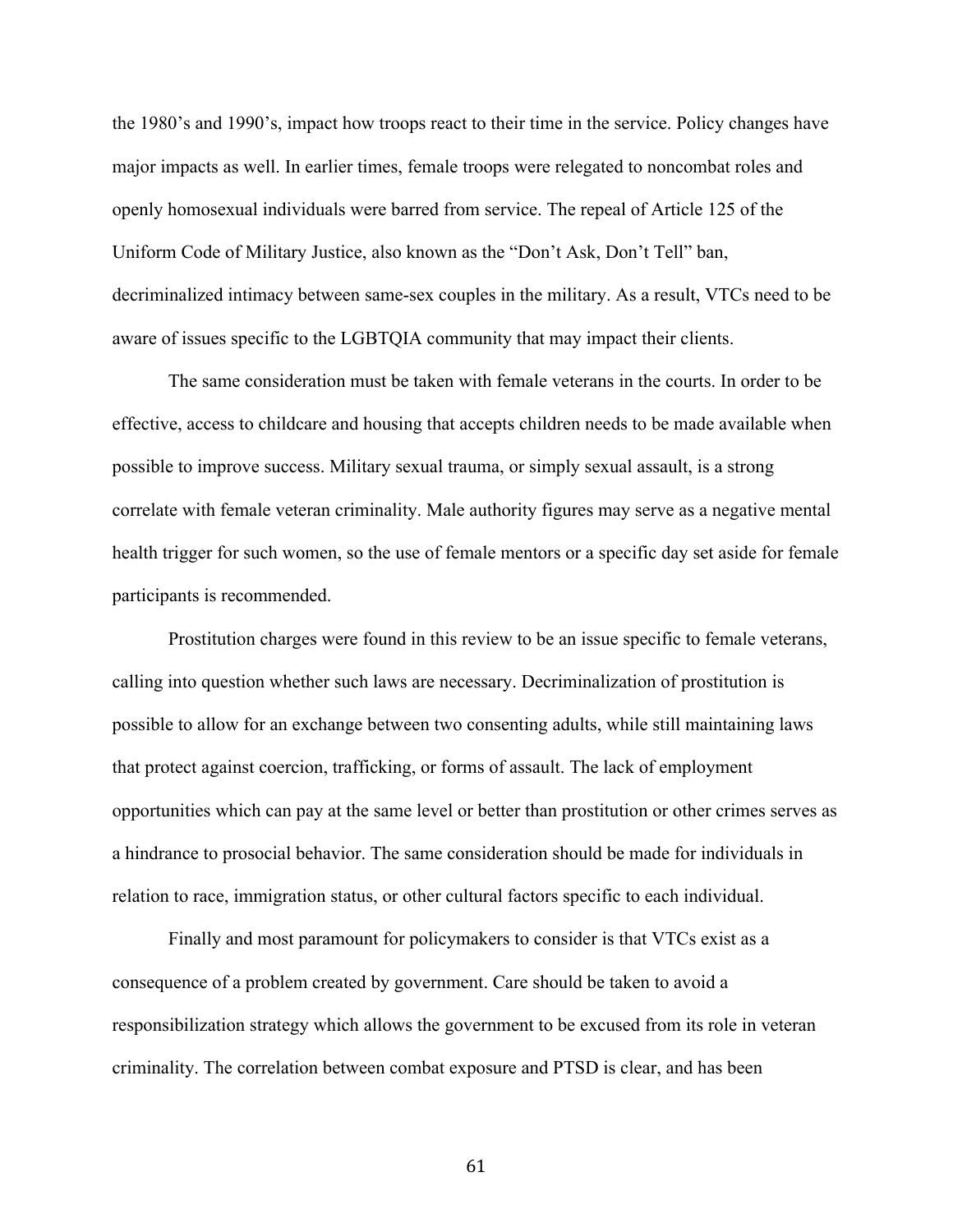the 1980's and 1990's, impact how troops react to their time in the service. Policy changes have major impacts as well. In earlier times, female troops were relegated to noncombat roles and openly homosexual individuals were barred from service. The repeal of Article 125 of the Uniform Code of Military Justice, also known as the "Don't Ask, Don't Tell" ban, decriminalized intimacy between same-sex couples in the military. As a result, VTCs need to be aware of issues specific to the LGBTQIA community that may impact their clients.

The same consideration must be taken with female veterans in the courts. In order to be effective, access to childcare and housing that accepts children needs to be made available when possible to improve success. Military sexual trauma, or simply sexual assault, is a strong correlate with female veteran criminality. Male authority figures may serve as a negative mental health trigger for such women, so the use of female mentors or a specific day set aside for female participants is recommended.

Prostitution charges were found in this review to be an issue specific to female veterans, calling into question whether such laws are necessary. Decriminalization of prostitution is possible to allow for an exchange between two consenting adults, while still maintaining laws that protect against coercion, trafficking, or forms of assault. The lack of employment opportunities which can pay at the same level or better than prostitution or other crimes serves as a hindrance to prosocial behavior. The same consideration should be made for individuals in relation to race, immigration status, or other cultural factors specific to each individual.

Finally and most paramount for policymakers to consider is that VTCs exist as a consequence of a problem created by government. Care should be taken to avoid a responsibilization strategy which allows the government to be excused from its role in veteran criminality. The correlation between combat exposure and PTSD is clear, and has been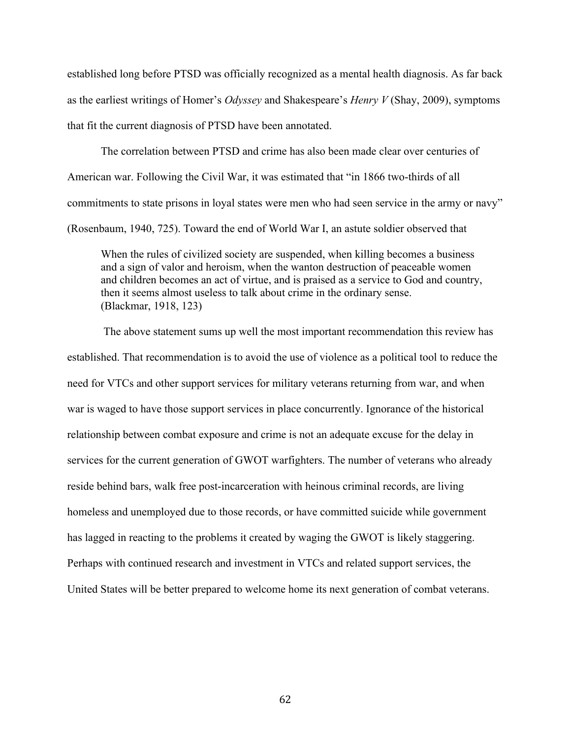established long before PTSD was officially recognized as a mental health diagnosis. As far back as the earliest writings of Homer's *Odyssey* and Shakespeare's *Henry V* (Shay, 2009), symptoms that fit the current diagnosis of PTSD have been annotated.

The correlation between PTSD and crime has also been made clear over centuries of American war. Following the Civil War, it was estimated that "in 1866 two-thirds of all commitments to state prisons in loyal states were men who had seen service in the army or navy" (Rosenbaum, 1940, 725). Toward the end of World War I, an astute soldier observed that

> When the rules of civilized society are suspended, when killing becomes a business and a sign of valor and heroism, when the wanton destruction of peaceable women and children becomes an act of virtue, and is praised as a service to God and country, then it seems almost useless to talk about crime in the ordinary sense. (Blackmar, 1918, 123)

The above statement sums up well the most important recommendation this review has established. That recommendation is to avoid the use of violence as a political tool to reduce the need for VTCs and other support services for military veterans returning from war, and when war is waged to have those support services in place concurrently. Ignorance of the historical relationship between combat exposure and crime is not an adequate excuse for the delay in services for the current generation of GWOT warfighters. The number of veterans who already reside behind bars, walk free post-incarceration with heinous criminal records, are living homeless and unemployed due to those records, or have committed suicide while government has lagged in reacting to the problems it created by waging the GWOT is likely staggering. Perhaps with continued research and investment in VTCs and related support services, the United States will be better prepared to welcome home its next generation of combat veterans.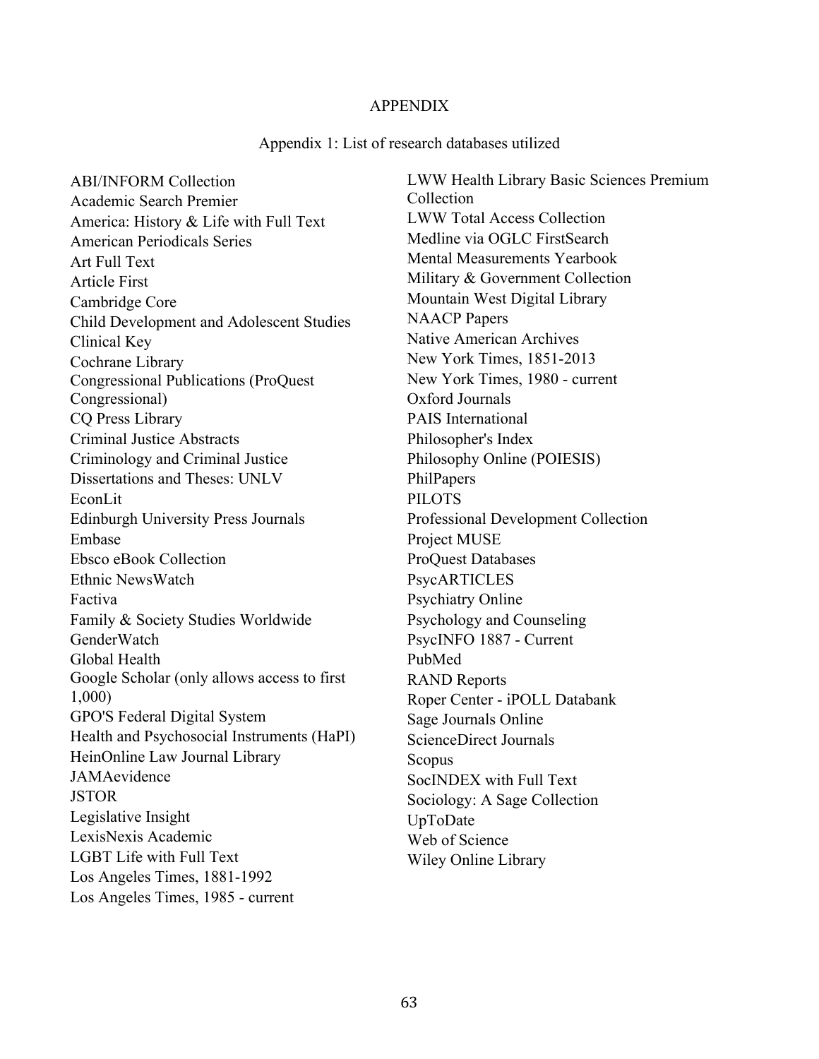# APPENDIX

## Appendix 1: List of research databases utilized

ABI/INFORM Collection
Academic Search Premier
America: History & Life with Full Text
American Periodicals Series
Art Full Text
Article First
Cambridge Core
Child Development and Adolescent Studies
Clinical Key
Cochrane Library
Congressional Publications (ProQuest Congressional)
CQ Press Library
Criminal Justice Abstracts
Criminology and Criminal Justice
Dissertations and Theses: UNLV
EconLit
Edinburgh University Press Journals
Embase
Ebsco eBook Collection
Ethnic NewsWatch
Factiva
Family & Society Studies Worldwide
GenderWatch
Global Health
Google Scholar (only allows access to first 1,000)
GPO'S Federal Digital System
Health and Psychosocial Instruments (HaPI)
HeinOnline Law Journal Library
JAMAevidence
JSTOR
Legislative Insight
LexisNexis Academic
LGBT Life with Full Text
Los Angeles Times, 1881-1992
Los Angeles Times, 1985 - current
LWW Health Library Basic Sciences Premium Collection
LWW Total Access Collection
Medline via OGLC FirstSearch
Mental Measurements Yearbook
Military & Government Collection
Mountain West Digital Library
NAACP Papers
Native American Archives
New York Times, 1851-2013
New York Times, 1980 - current
Oxford Journals
PAIS International
Philosopher's Index
Philosophy Online (POIESIS)
PhilPapers
PILOTS
Professional Development Collection
Project MUSE
ProQuest Databases
PsycARTICLES
Psychiatry Online
Psychology and Counseling
PsycINFO 1887 - Current
PubMed
RAND Reports
Roper Center - iPOLL Databank
Sage Journals Online
ScienceDirect Journals
Scopus
SocINDEX with Full Text
Sociology: A Sage Collection
UpToDate
Web of Science
Wiley Online Library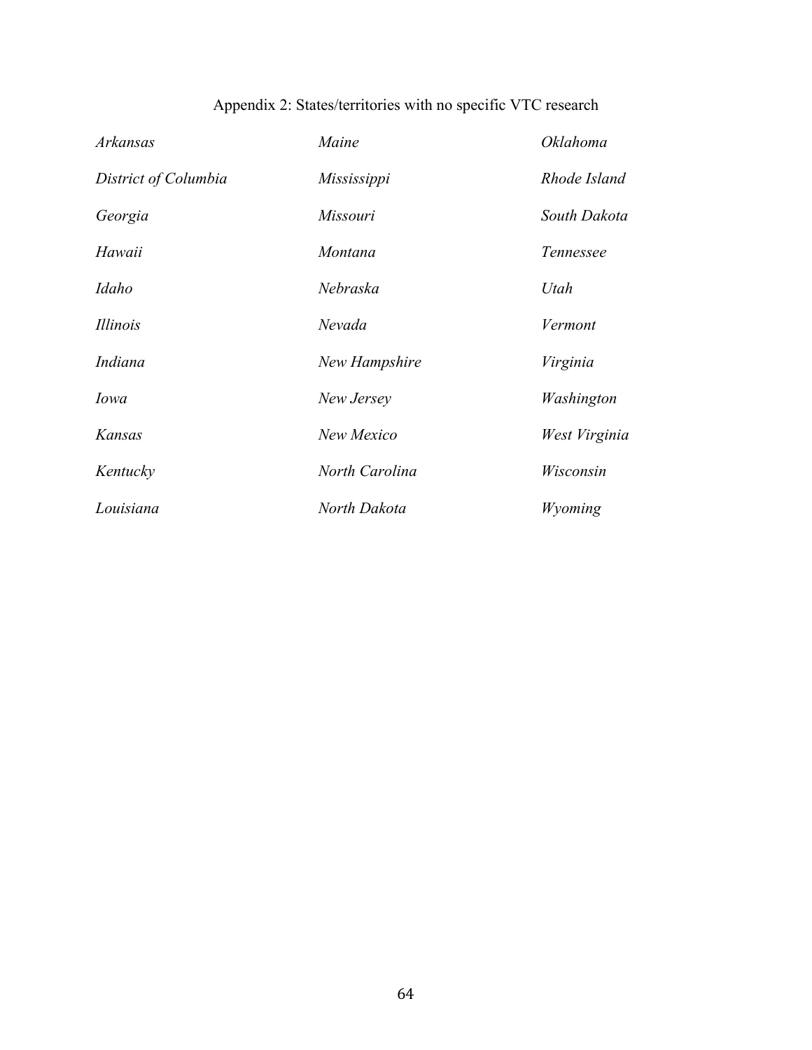## Appendix 2: States/territories with no specific VTC research

| | | |
|---|---|---|
| *Arkansas* | *Maine* | *Oklahoma* |
| *District of Columbia* | *Mississippi* | *Rhode Island* |
| *Georgia* | *Missouri* | *South Dakota* |
| *Hawaii* | *Montana* | *Tennessee* |
| *Idaho* | *Nebraska* | *Utah* |
| *Illinois* | *Nevada* | *Vermont* |
| *Indiana* | *New Hampshire* | *Virginia* |
| *Iowa* | *New Jersey* | *Washington* |
| *Kansas* | *New Mexico* | *West Virginia* |
| *Kentucky* | *North Carolina* | *Wisconsin* |
| *Louisiana* | *North Dakota* | *Wyoming* |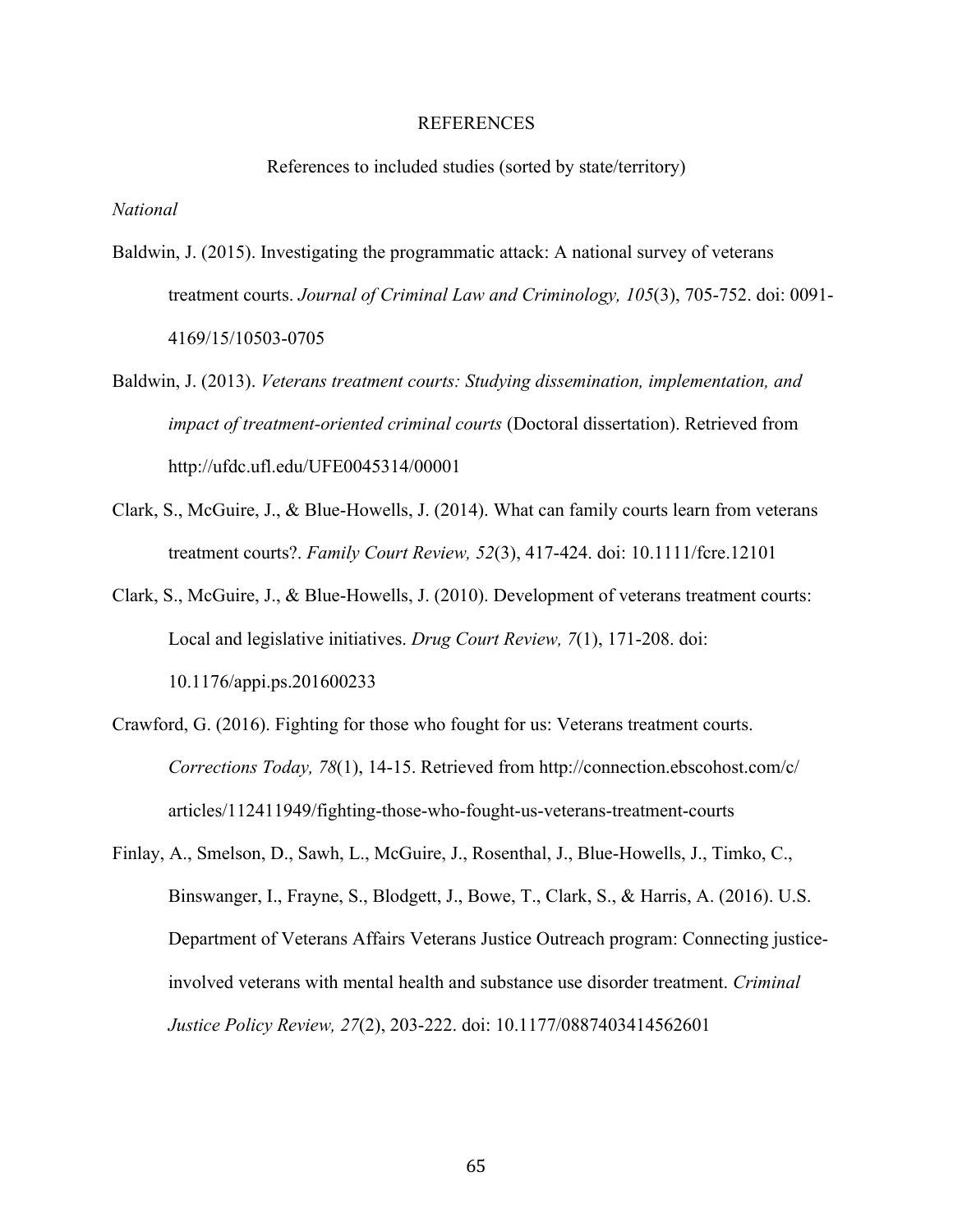# REFERENCES

## References to included studies (sorted by state/territory)

*National*

Baldwin, J. (2015). Investigating the programmatic attack: A national survey of veterans treatment courts. *Journal of Criminal Law and Criminology, 105*(3), 705-752. doi: 0091-4169/15/10503-0705

Baldwin, J. (2013). *Veterans treatment courts: Studying dissemination, implementation, and impact of treatment-oriented criminal courts* (Doctoral dissertation). Retrieved from http://ufdc.ufl.edu/UFE0045314/00001

Clark, S., McGuire, J., & Blue-Howells, J. (2014). What can family courts learn from veterans treatment courts?. *Family Court Review, 52*(3), 417-424. doi: 10.1111/fcre.12101

Clark, S., McGuire, J., & Blue-Howells, J. (2010). Development of veterans treatment courts: Local and legislative initiatives. *Drug Court Review, 7*(1), 171-208. doi: 10.1176/appi.ps.201600233

Crawford, G. (2016). Fighting for those who fought for us: Veterans treatment courts. *Corrections Today, 78*(1), 14-15. Retrieved from http://connection.ebscohost.com/c/articles/112411949/fighting-those-who-fought-us-veterans-treatment-courts

Finlay, A., Smelson, D., Sawh, L., McGuire, J., Rosenthal, J., Blue-Howells, J., Timko, C., Binswanger, I., Frayne, S., Blodgett, J., Bowe, T., Clark, S., & Harris, A. (2016). U.S. Department of Veterans Affairs Veterans Justice Outreach program: Connecting justice-involved veterans with mental health and substance use disorder treatment. *Criminal Justice Policy Review, 27*(2), 203-222. doi: 10.1177/0887403414562601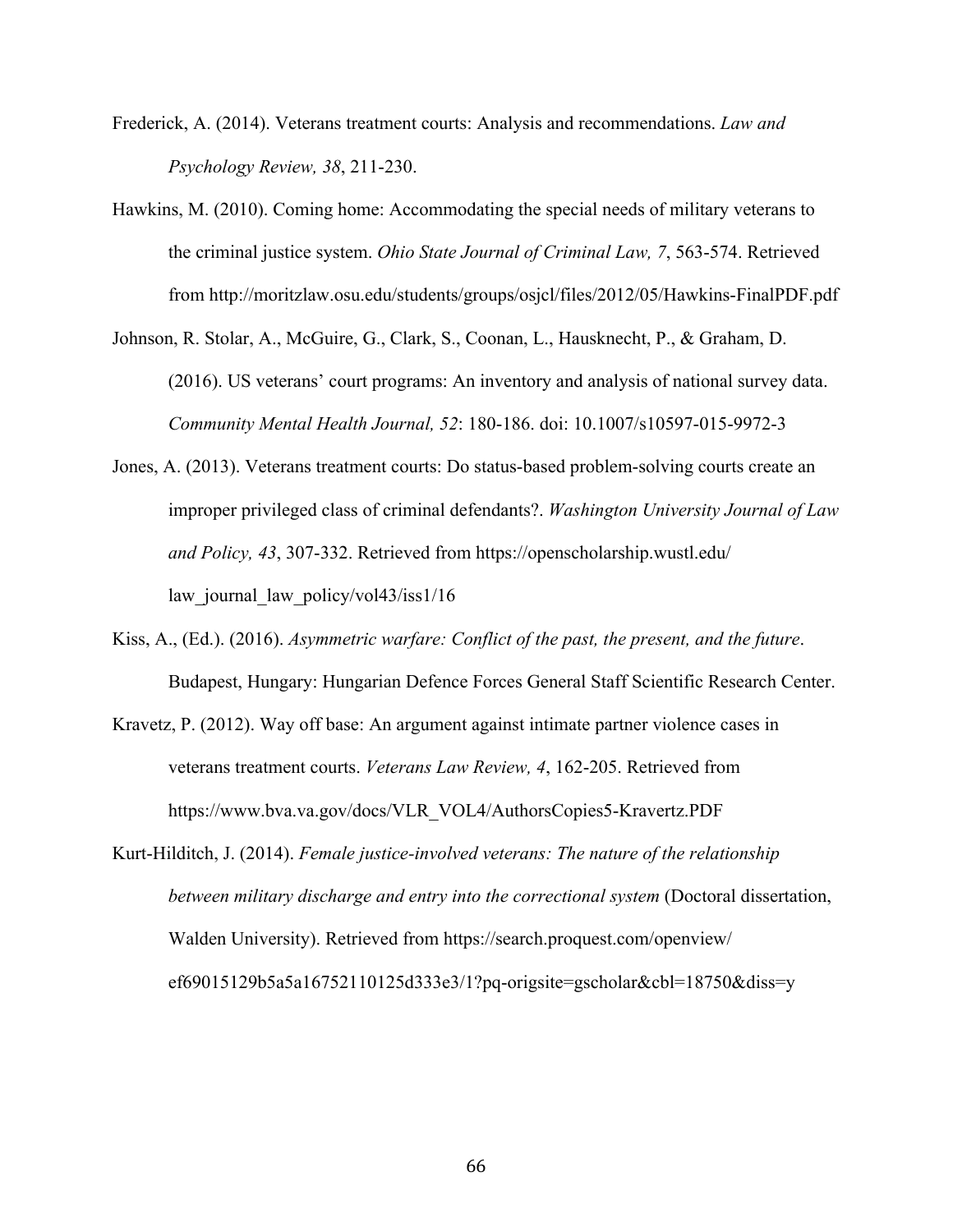Frederick, A. (2014). Veterans treatment courts: Analysis and recommendations. *Law and Psychology Review, 38*, 211-230.

Hawkins, M. (2010). Coming home: Accommodating the special needs of military veterans to the criminal justice system. *Ohio State Journal of Criminal Law, 7*, 563-574. Retrieved from http://moritzlaw.osu.edu/students/groups/osjcl/files/2012/05/Hawkins-FinalPDF.pdf

Johnson, R. Stolar, A., McGuire, G., Clark, S., Coonan, L., Hausknecht, P., & Graham, D. (2016). US veterans' court programs: An inventory and analysis of national survey data. *Community Mental Health Journal, 52*: 180-186. doi: 10.1007/s10597-015-9972-3

Jones, A. (2013). Veterans treatment courts: Do status-based problem-solving courts create an improper privileged class of criminal defendants?. *Washington University Journal of Law and Policy, 43*, 307-332. Retrieved from https://openscholarship.wustl.edu/law_journal_law_policy/vol43/iss1/16

Kiss, A., (Ed.). (2016). *Asymmetric warfare: Conflict of the past, the present, and the future*. Budapest, Hungary: Hungarian Defence Forces General Staff Scientific Research Center.

Kravetz, P. (2012). Way off base: An argument against intimate partner violence cases in veterans treatment courts. *Veterans Law Review, 4*, 162-205. Retrieved from https://www.bva.va.gov/docs/VLR_VOL4/AuthorsCopies5-Kravertz.PDF

Kurt-Hilditch, J. (2014). *Female justice-involved veterans: The nature of the relationship between military discharge and entry into the correctional system* (Doctoral dissertation, Walden University). Retrieved from https://search.proquest.com/openview/ef69015129b5a5a16752110125d333e3/1?pq-origsite=gscholar&cbl=18750&diss=y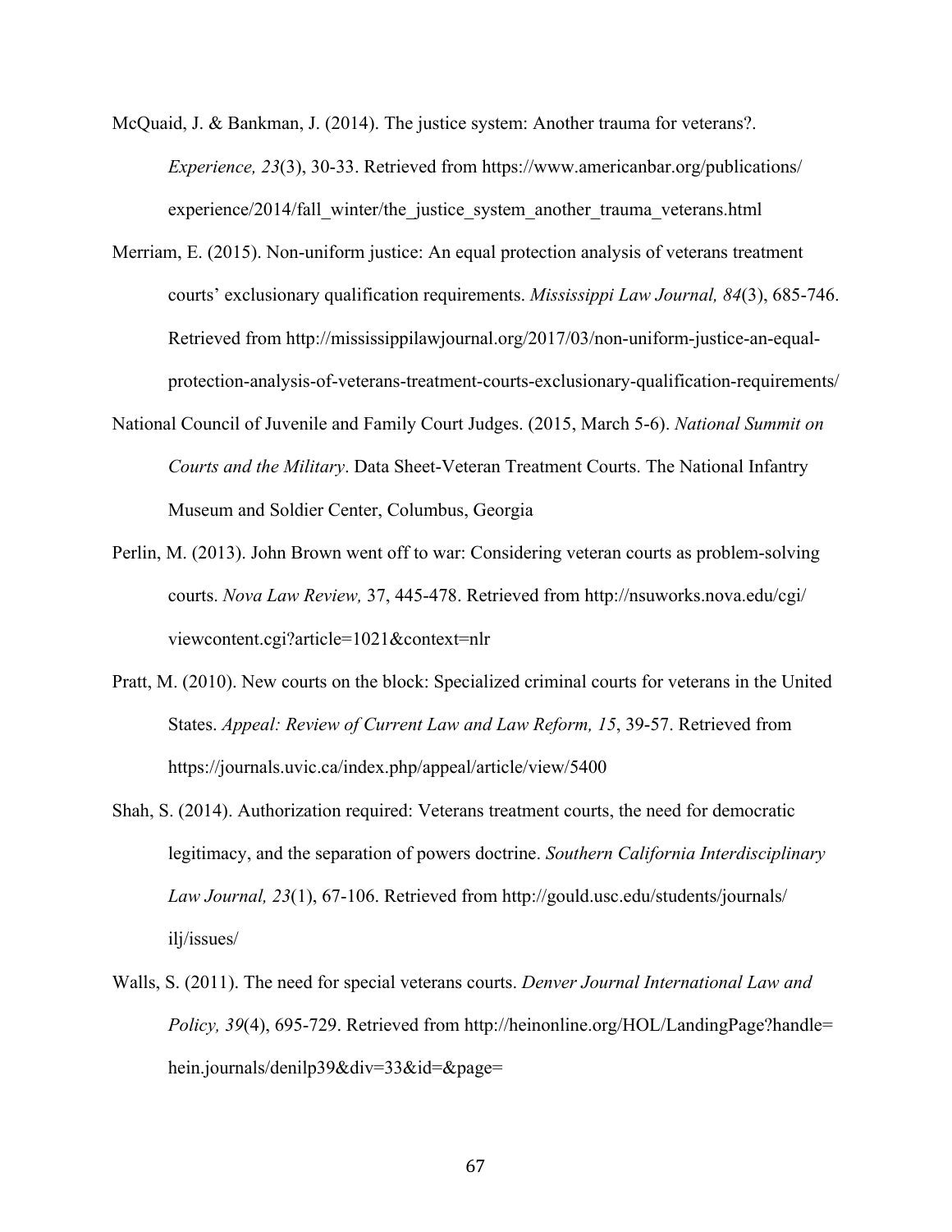McQuaid, J. & Bankman, J. (2014). The justice system: Another trauma for veterans?. *Experience, 23*(3), 30-33. Retrieved from https://www.americanbar.org/publications/experience/2014/fall_winter/the_justice_system_another_trauma_veterans.html

Merriam, E. (2015). Non-uniform justice: An equal protection analysis of veterans treatment courts' exclusionary qualification requirements. *Mississippi Law Journal, 84*(3), 685-746. Retrieved from http://mississippilawjournal.org/2017/03/non-uniform-justice-an-equal-protection-analysis-of-veterans-treatment-courts-exclusionary-qualification-requirements/

National Council of Juvenile and Family Court Judges. (2015, March 5-6). *National Summit on Courts and the Military*. Data Sheet-Veteran Treatment Courts. The National Infantry Museum and Soldier Center, Columbus, Georgia

Perlin, M. (2013). John Brown went off to war: Considering veteran courts as problem-solving courts. *Nova Law Review,* 37, 445-478. Retrieved from http://nsuworks.nova.edu/cgi/viewcontent.cgi?article=1021&context=nlr

Pratt, M. (2010). New courts on the block: Specialized criminal courts for veterans in the United States. *Appeal: Review of Current Law and Law Reform, 15*, 39-57. Retrieved from https://journals.uvic.ca/index.php/appeal/article/view/5400

Shah, S. (2014). Authorization required: Veterans treatment courts, the need for democratic legitimacy, and the separation of powers doctrine. *Southern California Interdisciplinary Law Journal, 23*(1), 67-106. Retrieved from http://gould.usc.edu/students/journals/ilj/issues/

Walls, S. (2011). The need for special veterans courts. *Denver Journal International Law and Policy, 39*(4), 695-729. Retrieved from http://heinonline.org/HOL/LandingPage?handle=hein.journals/denilp39&div=33&id=&page=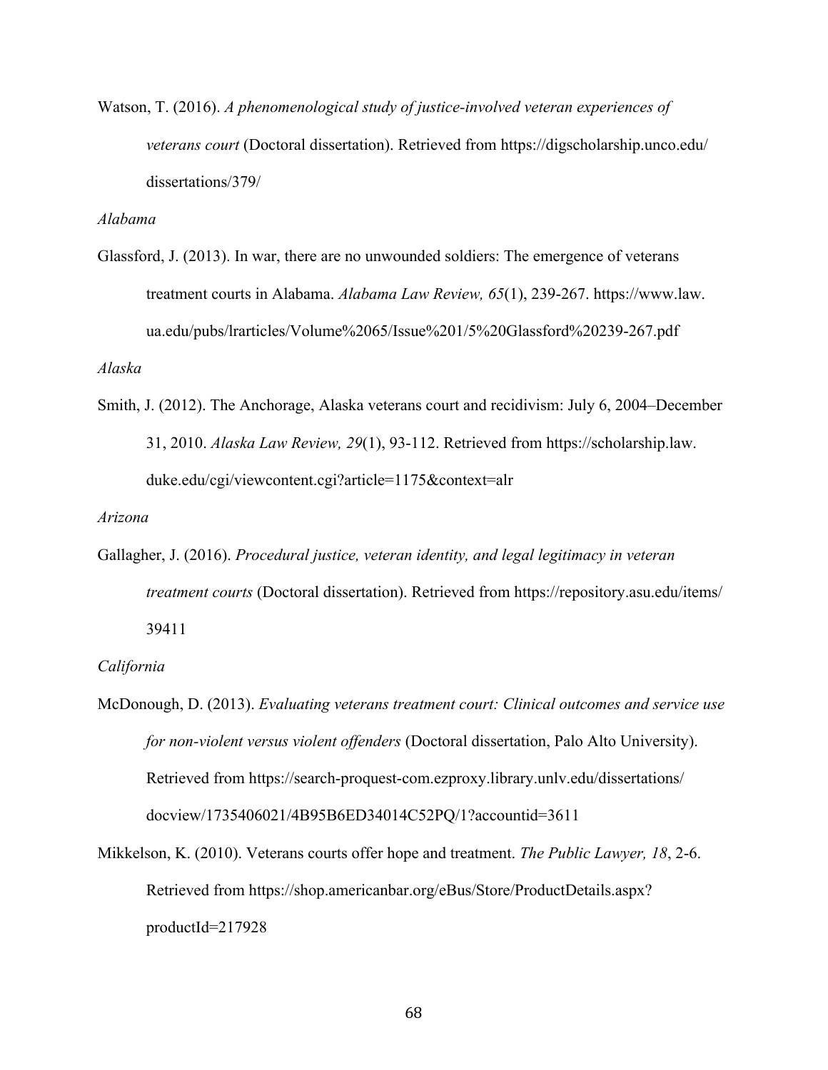Watson, T. (2016). *A phenomenological study of justice-involved veteran experiences of veterans court* (Doctoral dissertation). Retrieved from https://digscholarship.unco.edu/dissertations/379/

*Alabama*

Glassford, J. (2013). In war, there are no unwounded soldiers: The emergence of veterans treatment courts in Alabama. *Alabama Law Review, 65*(1), 239-267. https://www.law.ua.edu/pubs/lrarticles/Volume%2065/Issue%201/5%20Glassford%20239-267.pdf

*Alaska*

Smith, J. (2012). The Anchorage, Alaska veterans court and recidivism: July 6, 2004–December 31, 2010. *Alaska Law Review, 29*(1), 93-112. Retrieved from https://scholarship.law.duke.edu/cgi/viewcontent.cgi?article=1175&context=alr

*Arizona*

Gallagher, J. (2016). *Procedural justice, veteran identity, and legal legitimacy in veteran treatment courts* (Doctoral dissertation). Retrieved from https://repository.asu.edu/items/39411

*California*

McDonough, D. (2013). *Evaluating veterans treatment court: Clinical outcomes and service use for non-violent versus violent offenders* (Doctoral dissertation, Palo Alto University). Retrieved from https://search-proquest-com.ezproxy.library.unlv.edu/dissertations/docview/1735406021/4B95B6ED34014C52PQ/1?accountid=3611

Mikkelson, K. (2010). Veterans courts offer hope and treatment. *The Public Lawyer, 18*, 2-6. Retrieved from https://shop.americanbar.org/eBus/Store/ProductDetails.aspx?productId=217928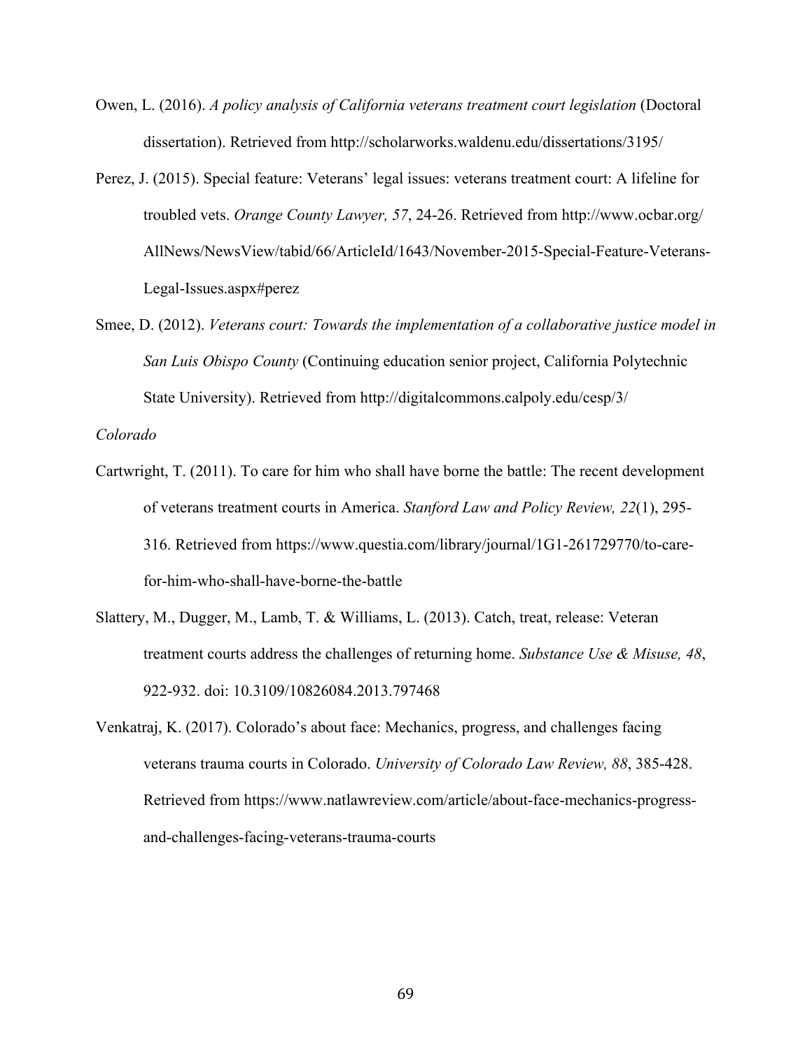Owen, L. (2016). *A policy analysis of California veterans treatment court legislation* (Doctoral dissertation). Retrieved from http://scholarworks.waldenu.edu/dissertations/3195/

Perez, J. (2015). Special feature: Veterans' legal issues: veterans treatment court: A lifeline for troubled vets. *Orange County Lawyer, 57*, 24-26. Retrieved from http://www.ocbar.org/AllNews/NewsView/tabid/66/ArticleId/1643/November-2015-Special-Feature-Veterans-Legal-Issues.aspx#perez

Smee, D. (2012). *Veterans court: Towards the implementation of a collaborative justice model in San Luis Obispo County* (Continuing education senior project, California Polytechnic State University). Retrieved from http://digitalcommons.calpoly.edu/cesp/3/

*Colorado*

Cartwright, T. (2011). To care for him who shall have borne the battle: The recent development of veterans treatment courts in America. *Stanford Law and Policy Review, 22*(1), 295-316. Retrieved from https://www.questia.com/library/journal/1G1-261729770/to-care-for-him-who-shall-have-borne-the-battle

Slattery, M., Dugger, M., Lamb, T. & Williams, L. (2013). Catch, treat, release: Veteran treatment courts address the challenges of returning home. *Substance Use & Misuse, 48*, 922-932. doi: 10.3109/10826084.2013.797468

Venkatraj, K. (2017). Colorado's about face: Mechanics, progress, and challenges facing veterans trauma courts in Colorado. *University of Colorado Law Review, 88*, 385-428. Retrieved from https://www.natlawreview.com/article/about-face-mechanics-progress-and-challenges-facing-veterans-trauma-courts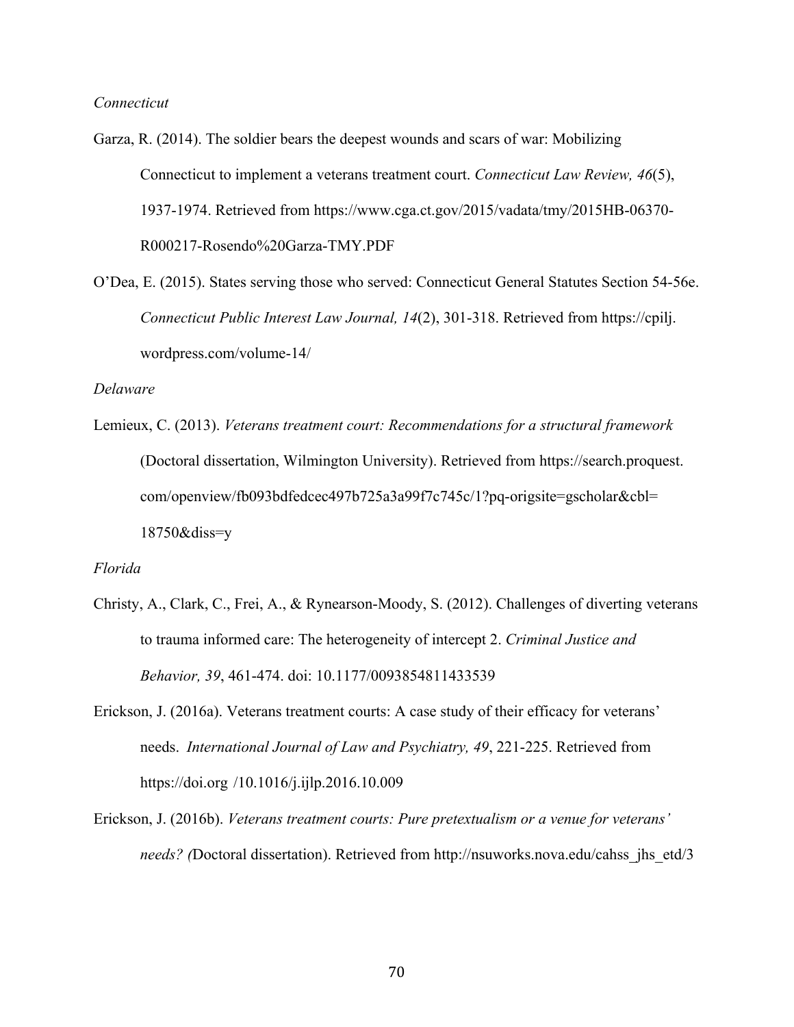*Connecticut*

Garza, R. (2014). The soldier bears the deepest wounds and scars of war: Mobilizing Connecticut to implement a veterans treatment court. *Connecticut Law Review, 46*(5), 1937-1974. Retrieved from https://www.cga.ct.gov/2015/vadata/tmy/2015HB-06370-R000217-Rosendo%20Garza-TMY.PDF

O'Dea, E. (2015). States serving those who served: Connecticut General Statutes Section 54-56e. *Connecticut Public Interest Law Journal, 14*(2), 301-318. Retrieved from https://cpilj.wordpress.com/volume-14/

*Delaware*

Lemieux, C. (2013). *Veterans treatment court: Recommendations for a structural framework* (Doctoral dissertation, Wilmington University). Retrieved from https://search.proquest.com/openview/fb093bdfedcec497b725a3a99f7c745c/1?pq-origsite=gscholar&cbl=18750&diss=y

*Florida*

Christy, A., Clark, C., Frei, A., & Rynearson-Moody, S. (2012). Challenges of diverting veterans to trauma informed care: The heterogeneity of intercept 2. *Criminal Justice and Behavior, 39*, 461-474. doi: 10.1177/0093854811433539

Erickson, J. (2016a). Veterans treatment courts: A case study of their efficacy for veterans' needs. *International Journal of Law and Psychiatry, 49*, 221-225. Retrieved from https://doi.org /10.1016/j.ijlp.2016.10.009

Erickson, J. (2016b). *Veterans treatment courts: Pure pretextualism or a venue for veterans' needs? (*Doctoral dissertation). Retrieved from http://nsuworks.nova.edu/cahss_jhs_etd/3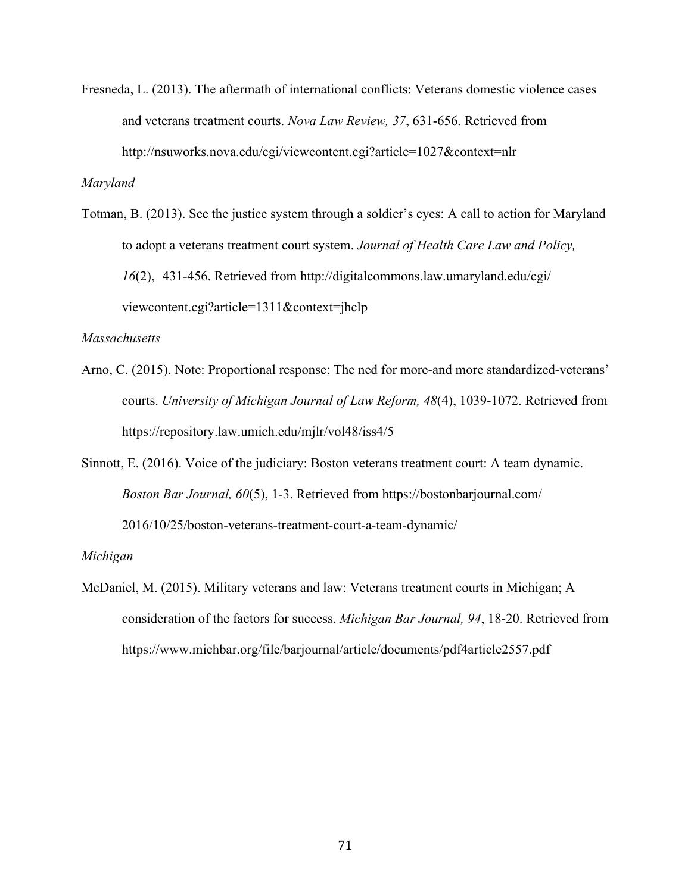Fresneda, L. (2013). The aftermath of international conflicts: Veterans domestic violence cases and veterans treatment courts. *Nova Law Review, 37*, 631-656. Retrieved from http://nsuworks.nova.edu/cgi/viewcontent.cgi?article=1027&context=nlr

*Maryland*

Totman, B. (2013). See the justice system through a soldier's eyes: A call to action for Maryland to adopt a veterans treatment court system. *Journal of Health Care Law and Policy, 16*(2), 431-456. Retrieved from http://digitalcommons.law.umaryland.edu/cgi/viewcontent.cgi?article=1311&context=jhclp

*Massachusetts*

Arno, C. (2015). Note: Proportional response: The ned for more-and more standardized-veterans' courts. *University of Michigan Journal of Law Reform, 48*(4), 1039-1072. Retrieved from https://repository.law.umich.edu/mjlr/vol48/iss4/5

Sinnott, E. (2016). Voice of the judiciary: Boston veterans treatment court: A team dynamic. *Boston Bar Journal, 60*(5), 1-3. Retrieved from https://bostonbarjournal.com/2016/10/25/boston-veterans-treatment-court-a-team-dynamic/

*Michigan*

McDaniel, M. (2015). Military veterans and law: Veterans treatment courts in Michigan; A consideration of the factors for success. *Michigan Bar Journal, 94*, 18-20. Retrieved from https://www.michbar.org/file/barjournal/article/documents/pdf4article2557.pdf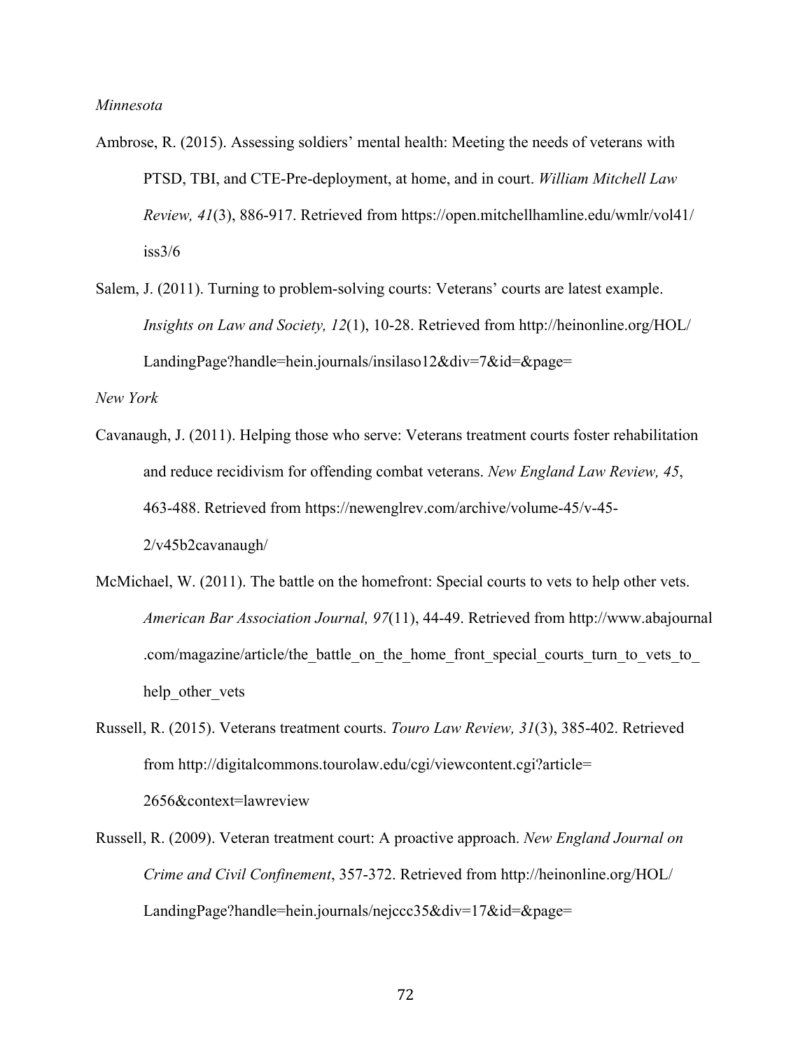*Minnesota*

Ambrose, R. (2015). Assessing soldiers' mental health: Meeting the needs of veterans with PTSD, TBI, and CTE-Pre-deployment, at home, and in court. *William Mitchell Law Review, 41*(3), 886-917. Retrieved from https://open.mitchellhamline.edu/wmlr/vol41/iss3/6

Salem, J. (2011). Turning to problem-solving courts: Veterans' courts are latest example. *Insights on Law and Society, 12*(1), 10-28. Retrieved from http://heinonline.org/HOL/LandingPage?handle=hein.journals/insilaso12&div=7&id=&page=

*New York*

Cavanaugh, J. (2011). Helping those who serve: Veterans treatment courts foster rehabilitation and reduce recidivism for offending combat veterans. *New England Law Review, 45*, 463-488. Retrieved from https://newenglrev.com/archive/volume-45/v-45-2/v45b2cavanaugh/

McMichael, W. (2011). The battle on the homefront: Special courts to vets to help other vets. *American Bar Association Journal, 97*(11), 44-49. Retrieved from http://www.abajournal.com/magazine/article/the_battle_on_the_home_front_special_courts_turn_to_vets_to_help_other_vets

Russell, R. (2015). Veterans treatment courts. *Touro Law Review, 31*(3), 385-402. Retrieved from http://digitalcommons.tourolaw.edu/cgi/viewcontent.cgi?article=2656&context=lawreview

Russell, R. (2009). Veteran treatment court: A proactive approach. *New England Journal on Crime and Civil Confinement*, 357-372. Retrieved from http://heinonline.org/HOL/LandingPage?handle=hein.journals/nejccc35&div=17&id=&page=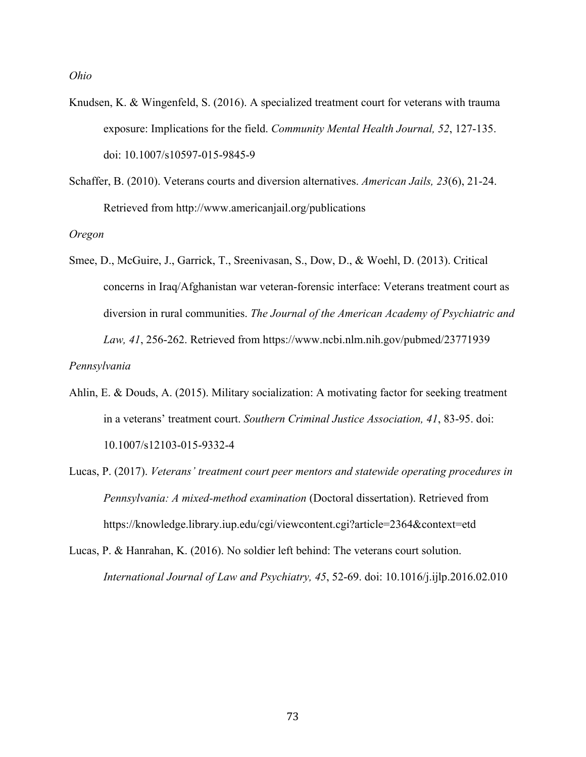*Ohio*

Knudsen, K. & Wingenfeld, S. (2016). A specialized treatment court for veterans with trauma exposure: Implications for the field. *Community Mental Health Journal, 52*, 127-135. doi: 10.1007/s10597-015-9845-9

Schaffer, B. (2010). Veterans courts and diversion alternatives. *American Jails, 23*(6), 21-24. Retrieved from http://www.americanjail.org/publications

*Oregon*

Smee, D., McGuire, J., Garrick, T., Sreenivasan, S., Dow, D., & Woehl, D. (2013). Critical concerns in Iraq/Afghanistan war veteran-forensic interface: Veterans treatment court as diversion in rural communities. *The Journal of the American Academy of Psychiatric and Law, 41*, 256-262. Retrieved from https://www.ncbi.nlm.nih.gov/pubmed/23771939

*Pennsylvania*

Ahlin, E. & Douds, A. (2015). Military socialization: A motivating factor for seeking treatment in a veterans' treatment court. *Southern Criminal Justice Association, 41*, 83-95. doi: 10.1007/s12103-015-9332-4

Lucas, P. (2017). *Veterans' treatment court peer mentors and statewide operating procedures in Pennsylvania: A mixed-method examination* (Doctoral dissertation). Retrieved from https://knowledge.library.iup.edu/cgi/viewcontent.cgi?article=2364&context=etd

Lucas, P. & Hanrahan, K. (2016). No soldier left behind: The veterans court solution. *International Journal of Law and Psychiatry, 45*, 52-69. doi: 10.1016/j.ijlp.2016.02.010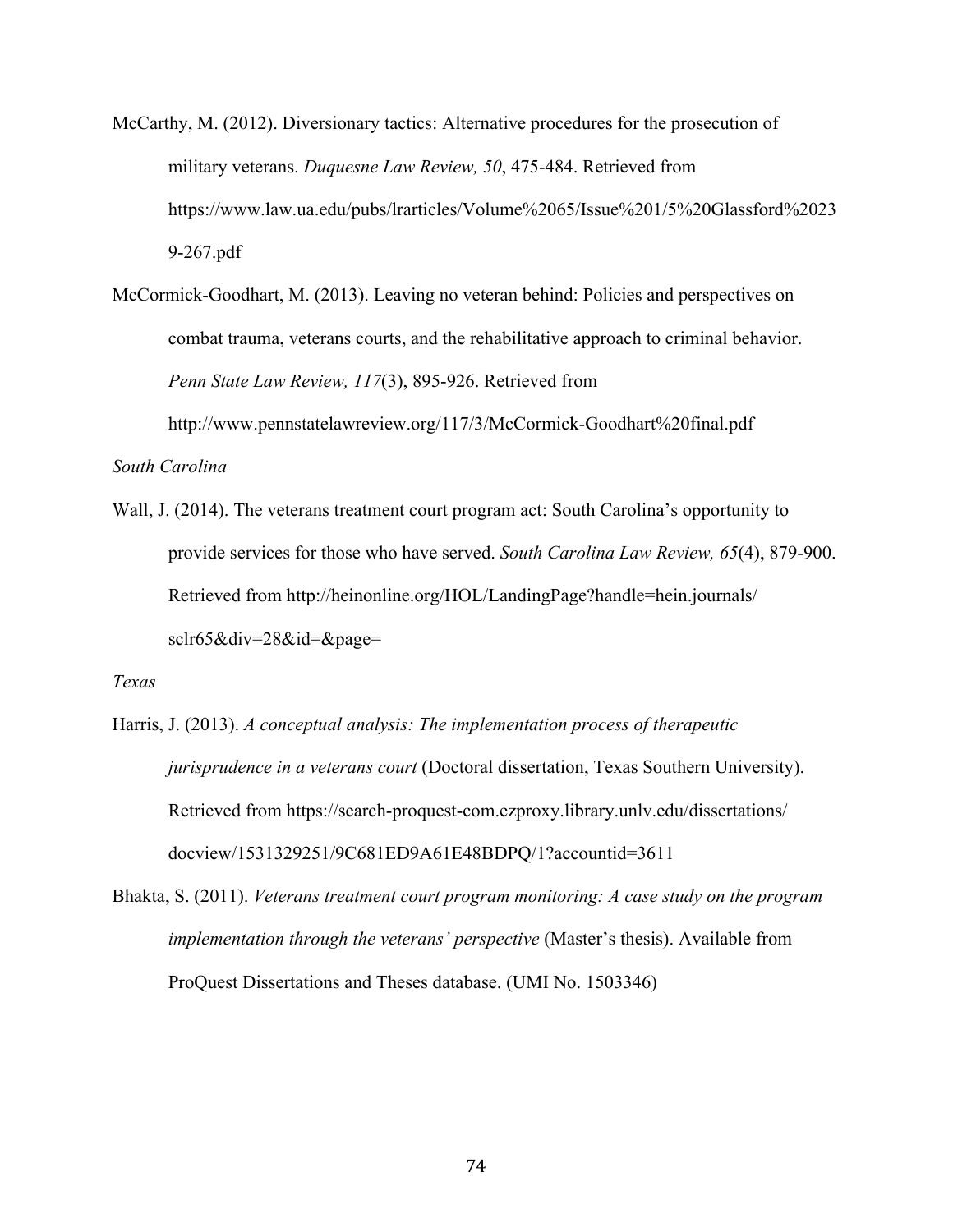McCarthy, M. (2012). Diversionary tactics: Alternative procedures for the prosecution of military veterans. *Duquesne Law Review, 50*, 475-484. Retrieved from https://www.law.ua.edu/pubs/lrarticles/Volume%2065/Issue%201/5%20Glassford%20239-267.pdf

McCormick-Goodhart, M. (2013). Leaving no veteran behind: Policies and perspectives on combat trauma, veterans courts, and the rehabilitative approach to criminal behavior. *Penn State Law Review, 117*(3), 895-926. Retrieved from http://www.pennstatelawreview.org/117/3/McCormick-Goodhart%20final.pdf

*South Carolina*

Wall, J. (2014). The veterans treatment court program act: South Carolina's opportunity to provide services for those who have served. *South Carolina Law Review, 65*(4), 879-900. Retrieved from http://heinonline.org/HOL/LandingPage?handle=hein.journals/sclr65&div=28&id=&page=

*Texas*

Harris, J. (2013). *A conceptual analysis: The implementation process of therapeutic jurisprudence in a veterans court* (Doctoral dissertation, Texas Southern University). Retrieved from https://search-proquest-com.ezproxy.library.unlv.edu/dissertations/docview/1531329251/9C681ED9A61E48BDPQ/1?accountid=3611

Bhakta, S. (2011). *Veterans treatment court program monitoring: A case study on the program implementation through the veterans' perspective* (Master's thesis). Available from ProQuest Dissertations and Theses database. (UMI No. 1503346)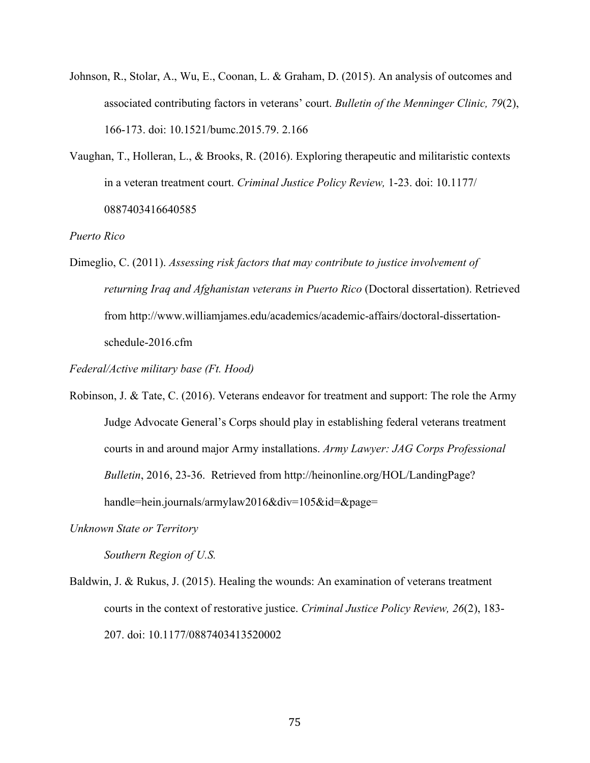Johnson, R., Stolar, A., Wu, E., Coonan, L. & Graham, D. (2015). An analysis of outcomes and associated contributing factors in veterans' court. *Bulletin of the Menninger Clinic, 79*(2), 166-173. doi: 10.1521/bumc.2015.79. 2.166

Vaughan, T., Holleran, L., & Brooks, R. (2016). Exploring therapeutic and militaristic contexts in a veteran treatment court. *Criminal Justice Policy Review,* 1-23. doi: 10.1177/ 0887403416640585

*Puerto Rico*

Dimeglio, C. (2011). *Assessing risk factors that may contribute to justice involvement of returning Iraq and Afghanistan veterans in Puerto Rico* (Doctoral dissertation). Retrieved from http://www.williamjames.edu/academics/academic-affairs/doctoral-dissertation-schedule-2016.cfm

*Federal/Active military base (Ft. Hood)*

Robinson, J. & Tate, C. (2016). Veterans endeavor for treatment and support: The role the Army Judge Advocate General's Corps should play in establishing federal veterans treatment courts in and around major Army installations. *Army Lawyer: JAG Corps Professional Bulletin*, 2016, 23-36. Retrieved from http://heinonline.org/HOL/LandingPage?handle=hein.journals/armylaw2016&div=105&id=&page=

*Unknown State or Territory*

*Southern Region of U.S.*

Baldwin, J. & Rukus, J. (2015). Healing the wounds: An examination of veterans treatment courts in the context of restorative justice. *Criminal Justice Policy Review, 26*(2), 183-207. doi: 10.1177/0887403413520002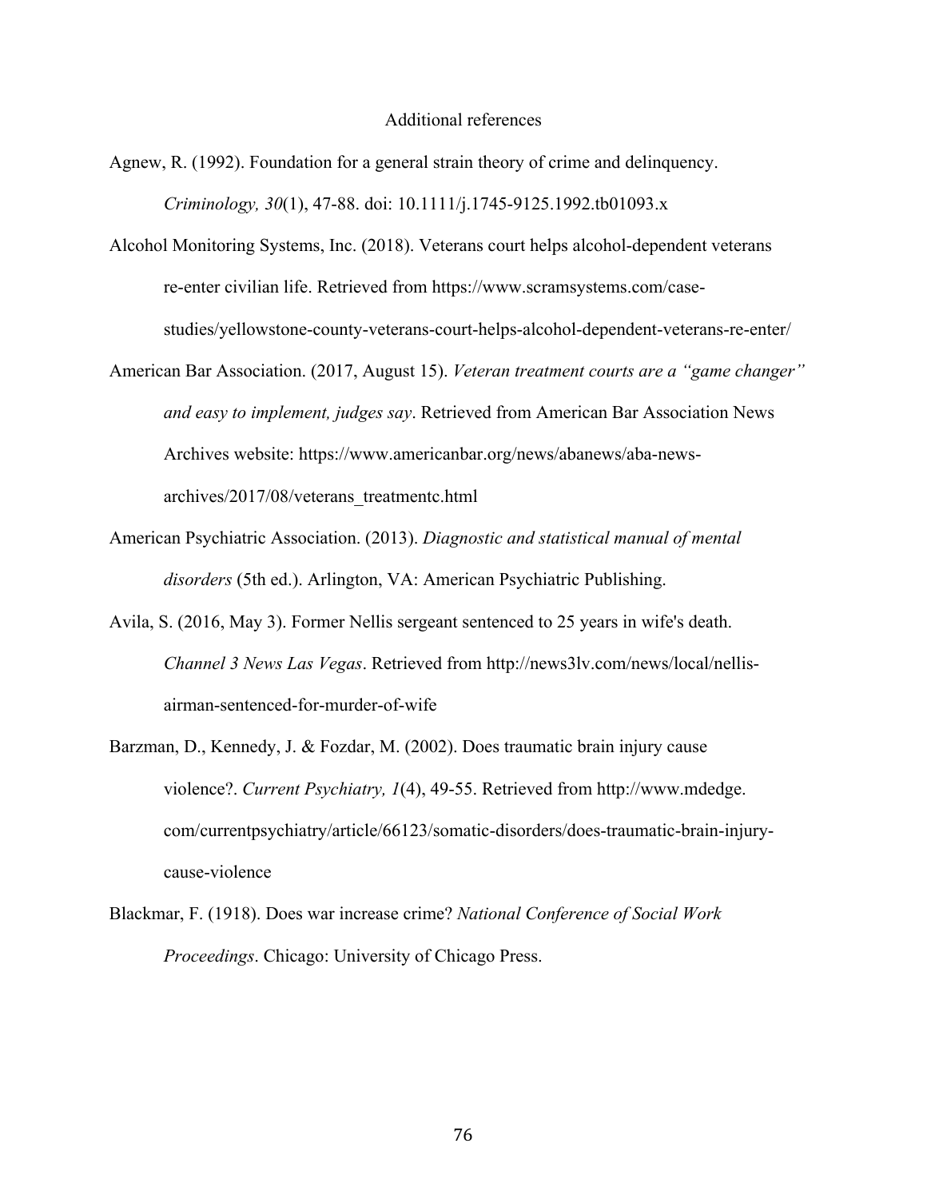## Additional references

Agnew, R. (1992). Foundation for a general strain theory of crime and delinquency. *Criminology, 30*(1), 47-88. doi: 10.1111/j.1745-9125.1992.tb01093.x

Alcohol Monitoring Systems, Inc. (2018). Veterans court helps alcohol-dependent veterans re-enter civilian life. Retrieved from https://www.scramsystems.com/case-studies/yellowstone-county-veterans-court-helps-alcohol-dependent-veterans-re-enter/

American Bar Association. (2017, August 15). *Veteran treatment courts are a "game changer" and easy to implement, judges say*. Retrieved from American Bar Association News Archives website: https://www.americanbar.org/news/abanews/aba-news-archives/2017/08/veterans_treatmentc.html

American Psychiatric Association. (2013). *Diagnostic and statistical manual of mental disorders* (5th ed.). Arlington, VA: American Psychiatric Publishing.

Avila, S. (2016, May 3). Former Nellis sergeant sentenced to 25 years in wife's death. *Channel 3 News Las Vegas*. Retrieved from http://news3lv.com/news/local/nellis-airman-sentenced-for-murder-of-wife

Barzman, D., Kennedy, J. & Fozdar, M. (2002). Does traumatic brain injury cause violence?. *Current Psychiatry, 1*(4), 49-55. Retrieved from http://www.mdedge.com/currentpsychiatry/article/66123/somatic-disorders/does-traumatic-brain-injury-cause-violence

Blackmar, F. (1918). Does war increase crime? *National Conference of Social Work Proceedings*. Chicago: University of Chicago Press.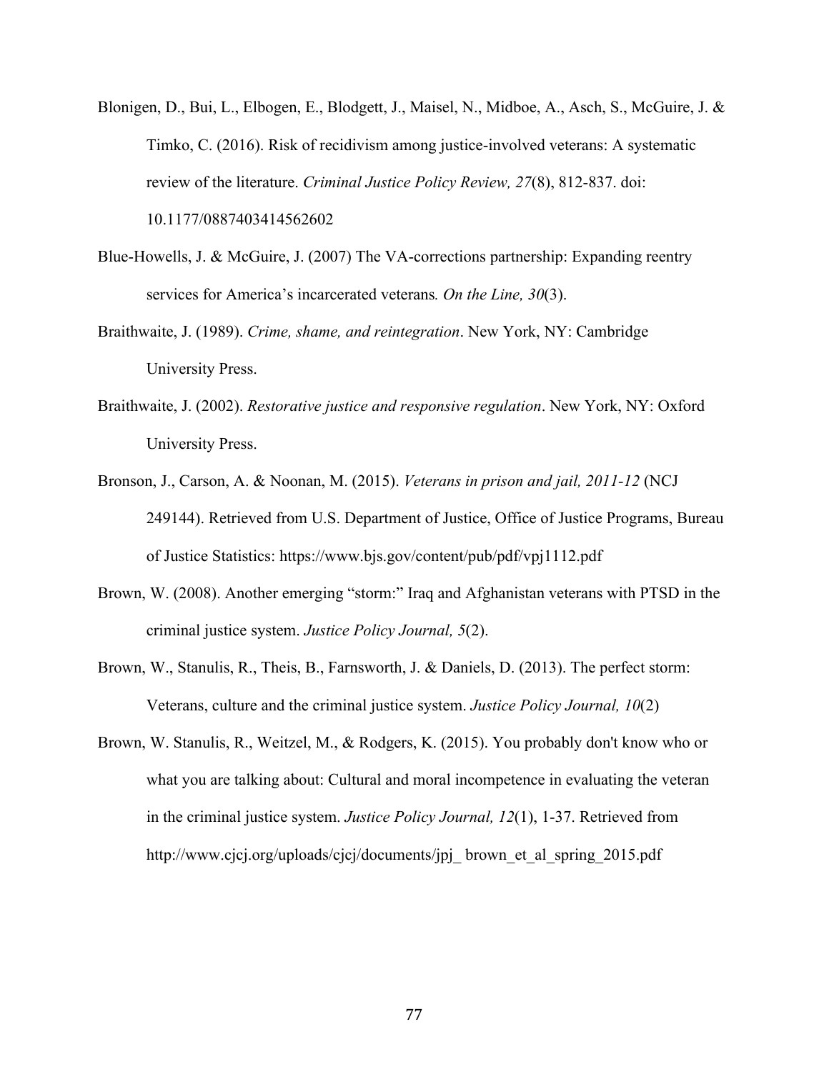Blonigen, D., Bui, L., Elbogen, E., Blodgett, J., Maisel, N., Midboe, A., Asch, S., McGuire, J. & Timko, C. (2016). Risk of recidivism among justice-involved veterans: A systematic review of the literature. *Criminal Justice Policy Review, 27*(8), 812-837. doi: 10.1177/0887403414562602

Blue-Howells, J. & McGuire, J. (2007) The VA-corrections partnership: Expanding reentry services for America's incarcerated veterans*. On the Line, 30*(3).

Braithwaite, J. (1989). *Crime, shame, and reintegration*. New York, NY: Cambridge University Press.

Braithwaite, J. (2002). *Restorative justice and responsive regulation*. New York, NY: Oxford University Press.

Bronson, J., Carson, A. & Noonan, M. (2015). *Veterans in prison and jail, 2011-12* (NCJ 249144). Retrieved from U.S. Department of Justice, Office of Justice Programs, Bureau of Justice Statistics: https://www.bjs.gov/content/pub/pdf/vpj1112.pdf

Brown, W. (2008). Another emerging "storm:" Iraq and Afghanistan veterans with PTSD in the criminal justice system. *Justice Policy Journal, 5*(2).

Brown, W., Stanulis, R., Theis, B., Farnsworth, J. & Daniels, D. (2013). The perfect storm: Veterans, culture and the criminal justice system. *Justice Policy Journal, 10*(2)

Brown, W. Stanulis, R., Weitzel, M., & Rodgers, K. (2015). You probably don't know who or what you are talking about: Cultural and moral incompetence in evaluating the veteran in the criminal justice system. *Justice Policy Journal, 12*(1), 1-37. Retrieved from http://www.cjcj.org/uploads/cjcj/documents/jpj_ brown_et_al_spring_2015.pdf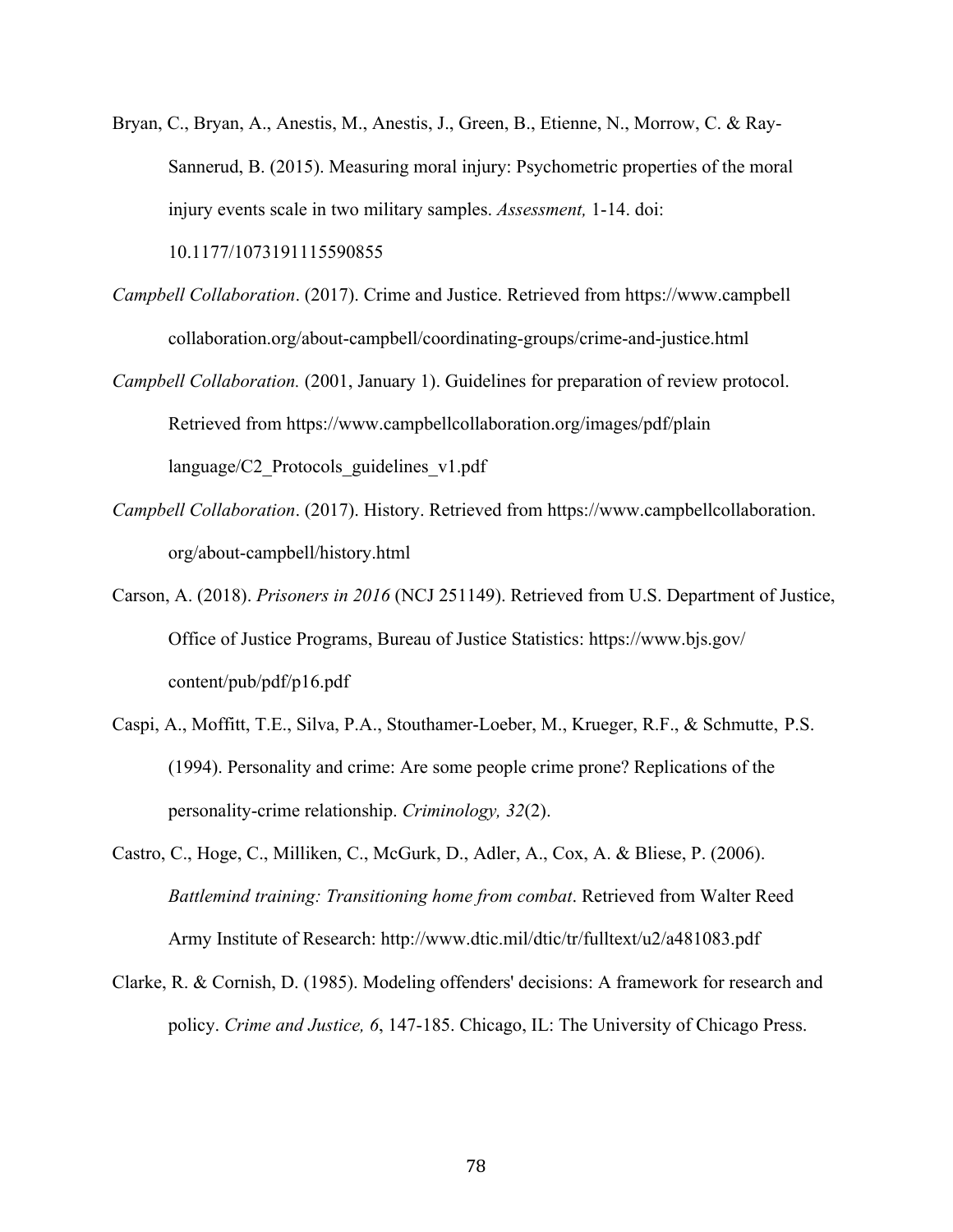Bryan, C., Bryan, A., Anestis, M., Anestis, J., Green, B., Etienne, N., Morrow, C. & Ray-Sannerud, B. (2015). Measuring moral injury: Psychometric properties of the moral injury events scale in two military samples. *Assessment,* 1-14. doi: 10.1177/1073191115590855

*Campbell Collaboration*. (2017). Crime and Justice. Retrieved from https://www.campbell collaboration.org/about-campbell/coordinating-groups/crime-and-justice.html

*Campbell Collaboration.* (2001, January 1). Guidelines for preparation of review protocol. Retrieved from https://www.campbellcollaboration.org/images/pdf/plain language/C2_Protocols_guidelines_v1.pdf

*Campbell Collaboration*. (2017). History. Retrieved from https://www.campbellcollaboration. org/about-campbell/history.html

Carson, A. (2018). *Prisoners in 2016* (NCJ 251149). Retrieved from U.S. Department of Justice, Office of Justice Programs, Bureau of Justice Statistics: https://www.bjs.gov/ content/pub/pdf/p16.pdf

Caspi, A., Moffitt, T.E., Silva, P.A., Stouthamer-Loeber, M., Krueger, R.F., & Schmutte, P.S. (1994). Personality and crime: Are some people crime prone? Replications of the personality-crime relationship. *Criminology, 32*(2).

Castro, C., Hoge, C., Milliken, C., McGurk, D., Adler, A., Cox, A. & Bliese, P. (2006). *Battlemind training: Transitioning home from combat*. Retrieved from Walter Reed Army Institute of Research: http://www.dtic.mil/dtic/tr/fulltext/u2/a481083.pdf

Clarke, R. & Cornish, D. (1985). Modeling offenders' decisions: A framework for research and policy. *Crime and Justice, 6*, 147-185. Chicago, IL: The University of Chicago Press.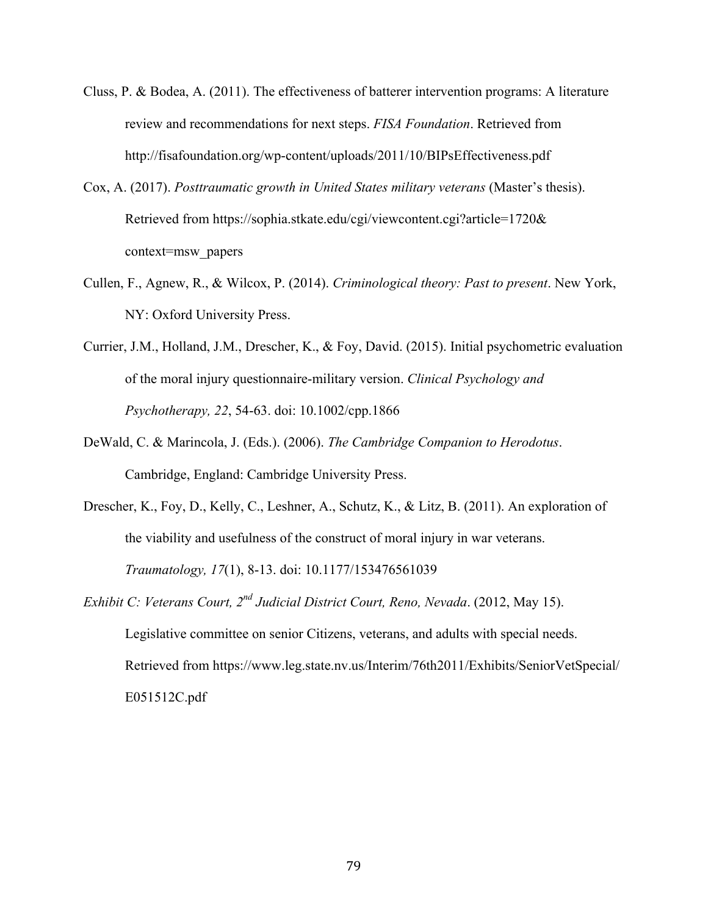Cluss, P. & Bodea, A. (2011). The effectiveness of batterer intervention programs: A literature review and recommendations for next steps. *FISA Foundation*. Retrieved from http://fisafoundation.org/wp-content/uploads/2011/10/BIPsEffectiveness.pdf

Cox, A. (2017). *Posttraumatic growth in United States military veterans* (Master's thesis). Retrieved from https://sophia.stkate.edu/cgi/viewcontent.cgi?article=1720&context=msw_papers

Cullen, F., Agnew, R., & Wilcox, P. (2014). *Criminological theory: Past to present*. New York, NY: Oxford University Press.

Currier, J.M., Holland, J.M., Drescher, K., & Foy, David. (2015). Initial psychometric evaluation of the moral injury questionnaire-military version. *Clinical Psychology and Psychotherapy, 22*, 54-63. doi: 10.1002/cpp.1866

DeWald, C. & Marincola, J. (Eds.). (2006). *The Cambridge Companion to Herodotus*. Cambridge, England: Cambridge University Press.

Drescher, K., Foy, D., Kelly, C., Leshner, A., Schutz, K., & Litz, B. (2011). An exploration of the viability and usefulness of the construct of moral injury in war veterans. *Traumatology, 17*(1), 8-13. doi: 10.1177/153476561039

*Exhibit C: Veterans Court, 2nd Judicial District Court, Reno, Nevada*. (2012, May 15). Legislative committee on senior Citizens, veterans, and adults with special needs. Retrieved from https://www.leg.state.nv.us/Interim/76th2011/Exhibits/SeniorVetSpecial/E051512C.pdf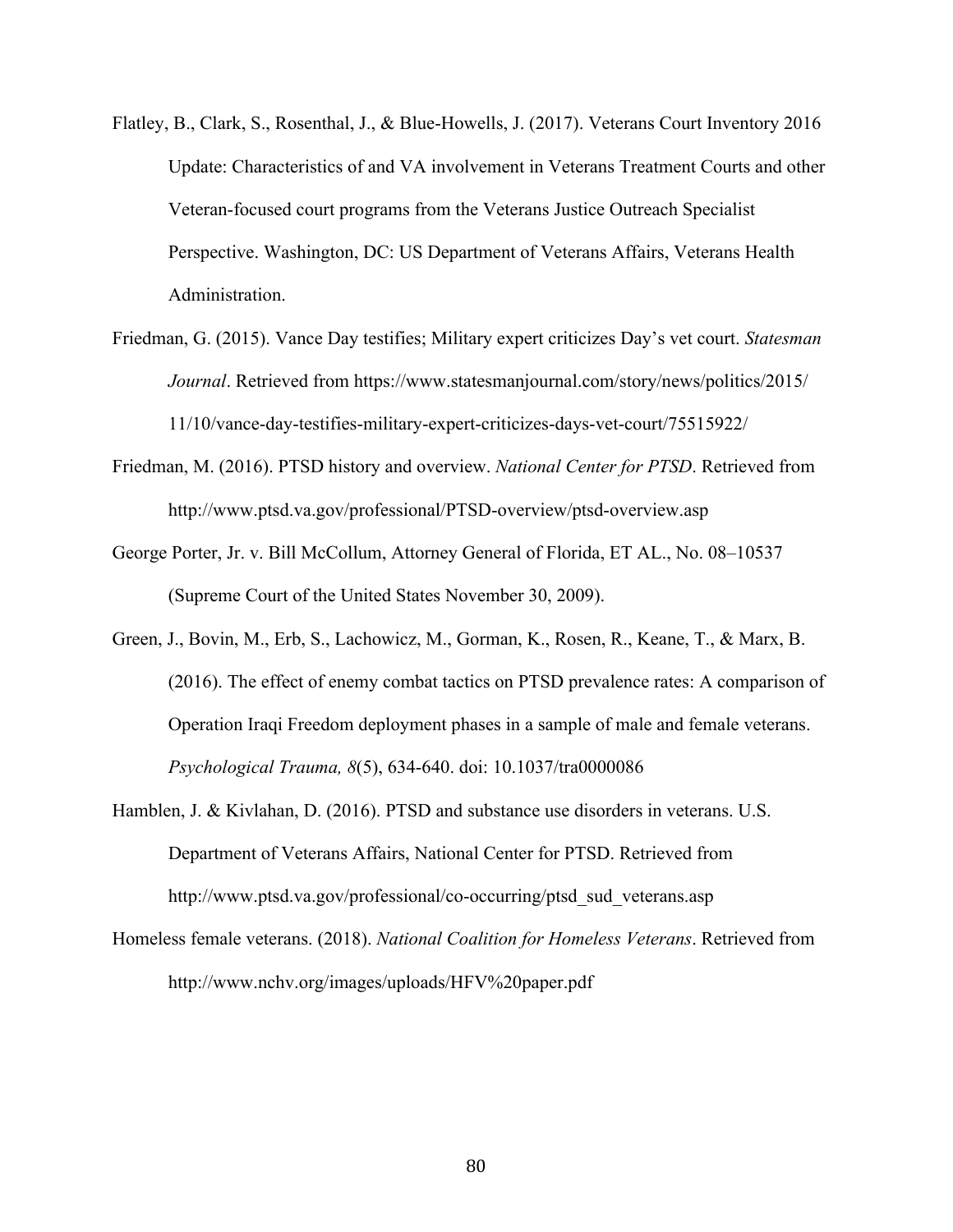Flatley, B., Clark, S., Rosenthal, J., & Blue-Howells, J. (2017). Veterans Court Inventory 2016 Update: Characteristics of and VA involvement in Veterans Treatment Courts and other Veteran-focused court programs from the Veterans Justice Outreach Specialist Perspective. Washington, DC: US Department of Veterans Affairs, Veterans Health Administration.

Friedman, G. (2015). Vance Day testifies; Military expert criticizes Day's vet court. *Statesman Journal*. Retrieved from https://www.statesmanjournal.com/story/news/politics/2015/11/10/vance-day-testifies-military-expert-criticizes-days-vet-court/75515922/

Friedman, M. (2016). PTSD history and overview. *National Center for PTSD*. Retrieved from http://www.ptsd.va.gov/professional/PTSD-overview/ptsd-overview.asp

George Porter, Jr. v. Bill McCollum, Attorney General of Florida, ET AL., No. 08–10537 (Supreme Court of the United States November 30, 2009).

Green, J., Bovin, M., Erb, S., Lachowicz, M., Gorman, K., Rosen, R., Keane, T., & Marx, B. (2016). The effect of enemy combat tactics on PTSD prevalence rates: A comparison of Operation Iraqi Freedom deployment phases in a sample of male and female veterans. *Psychological Trauma, 8*(5), 634-640. doi: 10.1037/tra0000086

Hamblen, J. & Kivlahan, D. (2016). PTSD and substance use disorders in veterans. U.S. Department of Veterans Affairs, National Center for PTSD. Retrieved from http://www.ptsd.va.gov/professional/co-occurring/ptsd_sud_veterans.asp

Homeless female veterans. (2018). *National Coalition for Homeless Veterans*. Retrieved from http://www.nchv.org/images/uploads/HFV%20paper.pdf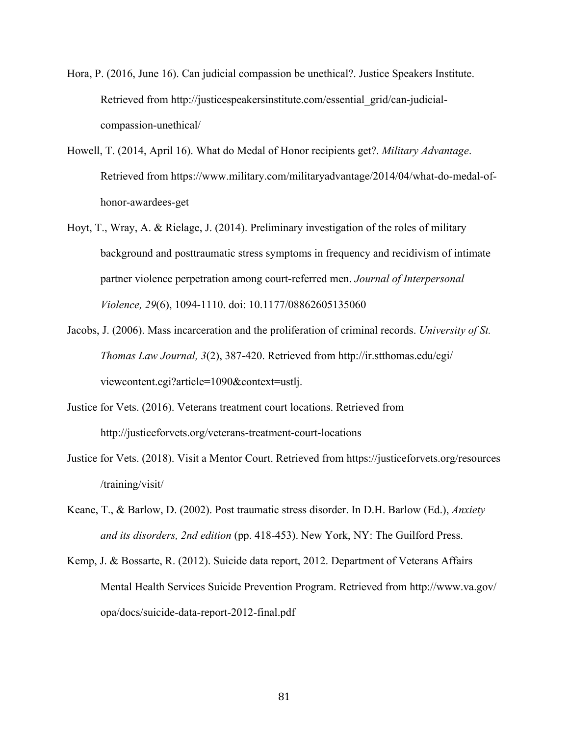Hora, P. (2016, June 16). Can judicial compassion be unethical?. Justice Speakers Institute. Retrieved from http://justicespeakersinstitute.com/essential_grid/can-judicial-compassion-unethical/

Howell, T. (2014, April 16). What do Medal of Honor recipients get?. *Military Advantage*. Retrieved from https://www.military.com/militaryadvantage/2014/04/what-do-medal-of-honor-awardees-get

Hoyt, T., Wray, A. & Rielage, J. (2014). Preliminary investigation of the roles of military background and posttraumatic stress symptoms in frequency and recidivism of intimate partner violence perpetration among court-referred men. *Journal of Interpersonal Violence, 29*(6), 1094-1110. doi: 10.1177/08862605135060

Jacobs, J. (2006). Mass incarceration and the proliferation of criminal records. *University of St. Thomas Law Journal, 3*(2), 387-420. Retrieved from http://ir.stthomas.edu/cgi/viewcontent.cgi?article=1090&context=ustlj.

Justice for Vets. (2016). Veterans treatment court locations. Retrieved from http://justiceforvets.org/veterans-treatment-court-locations

Justice for Vets. (2018). Visit a Mentor Court. Retrieved from https://justiceforvets.org/resources/training/visit/

Keane, T., & Barlow, D. (2002). Post traumatic stress disorder. In D.H. Barlow (Ed.), *Anxiety and its disorders, 2nd edition* (pp. 418-453). New York, NY: The Guilford Press.

Kemp, J. & Bossarte, R. (2012). Suicide data report, 2012. Department of Veterans Affairs Mental Health Services Suicide Prevention Program. Retrieved from http://www.va.gov/opa/docs/suicide-data-report-2012-final.pdf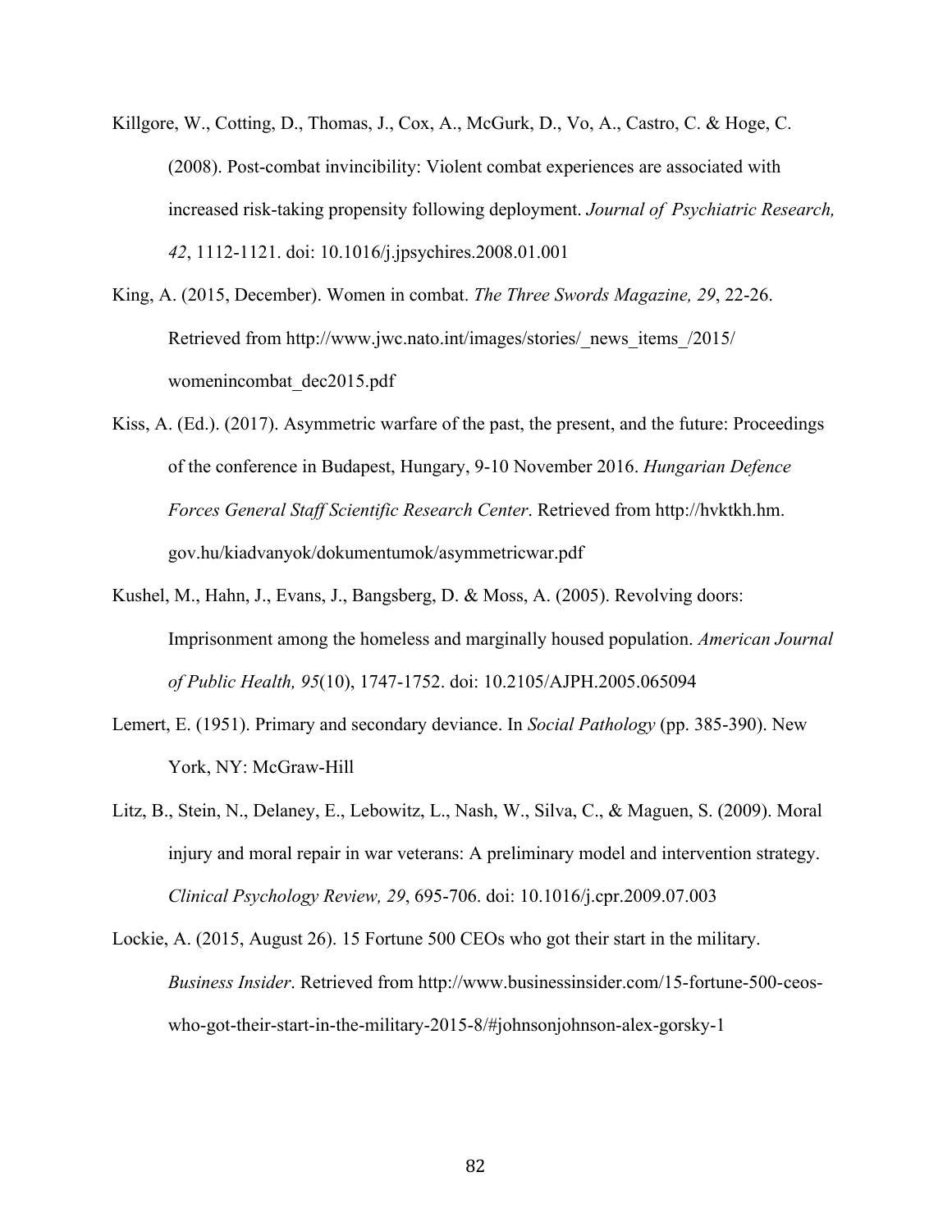Killgore, W., Cotting, D., Thomas, J., Cox, A., McGurk, D., Vo, A., Castro, C. & Hoge, C. (2008). Post-combat invincibility: Violent combat experiences are associated with increased risk-taking propensity following deployment. *Journal of Psychiatric Research, 42*, 1112-1121. doi: 10.1016/j.jpsychires.2008.01.001

King, A. (2015, December). Women in combat. *The Three Swords Magazine, 29*, 22-26. Retrieved from http://www.jwc.nato.int/images/stories/_news_items_/2015/womenincombat_dec2015.pdf

Kiss, A. (Ed.). (2017). Asymmetric warfare of the past, the present, and the future: Proceedings of the conference in Budapest, Hungary, 9-10 November 2016. *Hungarian Defence Forces General Staff Scientific Research Center*. Retrieved from http://hvktkh.hm.gov.hu/kiadvanyok/dokumentumok/asymmetricwar.pdf

Kushel, M., Hahn, J., Evans, J., Bangsberg, D. & Moss, A. (2005). Revolving doors: Imprisonment among the homeless and marginally housed population. *American Journal of Public Health, 95*(10), 1747-1752. doi: 10.2105/AJPH.2005.065094

Lemert, E. (1951). Primary and secondary deviance. In *Social Pathology* (pp. 385-390). New York, NY: McGraw-Hill

Litz, B., Stein, N., Delaney, E., Lebowitz, L., Nash, W., Silva, C., & Maguen, S. (2009). Moral injury and moral repair in war veterans: A preliminary model and intervention strategy. *Clinical Psychology Review, 29*, 695-706. doi: 10.1016/j.cpr.2009.07.003

Lockie, A. (2015, August 26). 15 Fortune 500 CEOs who got their start in the military. *Business Insider*. Retrieved from http://www.businessinsider.com/15-fortune-500-ceos-who-got-their-start-in-the-military-2015-8/#johnsonjohnson-alex-gorsky-1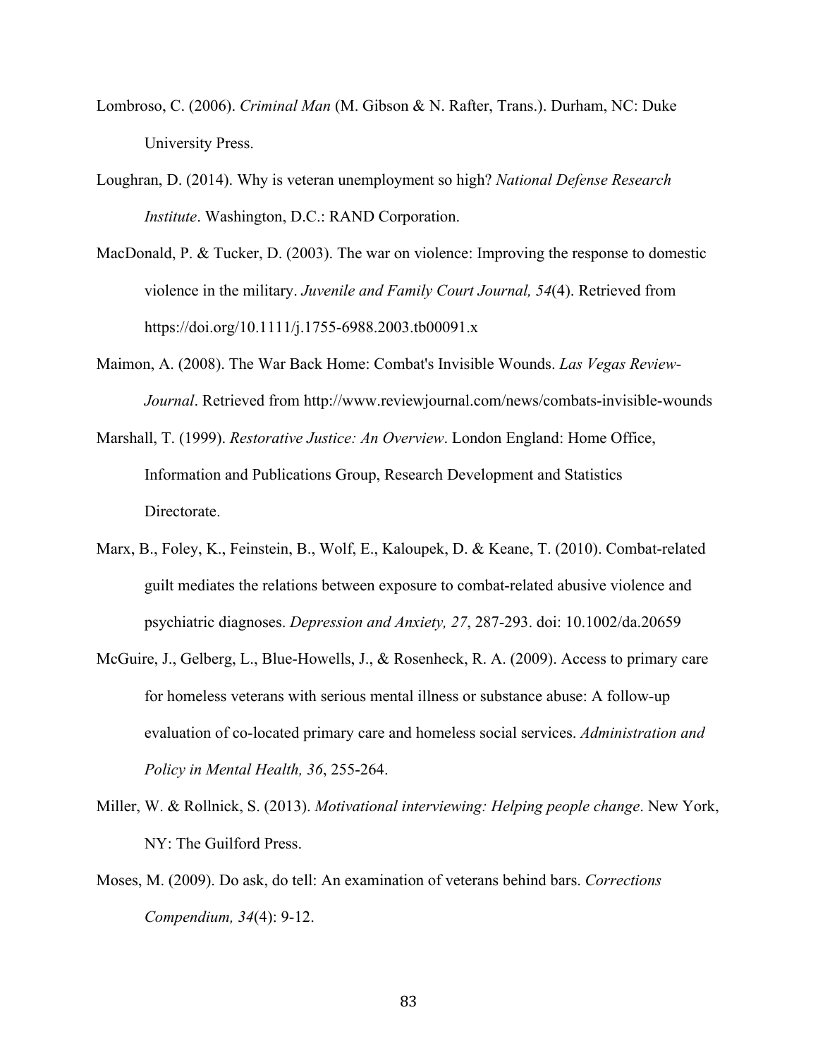Lombroso, C. (2006). *Criminal Man* (M. Gibson & N. Rafter, Trans.). Durham, NC: Duke University Press.

Loughran, D. (2014). Why is veteran unemployment so high? *National Defense Research Institute*. Washington, D.C.: RAND Corporation.

MacDonald, P. & Tucker, D. (2003). The war on violence: Improving the response to domestic violence in the military. *Juvenile and Family Court Journal, 54*(4). Retrieved from https://doi.org/10.1111/j.1755-6988.2003.tb00091.x

Maimon, A. (2008). The War Back Home: Combat's Invisible Wounds. *Las Vegas Review-Journal*. Retrieved from http://www.reviewjournal.com/news/combats-invisible-wounds

Marshall, T. (1999). *Restorative Justice: An Overview*. London England: Home Office, Information and Publications Group, Research Development and Statistics Directorate.

Marx, B., Foley, K., Feinstein, B., Wolf, E., Kaloupek, D. & Keane, T. (2010). Combat-related guilt mediates the relations between exposure to combat-related abusive violence and psychiatric diagnoses. *Depression and Anxiety, 27*, 287-293. doi: 10.1002/da.20659

McGuire, J., Gelberg, L., Blue-Howells, J., & Rosenheck, R. A. (2009). Access to primary care for homeless veterans with serious mental illness or substance abuse: A follow-up evaluation of co-located primary care and homeless social services. *Administration and Policy in Mental Health, 36*, 255-264.

Miller, W. & Rollnick, S. (2013). *Motivational interviewing: Helping people change*. New York, NY: The Guilford Press.

Moses, M. (2009). Do ask, do tell: An examination of veterans behind bars. *Corrections Compendium, 34*(4): 9-12.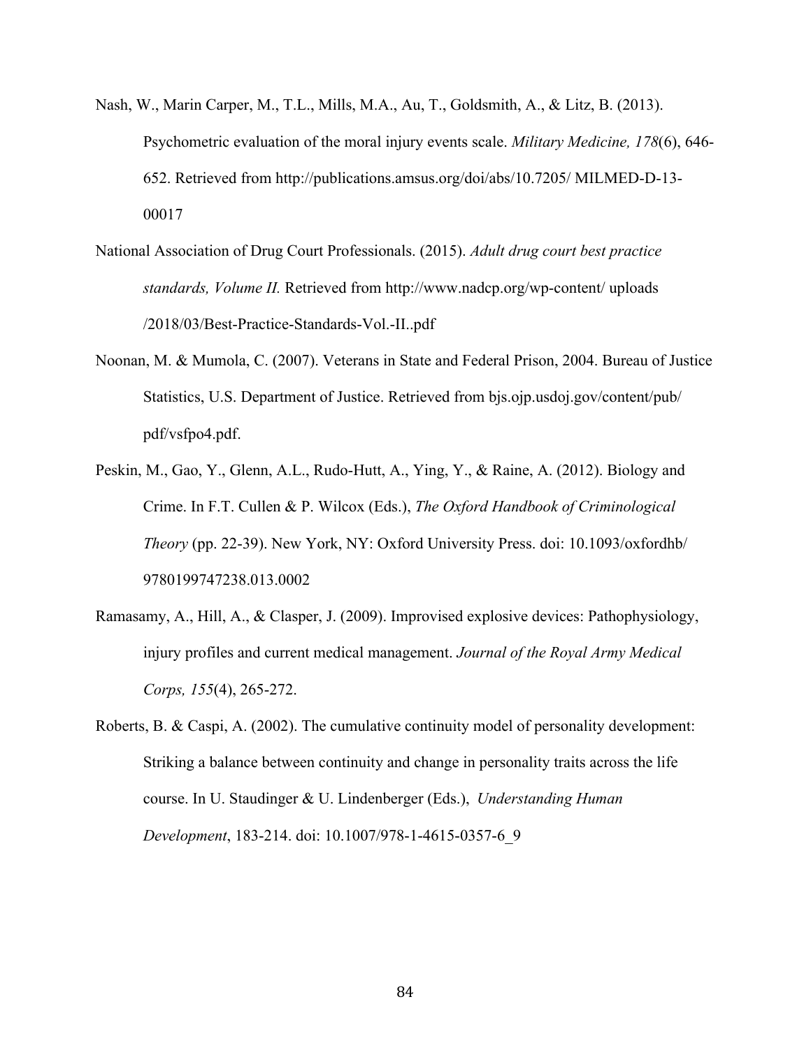Nash, W., Marin Carper, M., T.L., Mills, M.A., Au, T., Goldsmith, A., & Litz, B. (2013). Psychometric evaluation of the moral injury events scale. *Military Medicine, 178*(6), 646-652. Retrieved from http://publications.amsus.org/doi/abs/10.7205/ MILMED-D-13-00017

National Association of Drug Court Professionals. (2015). *Adult drug court best practice standards, Volume II.* Retrieved from http://www.nadcp.org/wp-content/ uploads /2018/03/Best-Practice-Standards-Vol.-II..pdf

Noonan, M. & Mumola, C. (2007). Veterans in State and Federal Prison, 2004. Bureau of Justice Statistics, U.S. Department of Justice. Retrieved from bjs.ojp.usdoj.gov/content/pub/ pdf/vsfpo4.pdf.

Peskin, M., Gao, Y., Glenn, A.L., Rudo-Hutt, A., Ying, Y., & Raine, A. (2012). Biology and Crime. In F.T. Cullen & P. Wilcox (Eds.), *The Oxford Handbook of Criminological Theory* (pp. 22-39). New York, NY: Oxford University Press. doi: 10.1093/oxfordhb/ 9780199747238.013.0002

Ramasamy, A., Hill, A., & Clasper, J. (2009). Improvised explosive devices: Pathophysiology, injury profiles and current medical management. *Journal of the Royal Army Medical Corps, 155*(4), 265-272.

Roberts, B. & Caspi, A. (2002). The cumulative continuity model of personality development: Striking a balance between continuity and change in personality traits across the life course. In U. Staudinger & U. Lindenberger (Eds.), *Understanding Human Development*, 183-214. doi: 10.1007/978-1-4615-0357-6_9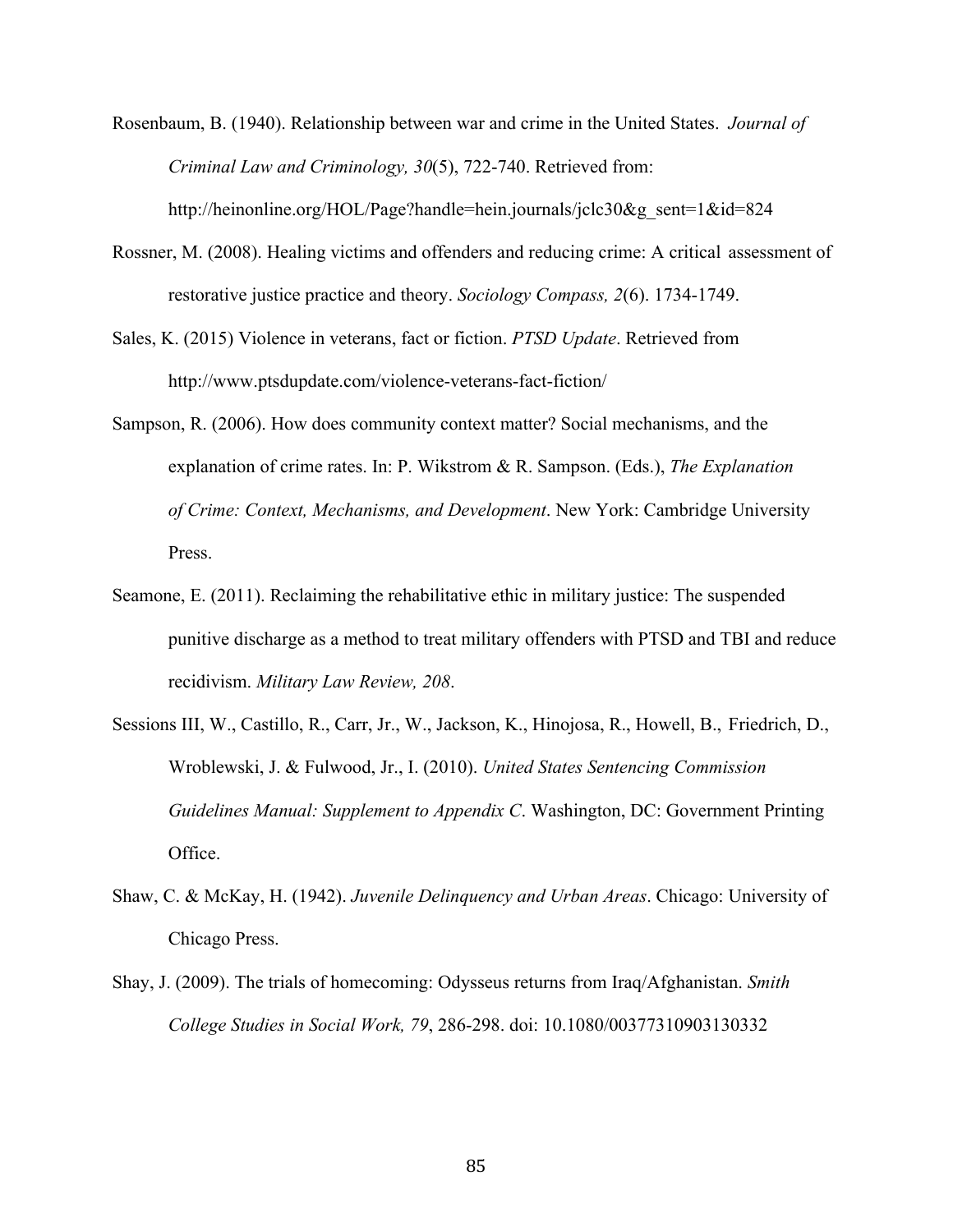Rosenbaum, B. (1940). Relationship between war and crime in the United States. *Journal of Criminal Law and Criminology, 30*(5), 722-740. Retrieved from: http://heinonline.org/HOL/Page?handle=hein.journals/jclc30&g_sent=1&id=824

Rossner, M. (2008). Healing victims and offenders and reducing crime: A critical assessment of restorative justice practice and theory. *Sociology Compass, 2*(6). 1734-1749.

Sales, K. (2015) Violence in veterans, fact or fiction. *PTSD Update*. Retrieved from http://www.ptsdupdate.com/violence-veterans-fact-fiction/

Sampson, R. (2006). How does community context matter? Social mechanisms, and the explanation of crime rates. In: P. Wikstrom & R. Sampson. (Eds.), *The Explanation of Crime: Context, Mechanisms, and Development*. New York: Cambridge University Press.

Seamone, E. (2011). Reclaiming the rehabilitative ethic in military justice: The suspended punitive discharge as a method to treat military offenders with PTSD and TBI and reduce recidivism. *Military Law Review, 208*.

Sessions III, W., Castillo, R., Carr, Jr., W., Jackson, K., Hinojosa, R., Howell, B., Friedrich, D., Wroblewski, J. & Fulwood, Jr., I. (2010). *United States Sentencing Commission Guidelines Manual: Supplement to Appendix C*. Washington, DC: Government Printing Office.

Shaw, C. & McKay, H. (1942). *Juvenile Delinquency and Urban Areas*. Chicago: University of Chicago Press.

Shay, J. (2009). The trials of homecoming: Odysseus returns from Iraq/Afghanistan. *Smith College Studies in Social Work, 79*, 286-298. doi: 10.1080/00377310903130332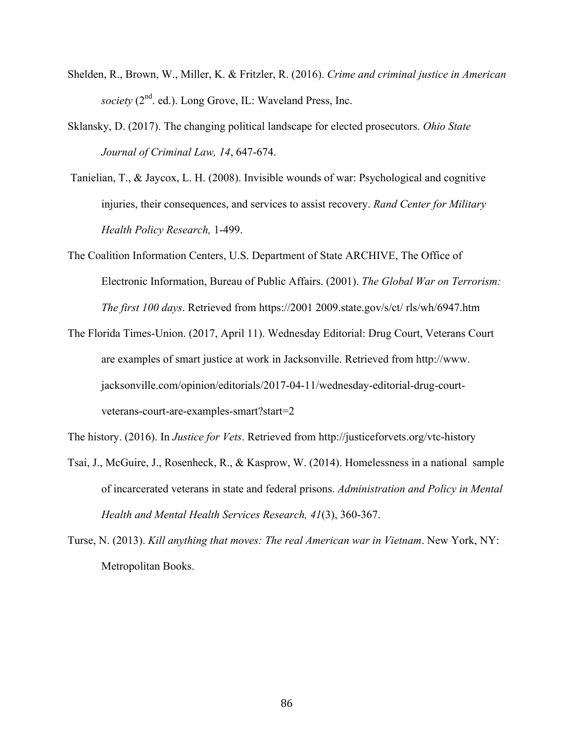Shelden, R., Brown, W., Miller, K. & Fritzler, R. (2016). *Crime and criminal justice in American society* (2nd. ed.). Long Grove, IL: Waveland Press, Inc.

Sklansky, D. (2017). The changing political landscape for elected prosecutors. *Ohio State Journal of Criminal Law, 14*, 647-674.

Tanielian, T., & Jaycox, L. H. (2008). Invisible wounds of war: Psychological and cognitive injuries, their consequences, and services to assist recovery. *Rand Center for Military Health Policy Research,* 1-499.

The Coalition Information Centers, U.S. Department of State ARCHIVE, The Office of Electronic Information, Bureau of Public Affairs. (2001). *The Global War on Terrorism: The first 100 days*. Retrieved from https://2001 2009.state.gov/s/ct/ rls/wh/6947.htm

The Florida Times-Union. (2017, April 11). Wednesday Editorial: Drug Court, Veterans Court are examples of smart justice at work in Jacksonville. Retrieved from http://www.jacksonville.com/opinion/editorials/2017-04-11/wednesday-editorial-drug-court-veterans-court-are-examples-smart?start=2

The history. (2016). In *Justice for Vets*. Retrieved from http://justiceforvets.org/vtc-history

Tsai, J., McGuire, J., Rosenheck, R., & Kasprow, W. (2014). Homelessness in a national sample of incarcerated veterans in state and federal prisons. *Administration and Policy in Mental Health and Mental Health Services Research, 41*(3), 360-367.

Turse, N. (2013). *Kill anything that moves: The real American war in Vietnam*. New York, NY: Metropolitan Books.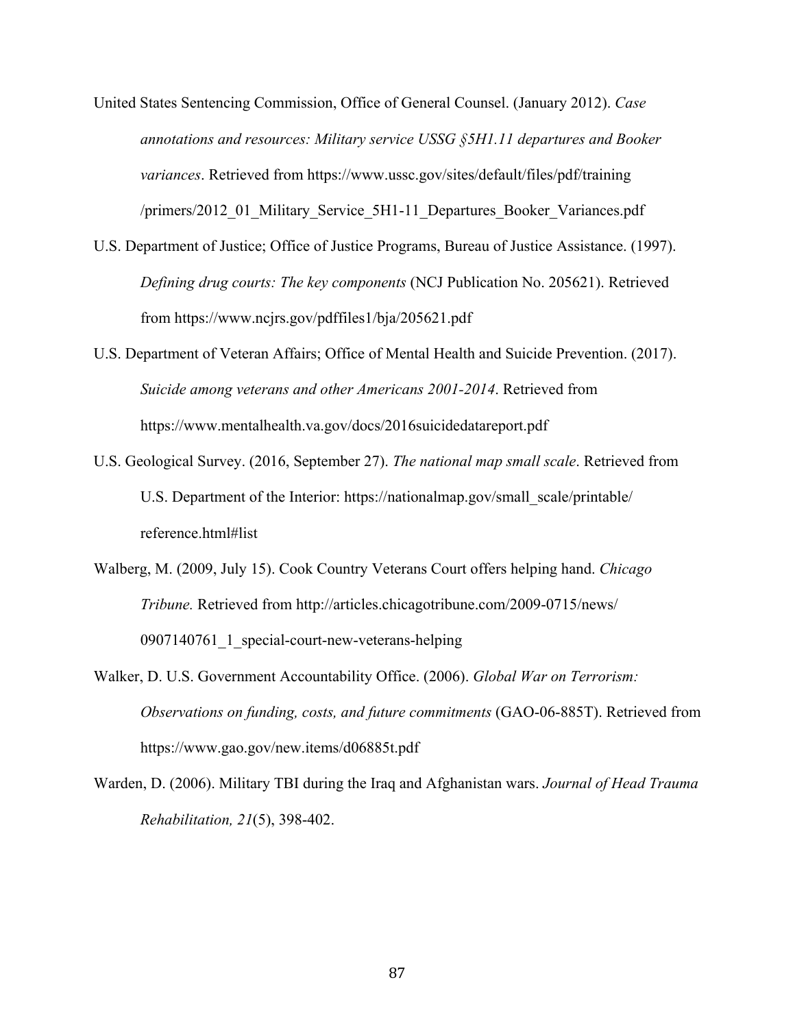United States Sentencing Commission, Office of General Counsel. (January 2012). *Case annotations and resources: Military service USSG §5H1.11 departures and Booker variances*. Retrieved from https://www.ussc.gov/sites/default/files/pdf/training /primers/2012_01_Military_Service_5H1-11_Departures_Booker_Variances.pdf

U.S. Department of Justice; Office of Justice Programs, Bureau of Justice Assistance. (1997). *Defining drug courts: The key components* (NCJ Publication No. 205621). Retrieved from https://www.ncjrs.gov/pdffiles1/bja/205621.pdf

U.S. Department of Veteran Affairs; Office of Mental Health and Suicide Prevention. (2017). *Suicide among veterans and other Americans 2001-2014*. Retrieved from https://www.mentalhealth.va.gov/docs/2016suicidedatareport.pdf

U.S. Geological Survey. (2016, September 27). *The national map small scale*. Retrieved from U.S. Department of the Interior: https://nationalmap.gov/small_scale/printable/ reference.html#list

Walberg, M. (2009, July 15). Cook Country Veterans Court offers helping hand. *Chicago Tribune.* Retrieved from http://articles.chicagotribune.com/2009-0715/news/ 0907140761_1_special-court-new-veterans-helping

Walker, D. U.S. Government Accountability Office. (2006). *Global War on Terrorism: Observations on funding, costs, and future commitments* (GAO-06-885T). Retrieved from https://www.gao.gov/new.items/d06885t.pdf

Warden, D. (2006). Military TBI during the Iraq and Afghanistan wars. *Journal of Head Trauma Rehabilitation, 21*(5), 398-402.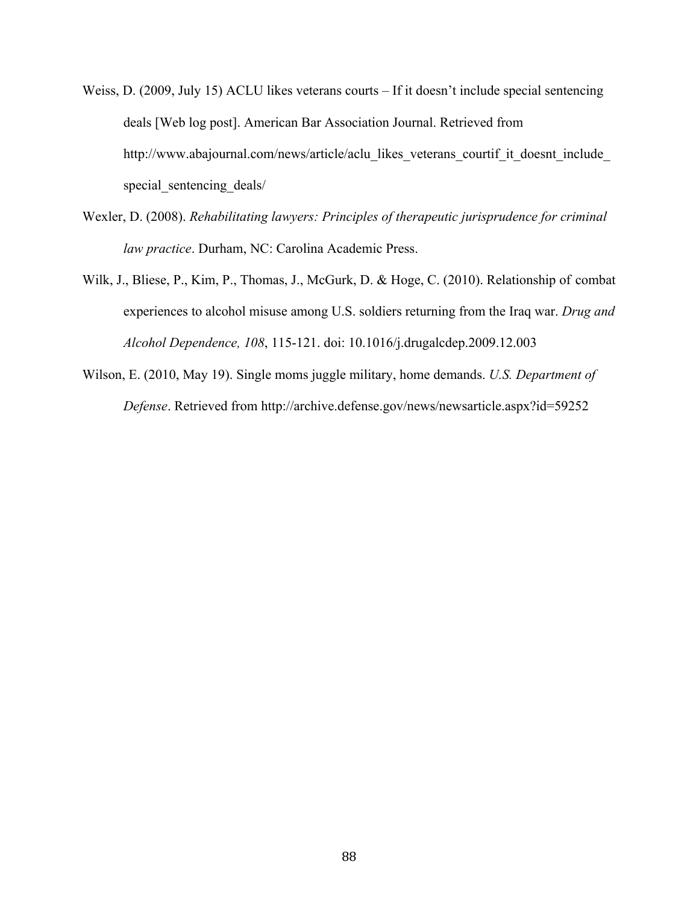Weiss, D. (2009, July 15) ACLU likes veterans courts – If it doesn't include special sentencing deals [Web log post]. American Bar Association Journal. Retrieved from http://www.abajournal.com/news/article/aclu_likes_veterans_courtif_it_doesnt_include_special_sentencing_deals/

Wexler, D. (2008). *Rehabilitating lawyers: Principles of therapeutic jurisprudence for criminal law practice*. Durham, NC: Carolina Academic Press.

Wilk, J., Bliese, P., Kim, P., Thomas, J., McGurk, D. & Hoge, C. (2010). Relationship of combat experiences to alcohol misuse among U.S. soldiers returning from the Iraq war. *Drug and Alcohol Dependence, 108*, 115-121. doi: 10.1016/j.drugalcdep.2009.12.003

Wilson, E. (2010, May 19). Single moms juggle military, home demands. *U.S. Department of Defense*. Retrieved from http://archive.defense.gov/news/newsarticle.aspx?id=59252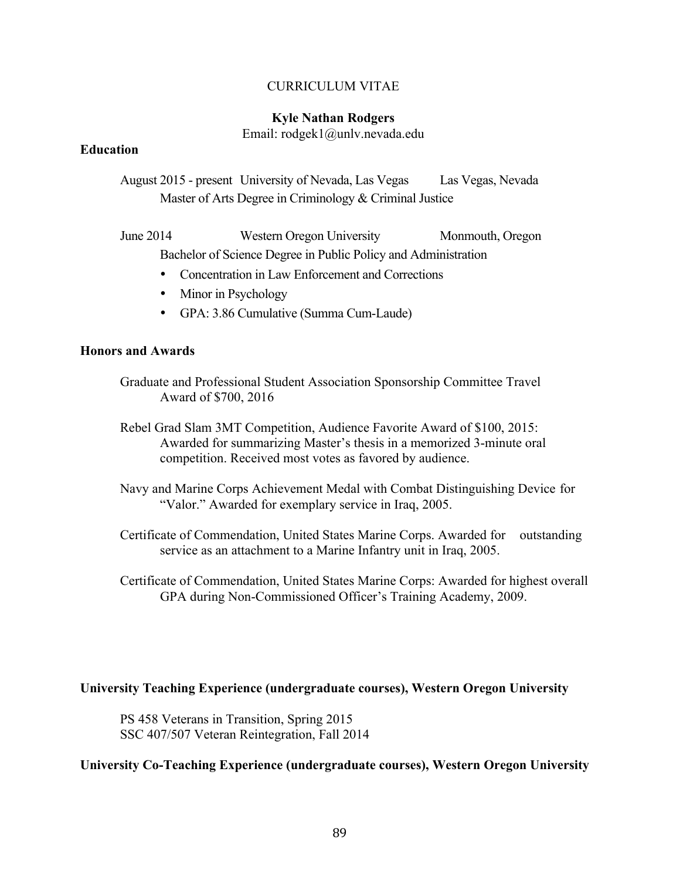CURRICULUM VITAE

**Kyle Nathan Rodgers**

Email: rodgek1@unlv.nevada.edu

**Education**

August 2015 - present University of Nevada, Las Vegas Las Vegas, Nevada
Master of Arts Degree in Criminology & Criminal Justice

June 2014 Western Oregon University Monmouth, Oregon
Bachelor of Science Degree in Public Policy and Administration

- Concentration in Law Enforcement and Corrections
- Minor in Psychology
- GPA: 3.86 Cumulative (Summa Cum-Laude)

**Honors and Awards**

Graduate and Professional Student Association Sponsorship Committee Travel Award of $700, 2016

Rebel Grad Slam 3MT Competition, Audience Favorite Award of $100, 2015: Awarded for summarizing Master's thesis in a memorized 3-minute oral competition. Received most votes as favored by audience.

Navy and Marine Corps Achievement Medal with Combat Distinguishing Device for "Valor." Awarded for exemplary service in Iraq, 2005.

Certificate of Commendation, United States Marine Corps. Awarded for outstanding service as an attachment to a Marine Infantry unit in Iraq, 2005.

Certificate of Commendation, United States Marine Corps: Awarded for highest overall GPA during Non-Commissioned Officer's Training Academy, 2009.

**University Teaching Experience (undergraduate courses), Western Oregon University**

PS 458 Veterans in Transition, Spring 2015
SSC 407/507 Veteran Reintegration, Fall 2014

**University Co-Teaching Experience (undergraduate courses), Western Oregon University**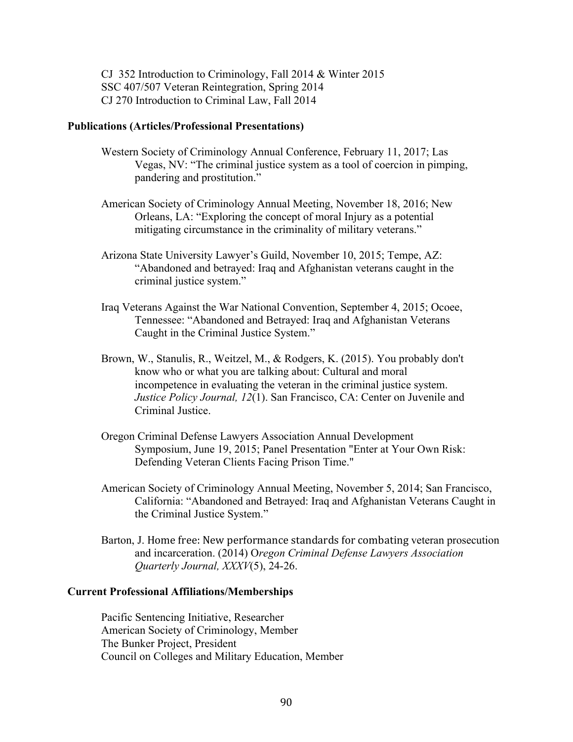CJ 352 Introduction to Criminology, Fall 2014 & Winter 2015
SSC 407/507 Veteran Reintegration, Spring 2014
CJ 270 Introduction to Criminal Law, Fall 2014

**Publications (Articles/Professional Presentations)**

Western Society of Criminology Annual Conference, February 11, 2017; Las Vegas, NV: "The criminal justice system as a tool of coercion in pimping, pandering and prostitution."

American Society of Criminology Annual Meeting, November 18, 2016; New Orleans, LA: "Exploring the concept of moral Injury as a potential mitigating circumstance in the criminality of military veterans."

Arizona State University Lawyer's Guild, November 10, 2015; Tempe, AZ: "Abandoned and betrayed: Iraq and Afghanistan veterans caught in the criminal justice system."

Iraq Veterans Against the War National Convention, September 4, 2015; Ocoee, Tennessee: "Abandoned and Betrayed: Iraq and Afghanistan Veterans Caught in the Criminal Justice System."

Brown, W., Stanulis, R., Weitzel, M., & Rodgers, K. (2015). You probably don't know who or what you are talking about: Cultural and moral incompetence in evaluating the veteran in the criminal justice system. *Justice Policy Journal, 12*(1). San Francisco, CA: Center on Juvenile and Criminal Justice.

Oregon Criminal Defense Lawyers Association Annual Development Symposium, June 19, 2015; Panel Presentation "Enter at Your Own Risk: Defending Veteran Clients Facing Prison Time."

American Society of Criminology Annual Meeting, November 5, 2014; San Francisco, California: "Abandoned and Betrayed: Iraq and Afghanistan Veterans Caught in the Criminal Justice System."

Barton, J. Home free: New performance standards for combating veteran prosecution and incarceration. (2014) O*regon Criminal Defense Lawyers Association Quarterly Journal, XXXV*(5), 24-26.

**Current Professional Affiliations/Memberships**

Pacific Sentencing Initiative, Researcher
American Society of Criminology, Member
The Bunker Project, President
Council on Colleges and Military Education, Member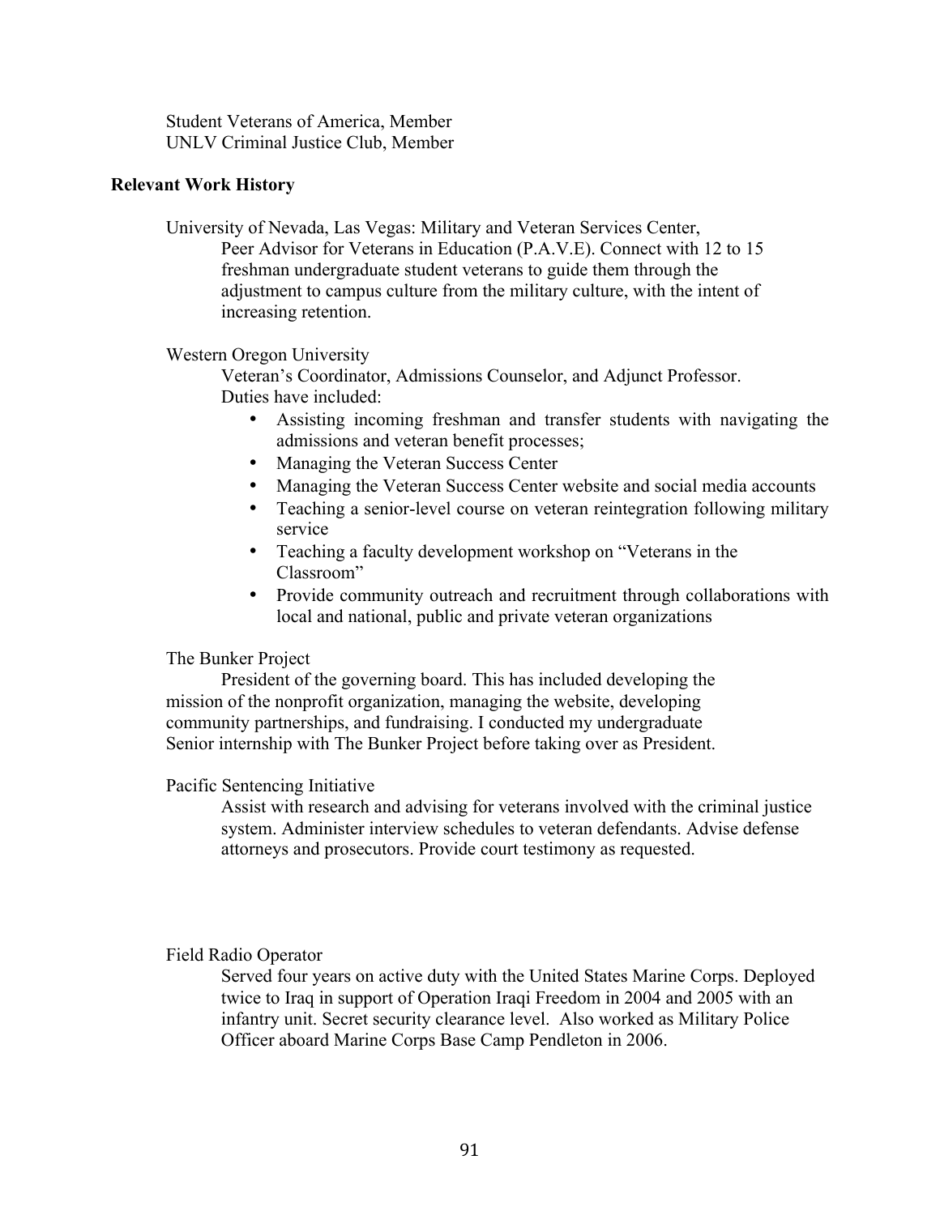Student Veterans of America, Member
UNLV Criminal Justice Club, Member

**Relevant Work History**

University of Nevada, Las Vegas: Military and Veteran Services Center,
Peer Advisor for Veterans in Education (P.A.V.E). Connect with 12 to 15 freshman undergraduate student veterans to guide them through the adjustment to campus culture from the military culture, with the intent of increasing retention.

Western Oregon University
Veteran's Coordinator, Admissions Counselor, and Adjunct Professor.
Duties have included:

- Assisting incoming freshman and transfer students with navigating the admissions and veteran benefit processes;
- Managing the Veteran Success Center
- Managing the Veteran Success Center website and social media accounts
- Teaching a senior-level course on veteran reintegration following military service
- Teaching a faculty development workshop on "Veterans in the Classroom"
- Provide community outreach and recruitment through collaborations with local and national, public and private veteran organizations

The Bunker Project
President of the governing board. This has included developing the mission of the nonprofit organization, managing the website, developing community partnerships, and fundraising. I conducted my undergraduate Senior internship with The Bunker Project before taking over as President.

Pacific Sentencing Initiative
Assist with research and advising for veterans involved with the criminal justice system. Administer interview schedules to veteran defendants. Advise defense attorneys and prosecutors. Provide court testimony as requested.

Field Radio Operator
Served four years on active duty with the United States Marine Corps. Deployed twice to Iraq in support of Operation Iraqi Freedom in 2004 and 2005 with an infantry unit. Secret security clearance level. Also worked as Military Police Officer aboard Marine Corps Base Camp Pendleton in 2006.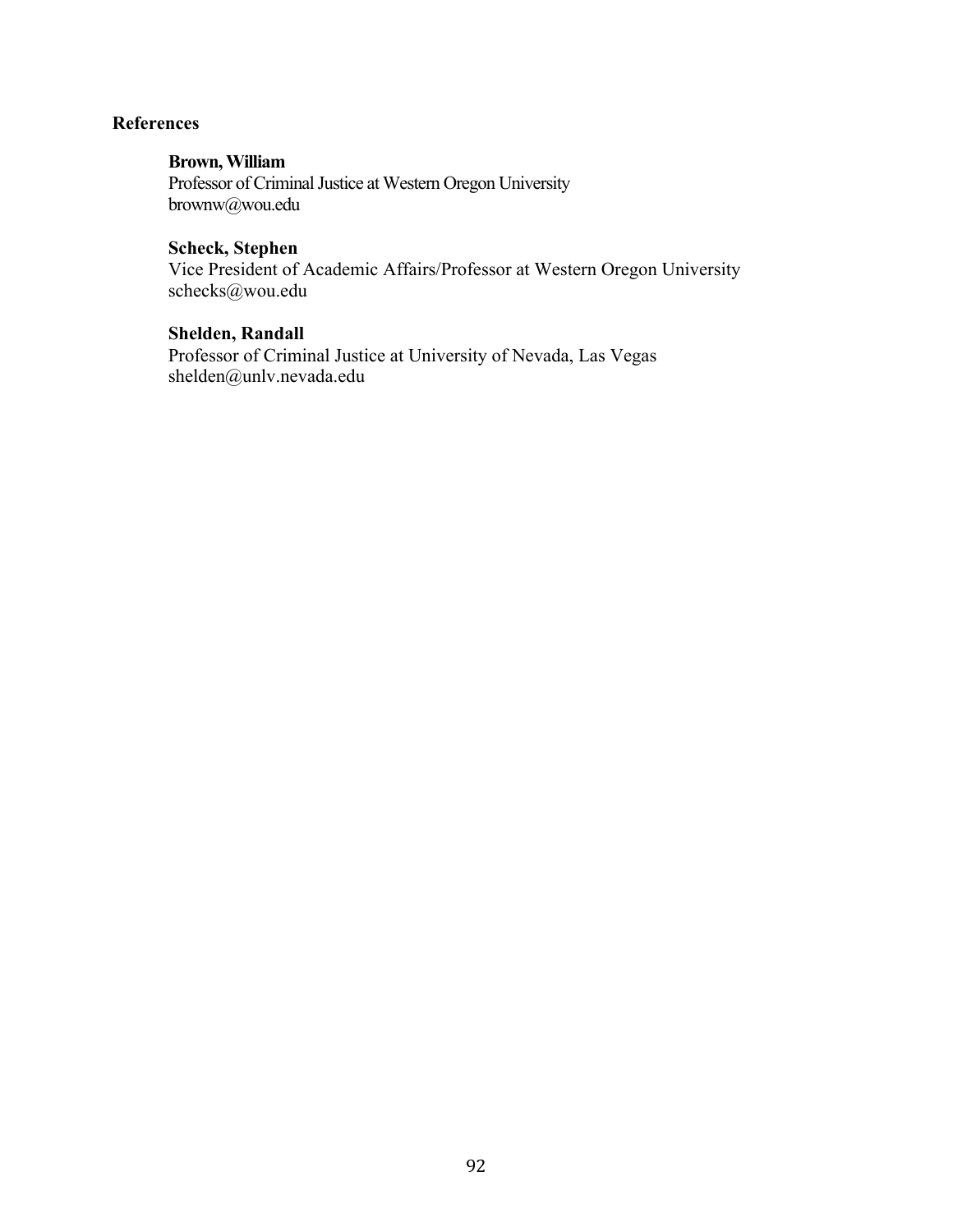## References

**Brown, William**
Professor of Criminal Justice at Western Oregon University
brownw@wou.edu

**Scheck, Stephen**
Vice President of Academic Affairs/Professor at Western Oregon University
schecks@wou.edu

**Shelden, Randall**
Professor of Criminal Justice at University of Nevada, Las Vegas
shelden@unlv.nevada.edu